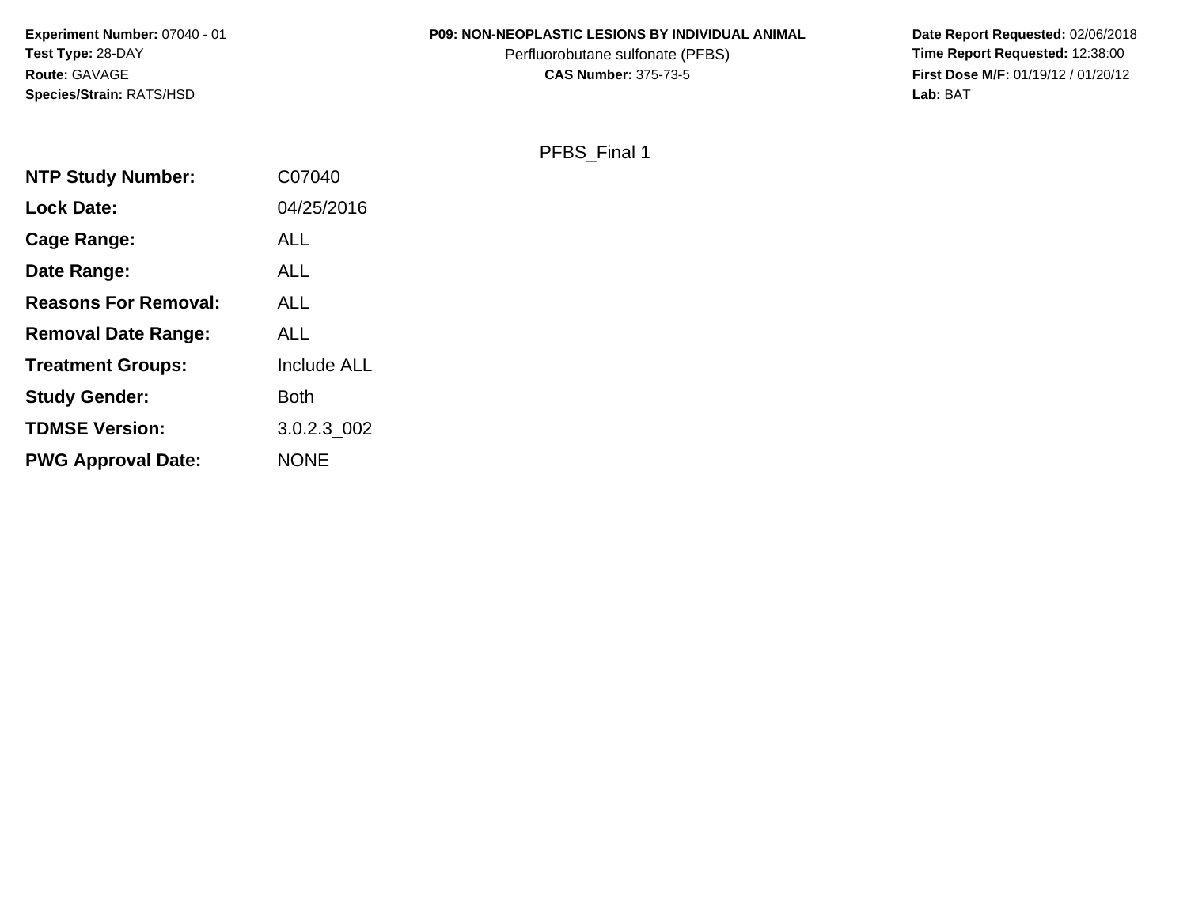**Experiment Number:** 07040 - 01
**Test Type:** 28-DAY
**Route:** GAVAGE
**Species/Strain:** RATS/HSD

**P09: NON-NEOPLASTIC LESIONS BY INDIVIDUAL ANIMAL**
Perfluorobutane sulfonate (PFBS)
**CAS Number:** 375-73-5

**Date Report Requested:** 02/06/2018
**Time Report Requested:** 12:38:00
**First Dose M/F:** 01/19/12 / 01/20/12
**Lab:** BAT

PFBS_Final 1

| | |
|---|---|
| **NTP Study Number:** | C07040 |
| **Lock Date:** | 04/25/2016 |
| **Cage Range:** | ALL |
| **Date Range:** | ALL |
| **Reasons For Removal:** | ALL |
| **Removal Date Range:** | ALL |
| **Treatment Groups:** | Include ALL |
| **Study Gender:** | Both |
| **TDMSE Version:** | 3.0.2.3_002 |
| **PWG Approval Date:** | NONE |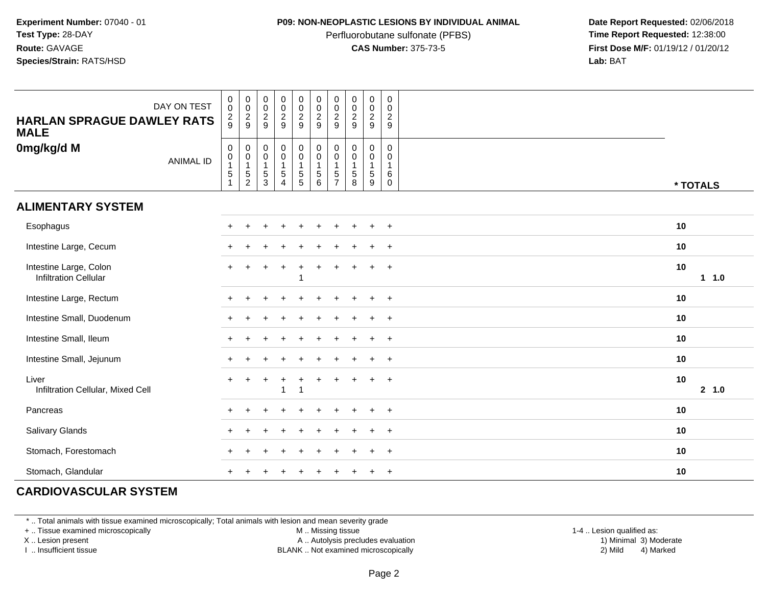**Experiment Number:** 07040 - 01
**Test Type:** 28-DAY
**Route:** GAVAGE
**Species/Strain:** RATS/HSD

**P09: NON-NEOPLASTIC LESIONS BY INDIVIDUAL ANIMAL**
Perfluorobutane sulfonate (PFBS)
**CAS Number:** 375-73-5

**Date Report Requested:** 02/06/2018
**Time Report Requested:** 12:38:00
**First Dose M/F:** 01/19/12 / 01/20/12
**Lab:** BAT

| HARLAN SPRAGUE DAWLEY RATS MALE 0mg/kg/d M | | | | | | | | | | | |
|---|---|---|---|---|---|---|---|---|---|---|---|
| DAY ON TEST | 0029 | 0029 | 0029 | 0029 | 0029 | 0029 | 0029 | 0029 | 0029 | 0029 | |
| ANIMAL ID | 00151 | 00152 | 00153 | 00154 | 00155 | 00156 | 00157 | 00158 | 00159 | 00160 | * TOTALS |
| **ALIMENTARY SYSTEM** | | | | | | | | | | | |
| Esophagus | + | + | + | + | + | + | + | + | + | + | 10 |
| Intestine Large, Cecum | + | + | + | + | + | + | + | + | + | + | 10 |
| Intestine Large, Colon | + | + | + | + | + | + | + | + | + | + | 10 |
| Infiltration Cellular | | | | | 1 | | | | | | 1 1.0 |
| Intestine Large, Rectum | + | + | + | + | + | + | + | + | + | + | 10 |
| Intestine Small, Duodenum | + | + | + | + | + | + | + | + | + | + | 10 |
| Intestine Small, Ileum | + | + | + | + | + | + | + | + | + | + | 10 |
| Intestine Small, Jejunum | + | + | + | + | + | + | + | + | + | + | 10 |
| Liver | + | + | + | + | + | + | + | + | + | + | 10 |
| Infiltration Cellular, Mixed Cell | | | | 1 | 1 | | | | | | 2 1.0 |
| Pancreas | + | + | + | + | + | + | + | + | + | + | 10 |
| Salivary Glands | + | + | + | + | + | + | + | + | + | + | 10 |
| Stomach, Forestomach | + | + | + | + | + | + | + | + | + | + | 10 |
| Stomach, Glandular | + | + | + | + | + | + | + | + | + | + | 10 |
| **CARDIOVASCULAR SYSTEM** | | | | | | | | | | | |

\* .. Total animals with tissue examined microscopically; Total animals with lesion and mean severity grade
\+ .. Tissue examined microscopically
X .. Lesion present
I .. Insufficient tissue

M .. Missing tissue
A .. Autolysis precludes evaluation
BLANK .. Not examined microscopically

1-4 .. Lesion qualified as:
1) Minimal 3) Moderate
2) Mild 4) Marked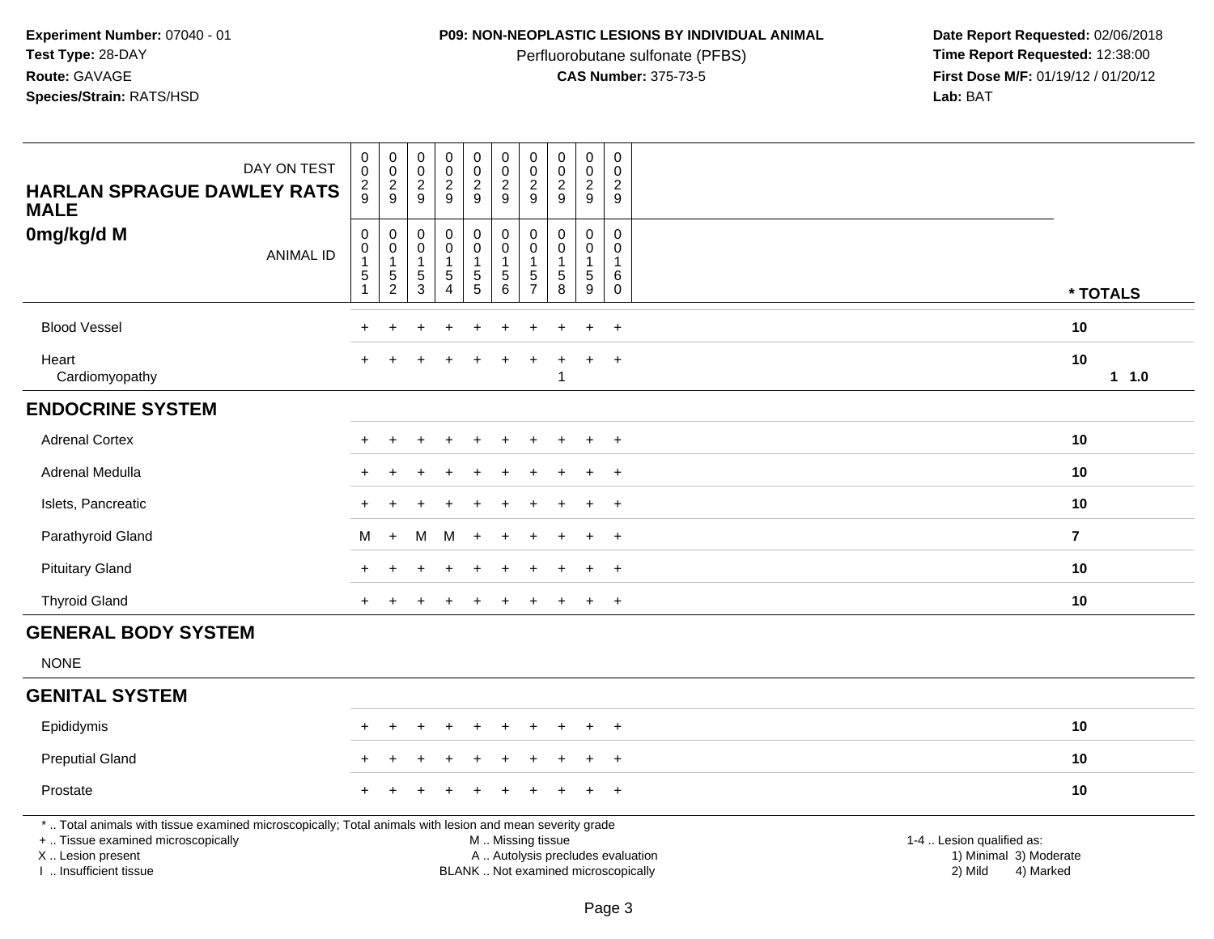**Experiment Number:** 07040 - 01
**Test Type:** 28-DAY
**Route:** GAVAGE
**Species/Strain:** RATS/HSD

**P09: NON-NEOPLASTIC LESIONS BY INDIVIDUAL ANIMAL**
Perfluorobutane sulfonate (PFBS)
**CAS Number:** 375-73-5

**Date Report Requested:** 02/06/2018
**Time Report Requested:** 12:38:00
**First Dose M/F:** 01/19/12 / 01/20/12
**Lab:** BAT

| DAY ON TEST | 0029 | 0029 | 0029 | 0029 | 0029 | 0029 | 0029 | 0029 | 0029 | 0029 | |
|---|---|---|---|---|---|---|---|---|---|---|---|
| **HARLAN SPRAGUE DAWLEY RATS MALE** | | | | | | | | | | | |
| **0mg/kg/d M** ANIMAL ID | 00151 | 00152 | 00153 | 00154 | 00155 | 00156 | 00157 | 00158 | 00159 | 00160 | *** TOTALS** |
| Blood Vessel | + | + | + | + | + | + | + | + | + | + | **10** |
| Heart | + | + | + | + | + | + | + | + | + | + | **10** |
| Cardiomyopathy | | | | | | | | 1 | | | **1 1.0** |
| **ENDOCRINE SYSTEM** | | | | | | | | | | | |
| Adrenal Cortex | + | + | + | + | + | + | + | + | + | + | **10** |
| Adrenal Medulla | + | + | + | + | + | + | + | + | + | + | **10** |
| Islets, Pancreatic | + | + | + | + | + | + | + | + | + | + | **10** |
| Parathyroid Gland | M | + | M | M | + | + | + | + | + | + | **7** |
| Pituitary Gland | + | + | + | + | + | + | + | + | + | + | **10** |
| Thyroid Gland | + | + | + | + | + | + | + | + | + | + | **10** |
| **GENERAL BODY SYSTEM** | | | | | | | | | | | |
| NONE | | | | | | | | | | | |
| **GENITAL SYSTEM** | | | | | | | | | | | |
| Epididymis | + | + | + | + | + | + | + | + | + | + | **10** |
| Preputial Gland | + | + | + | + | + | + | + | + | + | + | **10** |
| Prostate | + | + | + | + | + | + | + | + | + | + | **10** |

\* .. Total animals with tissue examined microscopically; Total animals with lesion and mean severity grade
\+ .. Tissue examined microscopically
X .. Lesion present
I .. Insufficient tissue

M .. Missing tissue
A .. Autolysis precludes evaluation
BLANK .. Not examined microscopically

1-4 .. Lesion qualified as:
1) Minimal 3) Moderate
2) Mild 4) Marked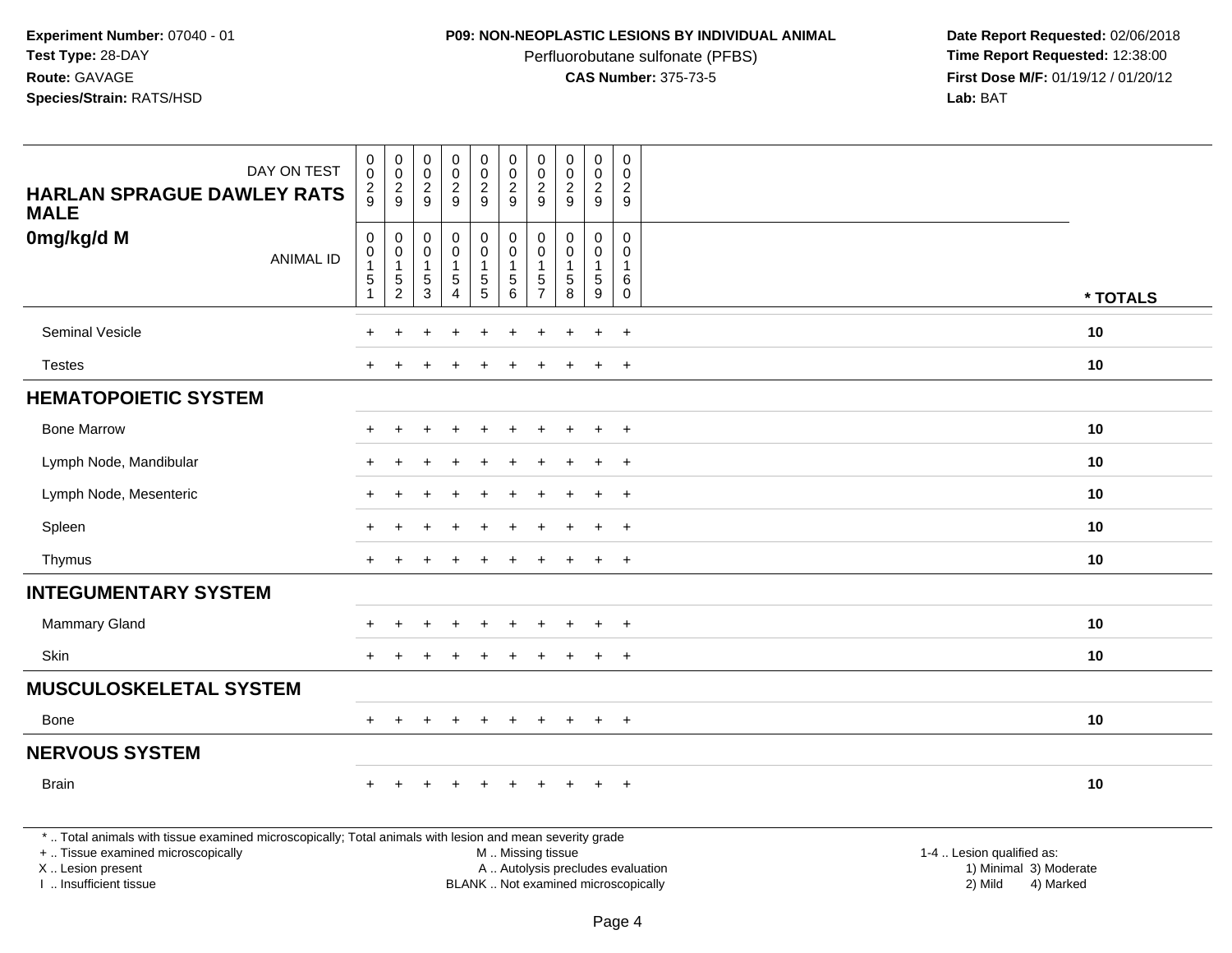**Experiment Number:** 07040 - 01
**Test Type:** 28-DAY
**Route:** GAVAGE
**Species/Strain:** RATS/HSD

**P09: NON-NEOPLASTIC LESIONS BY INDIVIDUAL ANIMAL**
Perfluorobutane sulfonate (PFBS)
**CAS Number:** 375-73-5

**Date Report Requested:** 02/06/2018
**Time Report Requested:** 12:38:00
**First Dose M/F:** 01/19/12 / 01/20/12
**Lab:** BAT

| DAY ON TEST | 0029 | 0029 | 0029 | 0029 | 0029 | 0029 | 0029 | 0029 | 0029 | 0029 | |
|---|---|---|---|---|---|---|---|---|---|---|---|
| **HARLAN SPRAGUE DAWLEY RATS MALE** | | | | | | | | | | | |
| **0mg/kg/d M** ANIMAL ID | 00151 | 00152 | 00153 | 00154 | 00155 | 00156 | 00157 | 00158 | 00159 | 00160 | *** TOTALS** |
| Seminal Vesicle | + | + | + | + | + | + | + | + | + | + | **10** |
| Testes | + | + | + | + | + | + | + | + | + | + | **10** |
| **HEMATOPOIETIC SYSTEM** | | | | | | | | | | | |
| Bone Marrow | + | + | + | + | + | + | + | + | + | + | **10** |
| Lymph Node, Mandibular | + | + | + | + | + | + | + | + | + | + | **10** |
| Lymph Node, Mesenteric | + | + | + | + | + | + | + | + | + | + | **10** |
| Spleen | + | + | + | + | + | + | + | + | + | + | **10** |
| Thymus | + | + | + | + | + | + | + | + | + | + | **10** |
| **INTEGUMENTARY SYSTEM** | | | | | | | | | | | |
| Mammary Gland | + | + | + | + | + | + | + | + | + | + | **10** |
| Skin | + | + | + | + | + | + | + | + | + | + | **10** |
| **MUSCULOSKELETAL SYSTEM** | | | | | | | | | | | |
| Bone | + | + | + | + | + | + | + | + | + | + | **10** |
| **NERVOUS SYSTEM** | | | | | | | | | | | |
| Brain | + | + | + | + | + | + | + | + | + | + | **10** |

* .. Total animals with tissue examined microscopically; Total animals with lesion and mean severity grade
+ .. Tissue examined microscopically
X .. Lesion present
I .. Insufficient tissue

M .. Missing tissue
A .. Autolysis precludes evaluation
BLANK .. Not examined microscopically

1-4 .. Lesion qualified as:
1) Minimal 3) Moderate
2) Mild 4) Marked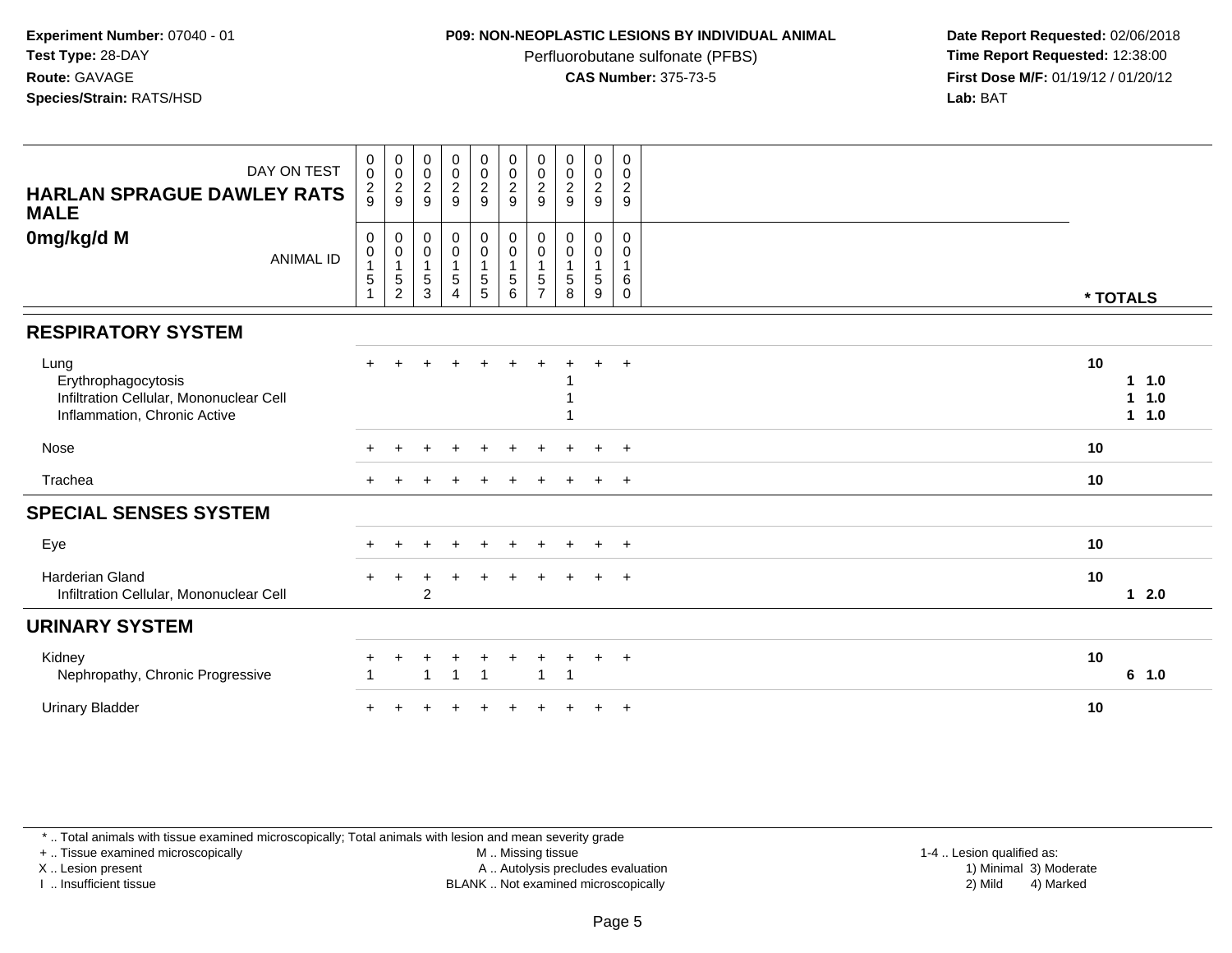**Experiment Number:** 07040 - 01
**Test Type:** 28-DAY
**Route:** GAVAGE
**Species/Strain:** RATS/HSD

**P09: NON-NEOPLASTIC LESIONS BY INDIVIDUAL ANIMAL**
Perfluorobutane sulfonate (PFBS)
**CAS Number:** 375-73-5

**Date Report Requested:** 02/06/2018
**Time Report Requested:** 12:38:00
**First Dose M/F:** 01/19/12 / 01/20/12
**Lab:** BAT

| DAY ON TEST | 0029 | 0029 | 0029 | 0029 | 0029 | 0029 | 0029 | 0029 | 0029 | 0029 | |
|---|---|---|---|---|---|---|---|---|---|---|---|
| **HARLAN SPRAGUE DAWLEY RATS MALE** | | | | | | | | | | | |
| **0mg/kg/d M** ANIMAL ID | 00151 | 00152 | 00153 | 00154 | 00155 | 00156 | 00157 | 00158 | 00159 | 00160 | *** TOTALS** |
| **RESPIRATORY SYSTEM** | | | | | | | | | | | |
| Lung | + | + | + | + | + | + | + | + | + | + | **10** |
| Erythrophagocytosis | | | | | | | | 1 | | | **1 1.0** |
| Infiltration Cellular, Mononuclear Cell | | | | | | | | 1 | | | **1 1.0** |
| Inflammation, Chronic Active | | | | | | | | 1 | | | **1 1.0** |
| Nose | + | + | + | + | + | + | + | + | + | + | **10** |
| Trachea | + | + | + | + | + | + | + | + | + | + | **10** |
| **SPECIAL SENSES SYSTEM** | | | | | | | | | | | |
| Eye | + | + | + | + | + | + | + | + | + | + | **10** |
| Harderian Gland | + | + | + | + | + | + | + | + | + | + | **10** |
| Infiltration Cellular, Mononuclear Cell | | | 2 | | | | | | | | **1 2.0** |
| **URINARY SYSTEM** | | | | | | | | | | | |
| Kidney | + | + | + | + | + | + | + | + | + | + | **10** |
| Nephropathy, Chronic Progressive | 1 | | 1 | 1 | 1 | | 1 | 1 | | | **6 1.0** |
| Urinary Bladder | + | + | + | + | + | + | + | + | + | + | **10** |

* .. Total animals with tissue examined microscopically; Total animals with lesion and mean severity grade
+ .. Tissue examined microscopically
X .. Lesion present
I .. Insufficient tissue

M .. Missing tissue
A .. Autolysis precludes evaluation
BLANK .. Not examined microscopically

1-4 .. Lesion qualified as:
1) Minimal 3) Moderate
2) Mild 4) Marked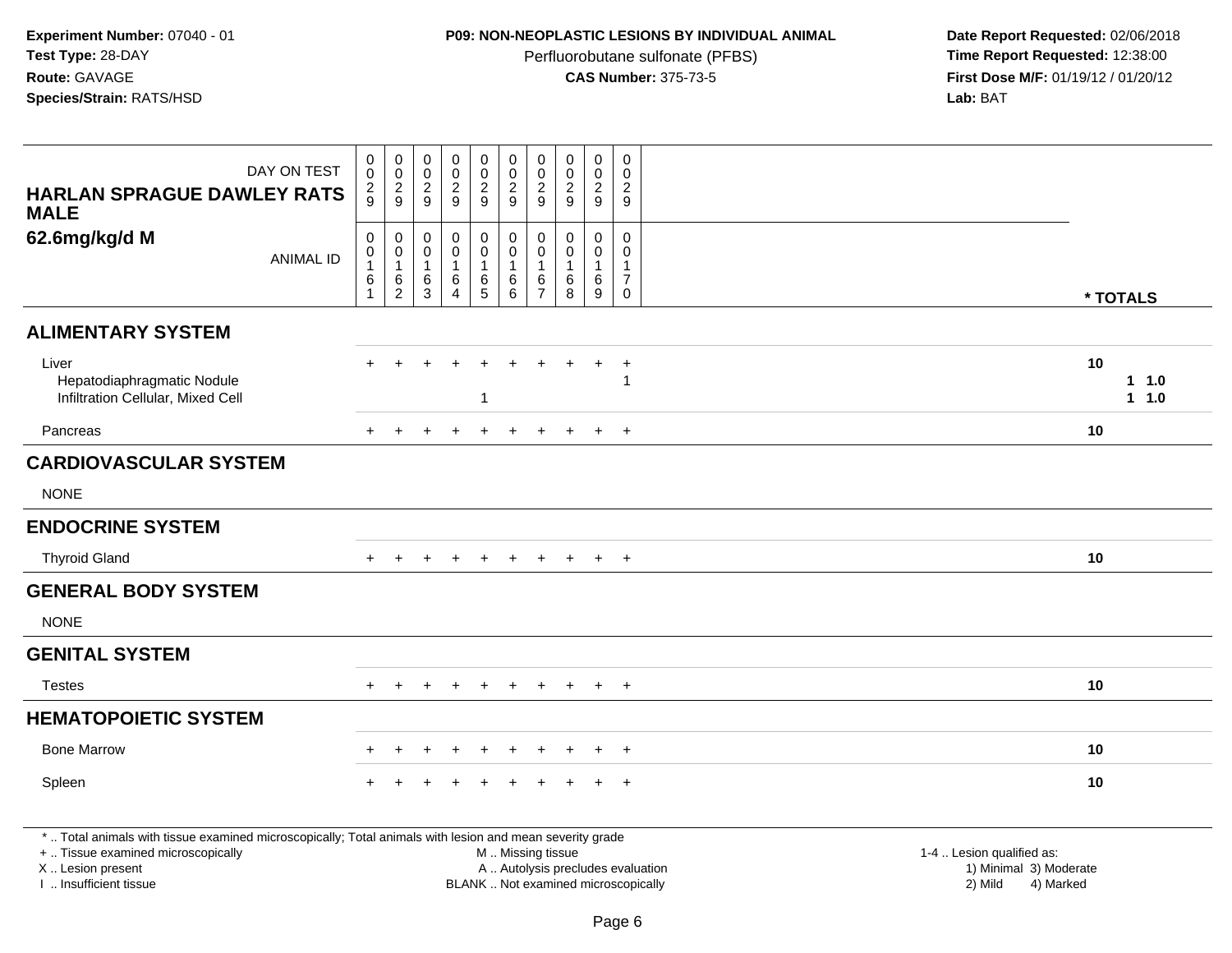**Experiment Number:** 07040 - 01
**Test Type:** 28-DAY
**Route:** GAVAGE
**Species/Strain:** RATS/HSD

**P09: NON-NEOPLASTIC LESIONS BY INDIVIDUAL ANIMAL**
Perfluorobutane sulfonate (PFBS)
**CAS Number:** 375-73-5

**Date Report Requested:** 02/06/2018
**Time Report Requested:** 12:38:00
**First Dose M/F:** 01/19/12 / 01/20/12
**Lab:** BAT

| HARLAN SPRAGUE DAWLEY RATS MALE 62.6mg/kg/d M | | | | | | | | | | | |
|---|---|---|---|---|---|---|---|---|---|---|---|
| DAY ON TEST | 0029 | 0029 | 0029 | 0029 | 0029 | 0029 | 0029 | 0029 | 0029 | 0029 | |
| ANIMAL ID | 00161 | 00162 | 00163 | 00164 | 00165 | 00166 | 00167 | 00168 | 00169 | 00170 | * TOTALS |
| **ALIMENTARY SYSTEM** | | | | | | | | | | | |
| Liver | + | + | + | + | + | + | + | + | + | + | 10 |
| Hepatodiaphragmatic Nodule | | | | | | | | | | 1 | 1 1.0 |
| Infiltration Cellular, Mixed Cell | | | | | 1 | | | | | | 1 1.0 |
| Pancreas | + | + | + | + | + | + | + | + | + | + | 10 |
| **CARDIOVASCULAR SYSTEM** | | | | | | | | | | | |
| NONE | | | | | | | | | | | |
| **ENDOCRINE SYSTEM** | | | | | | | | | | | |
| Thyroid Gland | + | + | + | + | + | + | + | + | + | + | 10 |
| **GENERAL BODY SYSTEM** | | | | | | | | | | | |
| NONE | | | | | | | | | | | |
| **GENITAL SYSTEM** | | | | | | | | | | | |
| Testes | + | + | + | + | + | + | + | + | + | + | 10 |
| **HEMATOPOIETIC SYSTEM** | | | | | | | | | | | |
| Bone Marrow | + | + | + | + | + | + | + | + | + | + | 10 |
| Spleen | + | + | + | + | + | + | + | + | + | + | 10 |

* .. Total animals with tissue examined microscopically; Total animals with lesion and mean severity grade
+ .. Tissue examined microscopically
X .. Lesion present
I .. Insufficient tissue

M .. Missing tissue
A .. Autolysis precludes evaluation
BLANK .. Not examined microscopically

1-4 .. Lesion qualified as:
1) Minimal 3) Moderate
2) Mild 4) Marked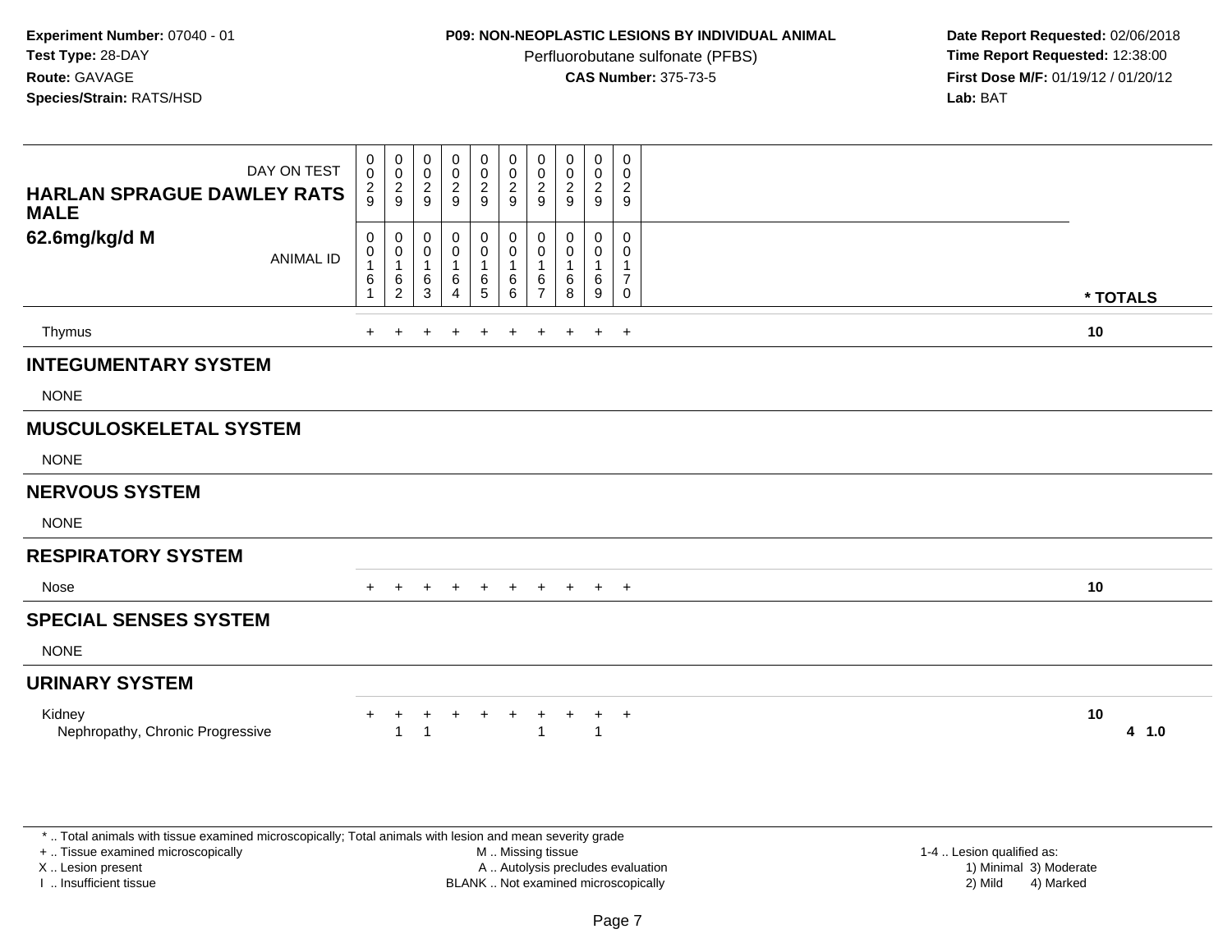**Experiment Number:** 07040 - 01
**Test Type:** 28-DAY
**Route:** GAVAGE
**Species/Strain:** RATS/HSD

**P09: NON-NEOPLASTIC LESIONS BY INDIVIDUAL ANIMAL**
Perfluorobutane sulfonate (PFBS)
**CAS Number:** 375-73-5

**Date Report Requested:** 02/06/2018
**Time Report Requested:** 12:38:00
**First Dose M/F:** 01/19/12 / 01/20/12
**Lab:** BAT

| HARLAN SPRAGUE DAWLEY RATS MALE 62.6mg/kg/d M | | | | | | | | | | | |
|---|---|---|---|---|---|---|---|---|---|---|---|
| DAY ON TEST | 0029 | 0029 | 0029 | 0029 | 0029 | 0029 | 0029 | 0029 | 0029 | 0029 | |
| ANIMAL ID | 00161 | 00162 | 00163 | 00164 | 00165 | 00166 | 00167 | 00168 | 00169 | 00170 | * TOTALS |
| Thymus | + | + | + | + | + | + | + | + | + | + | 10 |
| **INTEGUMENTARY SYSTEM** | | | | | | | | | | | |
| NONE | | | | | | | | | | | |
| **MUSCULOSKELETAL SYSTEM** | | | | | | | | | | | |
| NONE | | | | | | | | | | | |
| **NERVOUS SYSTEM** | | | | | | | | | | | |
| NONE | | | | | | | | | | | |
| **RESPIRATORY SYSTEM** | | | | | | | | | | | |
| Nose | + | + | + | + | + | + | + | + | + | + | 10 |
| **SPECIAL SENSES SYSTEM** | | | | | | | | | | | |
| NONE | | | | | | | | | | | |
| **URINARY SYSTEM** | | | | | | | | | | | |
| Kidney | + | + | + | + | + | + | + | + | + | + | 10 |
| Nephropathy, Chronic Progressive | | 1 | 1 | | | | 1 | | 1 | | 4 1.0 |

* .. Total animals with tissue examined microscopically; Total animals with lesion and mean severity grade
+ .. Tissue examined microscopically
X .. Lesion present
I .. Insufficient tissue

M .. Missing tissue
A .. Autolysis precludes evaluation
BLANK .. Not examined microscopically

1-4 .. Lesion qualified as:
1) Minimal 3) Moderate
2) Mild 4) Marked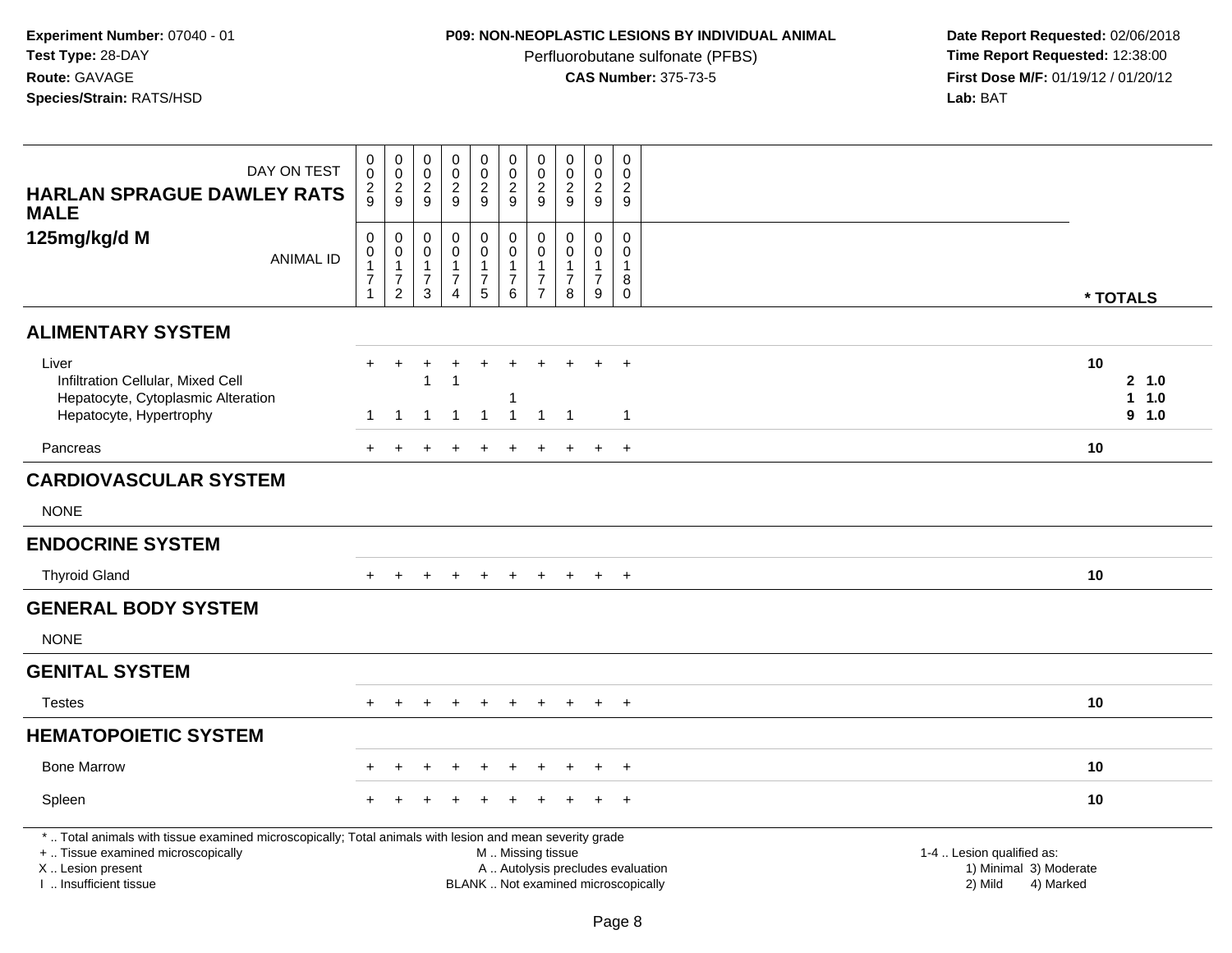**Experiment Number:** 07040 - 01
**Test Type:** 28-DAY
**Route:** GAVAGE
**Species/Strain:** RATS/HSD

**P09: NON-NEOPLASTIC LESIONS BY INDIVIDUAL ANIMAL**
Perfluorobutane sulfonate (PFBS)
**CAS Number:** 375-73-5

**Date Report Requested:** 02/06/2018
**Time Report Requested:** 12:38:00
**First Dose M/F:** 01/19/12 / 01/20/12
**Lab:** BAT

| DAY ON TEST | 0029 | 0029 | 0029 | 0029 | 0029 | 0029 | 0029 | 0029 | 0029 | 0029 | |
|---|---|---|---|---|---|---|---|---|---|---|---|
| **HARLAN SPRAGUE DAWLEY RATS MALE 125mg/kg/d M** ANIMAL ID | 00171 | 00172 | 00173 | 00174 | 00175 | 00176 | 00177 | 00178 | 00179 | 00180 | * TOTALS |
| **ALIMENTARY SYSTEM** | | | | | | | | | | | |
| Liver | + | + | + | + | + | + | + | + | + | + | 10 |
| Infiltration Cellular, Mixed Cell | | | 1 | 1 | | | | | | | 2 1.0 |
| Hepatocyte, Cytoplasmic Alteration | | | | | | 1 | | | | | 1 1.0 |
| Hepatocyte, Hypertrophy | 1 | 1 | 1 | 1 | 1 | 1 | 1 | 1 | | 1 | 9 1.0 |
| Pancreas | + | + | + | + | + | + | + | + | + | + | 10 |
| **CARDIOVASCULAR SYSTEM** | | | | | | | | | | | |
| NONE | | | | | | | | | | | |
| **ENDOCRINE SYSTEM** | | | | | | | | | | | |
| Thyroid Gland | + | + | + | + | + | + | + | + | + | + | 10 |
| **GENERAL BODY SYSTEM** | | | | | | | | | | | |
| NONE | | | | | | | | | | | |
| **GENITAL SYSTEM** | | | | | | | | | | | |
| Testes | + | + | + | + | + | + | + | + | + | + | 10 |
| **HEMATOPOIETIC SYSTEM** | | | | | | | | | | | |
| Bone Marrow | + | + | + | + | + | + | + | + | + | + | 10 |
| Spleen | + | + | + | + | + | + | + | + | + | + | 10 |

* .. Total animals with tissue examined microscopically; Total animals with lesion and mean severity grade
+ .. Tissue examined microscopically
X .. Lesion present
I .. Insufficient tissue

M .. Missing tissue
A .. Autolysis precludes evaluation
BLANK .. Not examined microscopically

1-4 .. Lesion qualified as:
1) Minimal 3) Moderate
2) Mild 4) Marked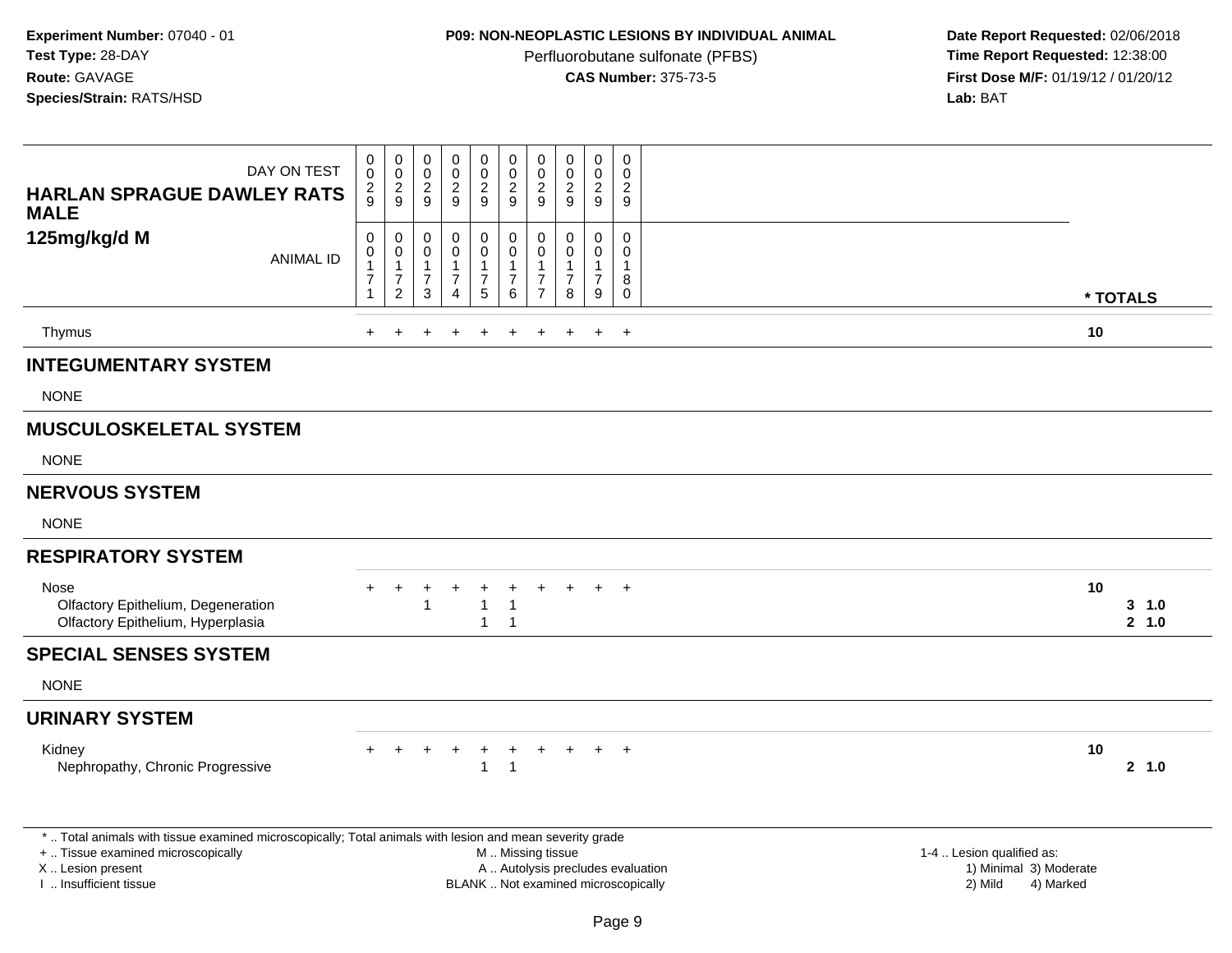**Experiment Number:** 07040 - 01
**Test Type:** 28-DAY
**Route:** GAVAGE
**Species/Strain:** RATS/HSD

**P09: NON-NEOPLASTIC LESIONS BY INDIVIDUAL ANIMAL**
Perfluorobutane sulfonate (PFBS)
**CAS Number:** 375-73-5

**Date Report Requested:** 02/06/2018
**Time Report Requested:** 12:38:00
**First Dose M/F:** 01/19/12 / 01/20/12
**Lab:** BAT

## HARLAN SPRAGUE DAWLEY RATS MALE
### 125mg/kg/d M

| DAY ON TEST | 0029 | 0029 | 0029 | 0029 | 0029 | 0029 | 0029 | 0029 | 0029 | 0029 | |
|---|---|---|---|---|---|---|---|---|---|---|---|
| ANIMAL ID | 00171 | 00172 | 00173 | 00174 | 00175 | 00176 | 00177 | 00178 | 00179 | 00180 | * TOTALS |
| Thymus | + | + | + | + | + | + | + | + | + | + | 10 |
| **INTEGUMENTARY SYSTEM** | | | | | | | | | | | |
| NONE | | | | | | | | | | | |
| **MUSCULOSKELETAL SYSTEM** | | | | | | | | | | | |
| NONE | | | | | | | | | | | |
| **NERVOUS SYSTEM** | | | | | | | | | | | |
| NONE | | | | | | | | | | | |
| **RESPIRATORY SYSTEM** | | | | | | | | | | | |
| Nose | + | + | + | + | + | + | + | + | + | + | 10 |
| Olfactory Epithelium, Degeneration | | | 1 | | 1 | 1 | | | | | 3 1.0 |
| Olfactory Epithelium, Hyperplasia | | | | | 1 | 1 | | | | | 2 1.0 |
| **SPECIAL SENSES SYSTEM** | | | | | | | | | | | |
| NONE | | | | | | | | | | | |
| **URINARY SYSTEM** | | | | | | | | | | | |
| Kidney | + | + | + | + | + | + | + | + | + | + | 10 |
| Nephropathy, Chronic Progressive | | | | | 1 | 1 | | | | | 2 1.0 |

* .. Total animals with tissue examined microscopically; Total animals with lesion and mean severity grade
+ .. Tissue examined microscopically
X .. Lesion present
I .. Insufficient tissue

M .. Missing tissue
A .. Autolysis precludes evaluation
BLANK .. Not examined microscopically

1-4 .. Lesion qualified as:
1) Minimal 3) Moderate
2) Mild 4) Marked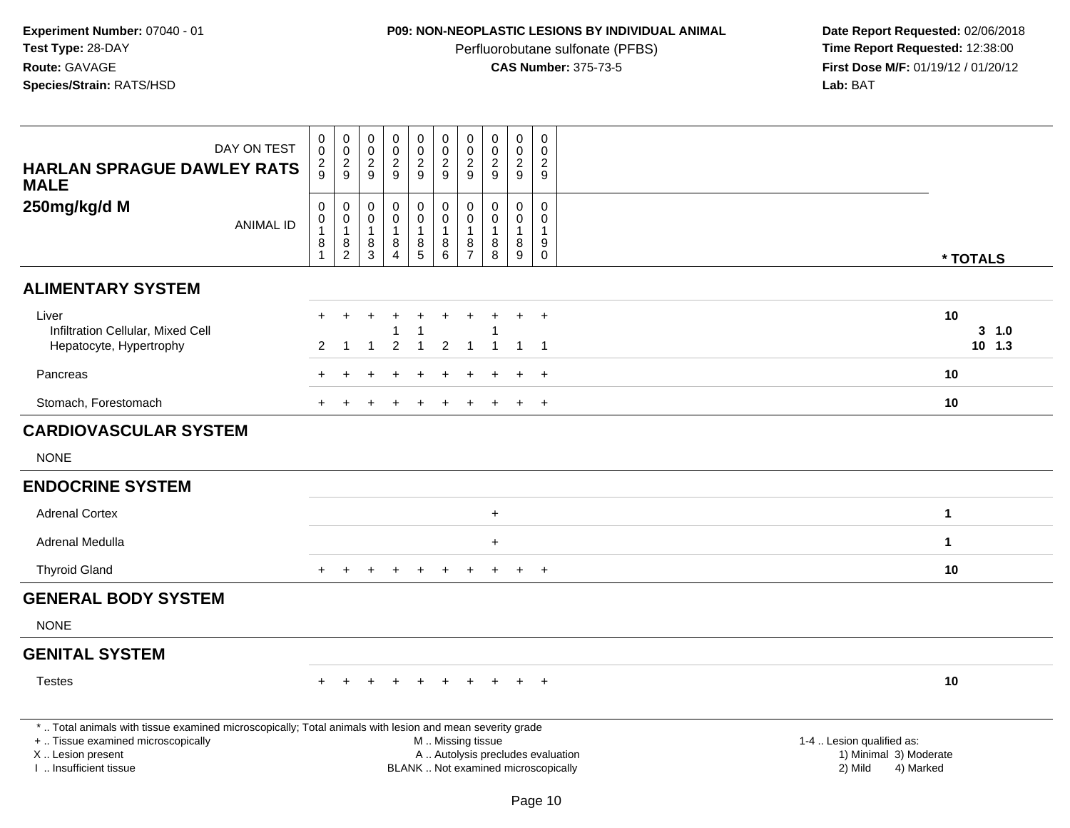**Experiment Number:** 07040 - 01
**Test Type:** 28-DAY
**Route:** GAVAGE
**Species/Strain:** RATS/HSD

**P09: NON-NEOPLASTIC LESIONS BY INDIVIDUAL ANIMAL**
Perfluorobutane sulfonate (PFBS)
**CAS Number:** 375-73-5

**Date Report Requested:** 02/06/2018
**Time Report Requested:** 12:38:00
**First Dose M/F:** 01/19/12 / 01/20/12
**Lab:** BAT

## HARLAN SPRAGUE DAWLEY RATS MALE
## 250mg/kg/d M

| DAY ON TEST | 0029 | 0029 | 0029 | 0029 | 0029 | 0029 | 0029 | 0029 | 0029 | 0029 | |
|---|---|---|---|---|---|---|---|---|---|---|---|
| ANIMAL ID | 00181 | 00182 | 00183 | 00184 | 00185 | 00186 | 00187 | 00188 | 00189 | 00190 | * TOTALS |
| **ALIMENTARY SYSTEM** | | | | | | | | | | | |
| Liver | + | + | + | + | + | + | + | + | + | + | 10 |
| Infiltration Cellular, Mixed Cell | | | | 1 | 1 | | | 1 | | | 3 1.0 |
| Hepatocyte, Hypertrophy | 2 | 1 | 1 | 2 | 1 | 2 | 1 | 1 | 1 | 1 | 10 1.3 |
| Pancreas | + | + | + | + | + | + | + | + | + | + | 10 |
| Stomach, Forestomach | + | + | + | + | + | + | + | + | + | + | 10 |
| **CARDIOVASCULAR SYSTEM** | | | | | | | | | | | |
| NONE | | | | | | | | | | | |
| **ENDOCRINE SYSTEM** | | | | | | | | | | | |
| Adrenal Cortex | | | | | | | | + | | | 1 |
| Adrenal Medulla | | | | | | | | + | | | 1 |
| Thyroid Gland | + | + | + | + | + | + | + | + | + | + | 10 |
| **GENERAL BODY SYSTEM** | | | | | | | | | | | |
| NONE | | | | | | | | | | | |
| **GENITAL SYSTEM** | | | | | | | | | | | |
| Testes | + | + | + | + | + | + | + | + | + | + | 10 |

* .. Total animals with tissue examined microscopically; Total animals with lesion and mean severity grade
+ .. Tissue examined microscopically
X .. Lesion present
I .. Insufficient tissue

M .. Missing tissue
A .. Autolysis precludes evaluation
BLANK .. Not examined microscopically

1-4 .. Lesion qualified as:
1) Minimal 3) Moderate
2) Mild 4) Marked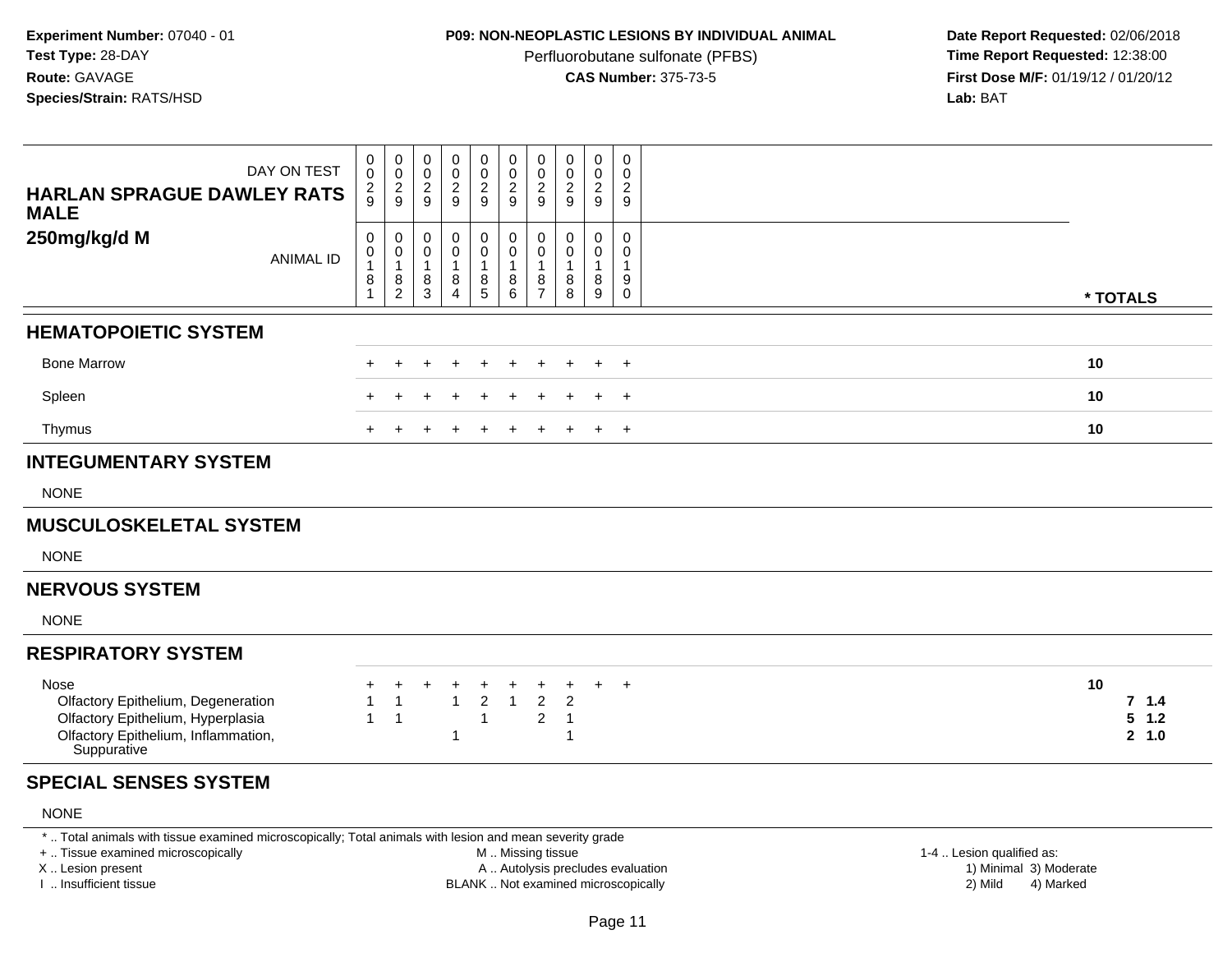**Experiment Number:** 07040 - 01
**Test Type:** 28-DAY
**Route:** GAVAGE
**Species/Strain:** RATS/HSD

**P09: NON-NEOPLASTIC LESIONS BY INDIVIDUAL ANIMAL**
Perfluorobutane sulfonate (PFBS)
**CAS Number:** 375-73-5

**Date Report Requested:** 02/06/2018
**Time Report Requested:** 12:38:00
**First Dose M/F:** 01/19/12 / 01/20/12
**Lab:** BAT

| HARLAN SPRAGUE DAWLEY RATS MALE 250mg/kg/d M | | | | | | | | | | | |
|---|---|---|---|---|---|---|---|---|---|---|---|
| DAY ON TEST | 0029 | 0029 | 0029 | 0029 | 0029 | 0029 | 0029 | 0029 | 0029 | 0029 | |
| ANIMAL ID | 00181 | 00182 | 00183 | 00184 | 00185 | 00186 | 00187 | 00188 | 00189 | 00190 | * TOTALS |
| **HEMATOPOIETIC SYSTEM** | | | | | | | | | | | |
| Bone Marrow | + | + | + | + | + | + | + | + | + | + | 10 |
| Spleen | + | + | + | + | + | + | + | + | + | + | 10 |
| Thymus | + | + | + | + | + | + | + | + | + | + | 10 |
| **INTEGUMENTARY SYSTEM** | | | | | | | | | | | |
| NONE | | | | | | | | | | | |
| **MUSCULOSKELETAL SYSTEM** | | | | | | | | | | | |
| NONE | | | | | | | | | | | |
| **NERVOUS SYSTEM** | | | | | | | | | | | |
| NONE | | | | | | | | | | | |
| **RESPIRATORY SYSTEM** | | | | | | | | | | | |
| Nose | + | + | + | + | + | + | + | + | + | + | 10 |
| Olfactory Epithelium, Degeneration | 1 | 1 | | 1 | 2 | 1 | 2 | 2 | | | 7 1.4 |
| Olfactory Epithelium, Hyperplasia | 1 | 1 | | | 1 | | 2 | 1 | | | 5 1.2 |
| Olfactory Epithelium, Inflammation, Suppurative | | | | 1 | | | | 1 | | | 2 1.0 |
| **SPECIAL SENSES SYSTEM** | | | | | | | | | | | |
| NONE | | | | | | | | | | | |

\* .. Total animals with tissue examined microscopically; Total animals with lesion and mean severity grade
\+ .. Tissue examined microscopically
X .. Lesion present
I .. Insufficient tissue

M .. Missing tissue
A .. Autolysis precludes evaluation
BLANK .. Not examined microscopically

1-4 .. Lesion qualified as:
1) Minimal 3) Moderate
2) Mild 4) Marked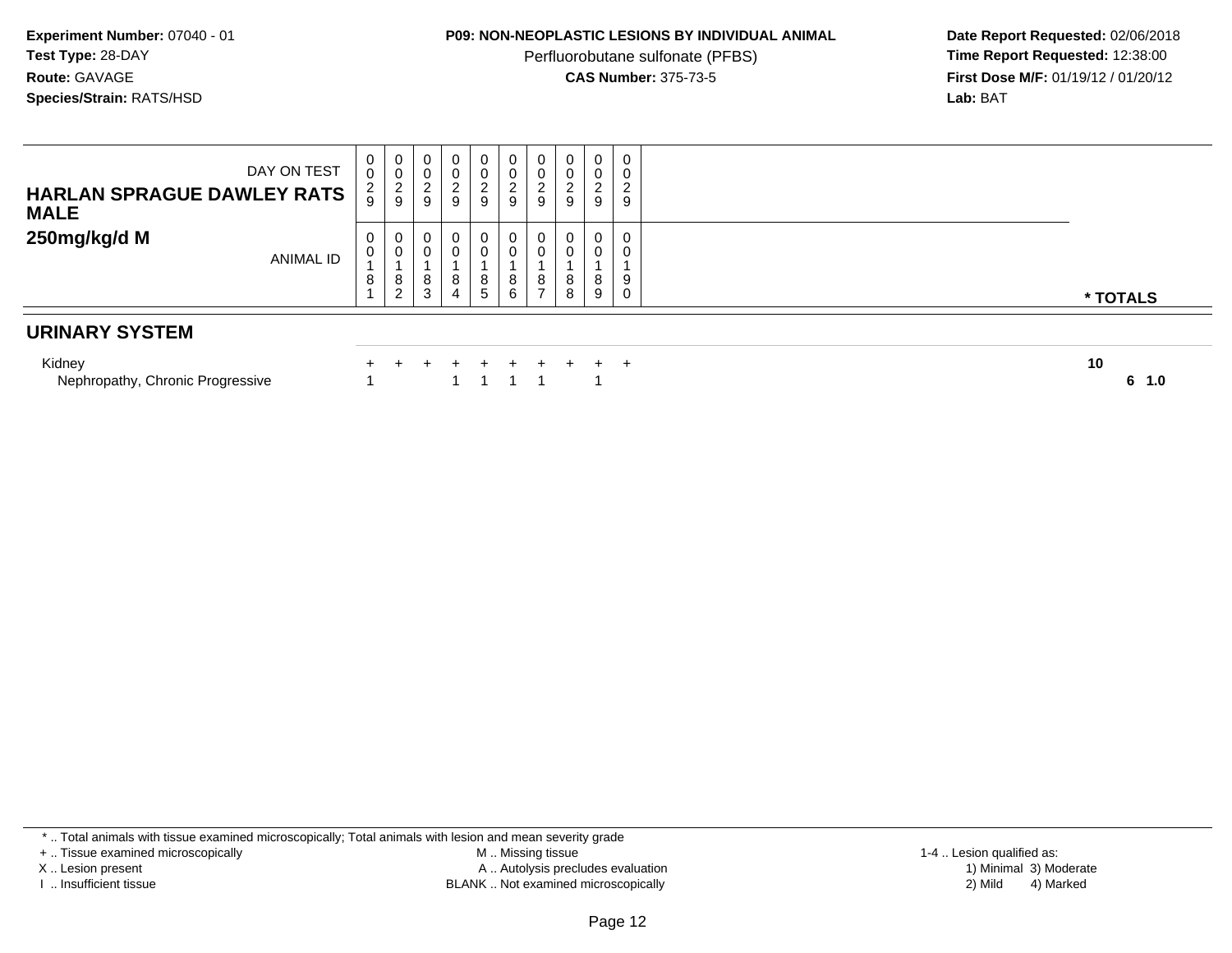**Experiment Number:** 07040 - 01
**Test Type:** 28-DAY
**Route:** GAVAGE
**Species/Strain:** RATS/HSD

**P09: NON-NEOPLASTIC LESIONS BY INDIVIDUAL ANIMAL**
Perfluorobutane sulfonate (PFBS)
**CAS Number:** 375-73-5

**Date Report Requested:** 02/06/2018
**Time Report Requested:** 12:38:00
**First Dose M/F:** 01/19/12 / 01/20/12
**Lab:** BAT

| DAY ON TEST | 0029 | 0029 | 0029 | 0029 | 0029 | 0029 | 0029 | 0029 | 0029 | 0029 | |
|---|---|---|---|---|---|---|---|---|---|---|---|
| **HARLAN SPRAGUE DAWLEY RATS MALE 250mg/kg/d M** ANIMAL ID | 00181 | 00182 | 00183 | 00184 | 00185 | 00186 | 00187 | 00188 | 00189 | 00190 | *** TOTALS** |
| **URINARY SYSTEM** | | | | | | | | | | | |
| Kidney | + | + | + | + | + | + | + | + | + | + | **10** |
| Nephropathy, Chronic Progressive | 1 | | | 1 | 1 | 1 | 1 | | 1 | | **6 1.0** |

* .. Total animals with tissue examined microscopically; Total animals with lesion and mean severity grade
+ .. Tissue examined microscopically
X .. Lesion present
I .. Insufficient tissue
M .. Missing tissue
A .. Autolysis precludes evaluation
BLANK .. Not examined microscopically
1-4 .. Lesion qualified as:
1) Minimal 3) Moderate
2) Mild 4) Marked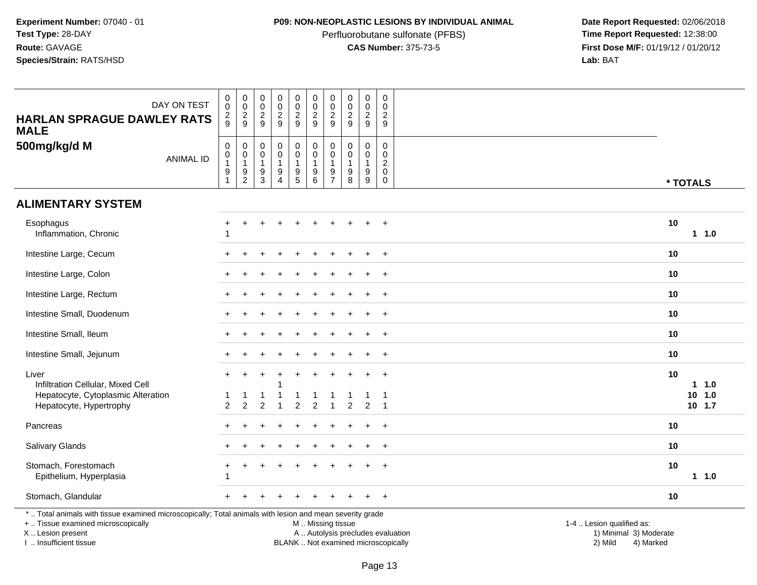**Experiment Number:** 07040 - 01
**Test Type:** 28-DAY
**Route:** GAVAGE
**Species/Strain:** RATS/HSD

**P09: NON-NEOPLASTIC LESIONS BY INDIVIDUAL ANIMAL**
Perfluorobutane sulfonate (PFBS)
**CAS Number:** 375-73-5

**Date Report Requested:** 02/06/2018
**Time Report Requested:** 12:38:00
**First Dose M/F:** 01/19/12 / 01/20/12
**Lab:** BAT

| HARLAN SPRAGUE DAWLEY RATS MALE 500mg/kg/d M | | | | | | | | | | | |
|---|---|---|---|---|---|---|---|---|---|---|---|
| DAY ON TEST | 0029 | 0029 | 0029 | 0029 | 0029 | 0029 | 0029 | 0029 | 0029 | 0029 | |
| ANIMAL ID | 00191 | 00192 | 00193 | 00194 | 00195 | 00196 | 00197 | 00198 | 00199 | 00200 | * TOTALS |
| **ALIMENTARY SYSTEM** | | | | | | | | | | | |
| Esophagus | + | + | + | + | + | + | + | + | + | + | 10 |
| Inflammation, Chronic | 1 | | | | | | | | | | 1 1.0 |
| Intestine Large, Cecum | + | + | + | + | + | + | + | + | + | + | 10 |
| Intestine Large, Colon | + | + | + | + | + | + | + | + | + | + | 10 |
| Intestine Large, Rectum | + | + | + | + | + | + | + | + | + | + | 10 |
| Intestine Small, Duodenum | + | + | + | + | + | + | + | + | + | + | 10 |
| Intestine Small, Ileum | + | + | + | + | + | + | + | + | + | + | 10 |
| Intestine Small, Jejunum | + | + | + | + | + | + | + | + | + | + | 10 |
| Liver | + | + | + | + | + | + | + | + | + | + | 10 |
| Infiltration Cellular, Mixed Cell | | | | 1 | | | | | | | 1 1.0 |
| Hepatocyte, Cytoplasmic Alteration | 1 | 1 | 1 | 1 | 1 | 1 | 1 | 1 | 1 | 1 | 10 1.0 |
| Hepatocyte, Hypertrophy | 2 | 2 | 2 | 1 | 2 | 2 | 1 | 2 | 2 | 1 | 10 1.7 |
| Pancreas | + | + | + | + | + | + | + | + | + | + | 10 |
| Salivary Glands | + | + | + | + | + | + | + | + | + | + | 10 |
| Stomach, Forestomach | + | + | + | + | + | + | + | + | + | + | 10 |
| Epithelium, Hyperplasia | 1 | | | | | | | | | | 1 1.0 |
| Stomach, Glandular | + | + | + | + | + | + | + | + | + | + | 10 |

* .. Total animals with tissue examined microscopically; Total animals with lesion and mean severity grade
+ .. Tissue examined microscopically
X .. Lesion present
I .. Insufficient tissue

M .. Missing tissue
A .. Autolysis precludes evaluation
BLANK .. Not examined microscopically

1-4 .. Lesion qualified as:
1) Minimal 3) Moderate
2) Mild 4) Marked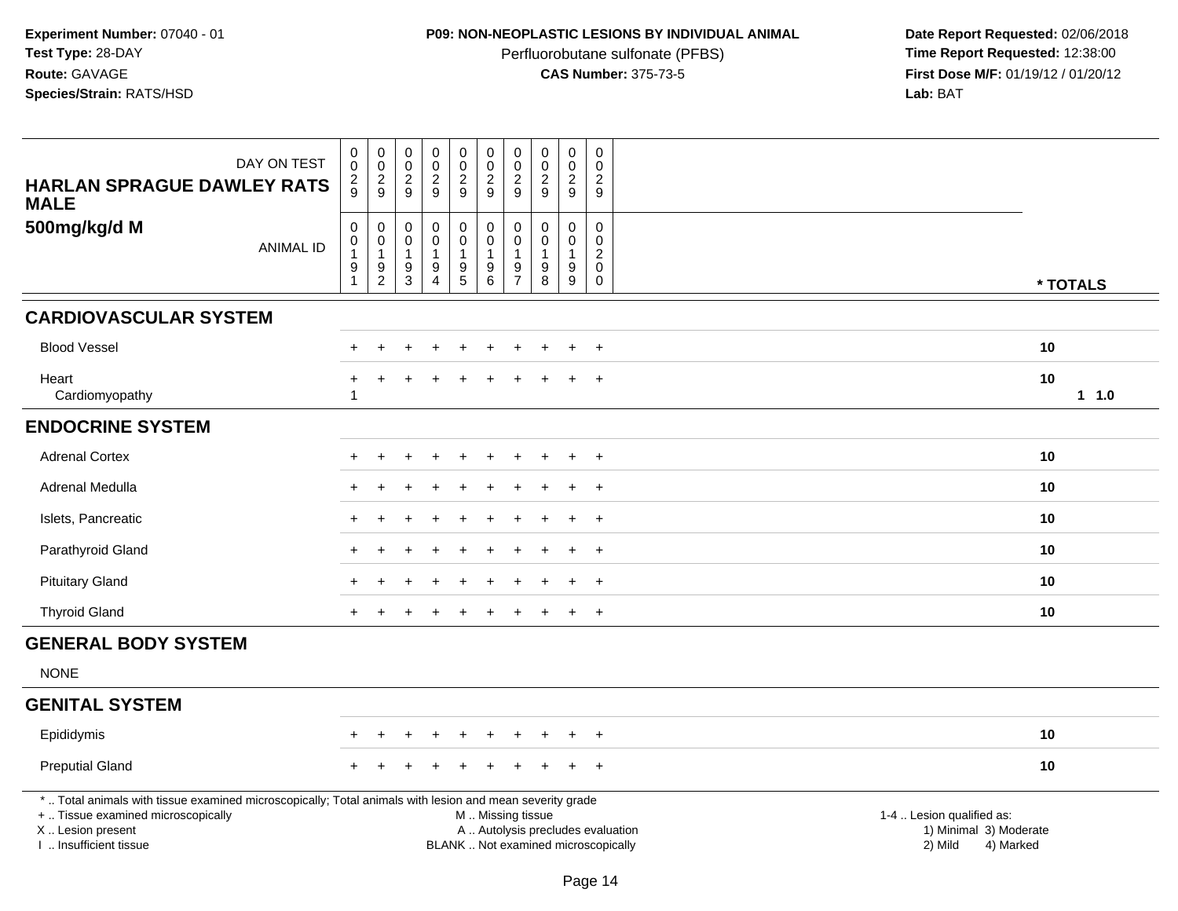**Experiment Number:** 07040 - 01
**Test Type:** 28-DAY
**Route:** GAVAGE
**Species/Strain:** RATS/HSD

**P09: NON-NEOPLASTIC LESIONS BY INDIVIDUAL ANIMAL**
Perfluorobutane sulfonate (PFBS)
**CAS Number:** 375-73-5

**Date Report Requested:** 02/06/2018
**Time Report Requested:** 12:38:00
**First Dose M/F:** 01/19/12 / 01/20/12
**Lab:** BAT

| HARLAN SPRAGUE DAWLEY RATS MALE 500mg/kg/d M | | | | | | | | | | | |
|---|---|---|---|---|---|---|---|---|---|---|---|
| DAY ON TEST | 0029 | 0029 | 0029 | 0029 | 0029 | 0029 | 0029 | 0029 | 0029 | 0029 | |
| ANIMAL ID | 00191 | 00192 | 00193 | 00194 | 00195 | 00196 | 00197 | 00198 | 00199 | 00200 | * TOTALS |
| **CARDIOVASCULAR SYSTEM** | | | | | | | | | | | |
| Blood Vessel | + | + | + | + | + | + | + | + | + | + | 10 |
| Heart | + | + | + | + | + | + | + | + | + | + | 10 |
| Cardiomyopathy | 1 | | | | | | | | | | 1 1.0 |
| **ENDOCRINE SYSTEM** | | | | | | | | | | | |
| Adrenal Cortex | + | + | + | + | + | + | + | + | + | + | 10 |
| Adrenal Medulla | + | + | + | + | + | + | + | + | + | + | 10 |
| Islets, Pancreatic | + | + | + | + | + | + | + | + | + | + | 10 |
| Parathyroid Gland | + | + | + | + | + | + | + | + | + | + | 10 |
| Pituitary Gland | + | + | + | + | + | + | + | + | + | + | 10 |
| Thyroid Gland | + | + | + | + | + | + | + | + | + | + | 10 |
| **GENERAL BODY SYSTEM** | | | | | | | | | | | |
| NONE | | | | | | | | | | | |
| **GENITAL SYSTEM** | | | | | | | | | | | |
| Epididymis | + | + | + | + | + | + | + | + | + | + | 10 |
| Preputial Gland | + | + | + | + | + | + | + | + | + | + | 10 |

* .. Total animals with tissue examined microscopically; Total animals with lesion and mean severity grade
+ .. Tissue examined microscopically
X .. Lesion present
I .. Insufficient tissue

M .. Missing tissue
A .. Autolysis precludes evaluation
BLANK .. Not examined microscopically

1-4 .. Lesion qualified as:
1) Minimal 3) Moderate
2) Mild 4) Marked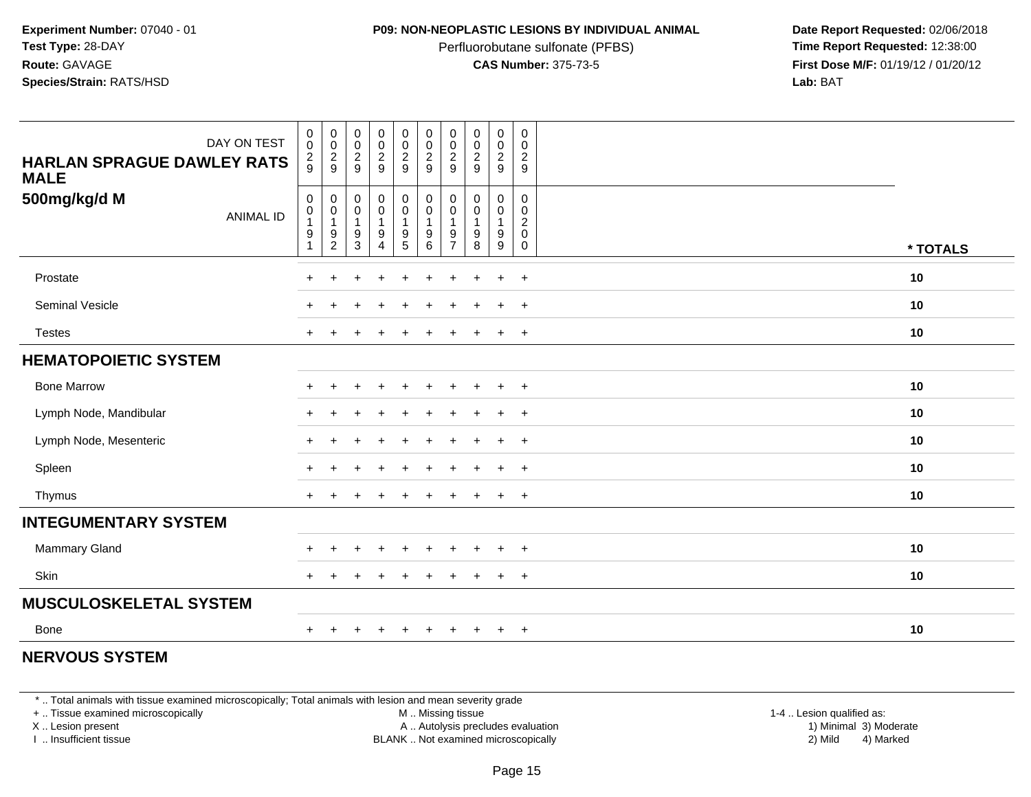**Experiment Number:** 07040 - 01
**Test Type:** 28-DAY
**Route:** GAVAGE
**Species/Strain:** RATS/HSD

**P09: NON-NEOPLASTIC LESIONS BY INDIVIDUAL ANIMAL**
Perfluorobutane sulfonate (PFBS)
**CAS Number:** 375-73-5

**Date Report Requested:** 02/06/2018
**Time Report Requested:** 12:38:00
**First Dose M/F:** 01/19/12 / 01/20/12
**Lab:** BAT

| DAY ON TEST | 0029 | 0029 | 0029 | 0029 | 0029 | 0029 | 0029 | 0029 | 0029 | 0029 | |
|---|---|---|---|---|---|---|---|---|---|---|---|
| **HARLAN SPRAGUE DAWLEY RATS MALE** | | | | | | | | | | | |
| **500mg/kg/d M** ANIMAL ID | 00191 | 00192 | 00193 | 00194 | 00195 | 00196 | 00197 | 00198 | 00199 | 00200 | *** TOTALS** |
| Prostate | + | + | + | + | + | + | + | + | + | + | **10** |
| Seminal Vesicle | + | + | + | + | + | + | + | + | + | + | **10** |
| Testes | + | + | + | + | + | + | + | + | + | + | **10** |
| **HEMATOPOIETIC SYSTEM** | | | | | | | | | | | |
| Bone Marrow | + | + | + | + | + | + | + | + | + | + | **10** |
| Lymph Node, Mandibular | + | + | + | + | + | + | + | + | + | + | **10** |
| Lymph Node, Mesenteric | + | + | + | + | + | + | + | + | + | + | **10** |
| Spleen | + | + | + | + | + | + | + | + | + | + | **10** |
| Thymus | + | + | + | + | + | + | + | + | + | + | **10** |
| **INTEGUMENTARY SYSTEM** | | | | | | | | | | | |
| Mammary Gland | + | + | + | + | + | + | + | + | + | + | **10** |
| Skin | + | + | + | + | + | + | + | + | + | + | **10** |
| **MUSCULOSKELETAL SYSTEM** | | | | | | | | | | | |
| Bone | + | + | + | + | + | + | + | + | + | + | **10** |
| **NERVOUS SYSTEM** | | | | | | | | | | | |

* .. Total animals with tissue examined microscopically; Total animals with lesion and mean severity grade
+ .. Tissue examined microscopically
X .. Lesion present
I .. Insufficient tissue

M .. Missing tissue
A .. Autolysis precludes evaluation
BLANK .. Not examined microscopically

1-4 .. Lesion qualified as:
1) Minimal 3) Moderate
2) Mild 4) Marked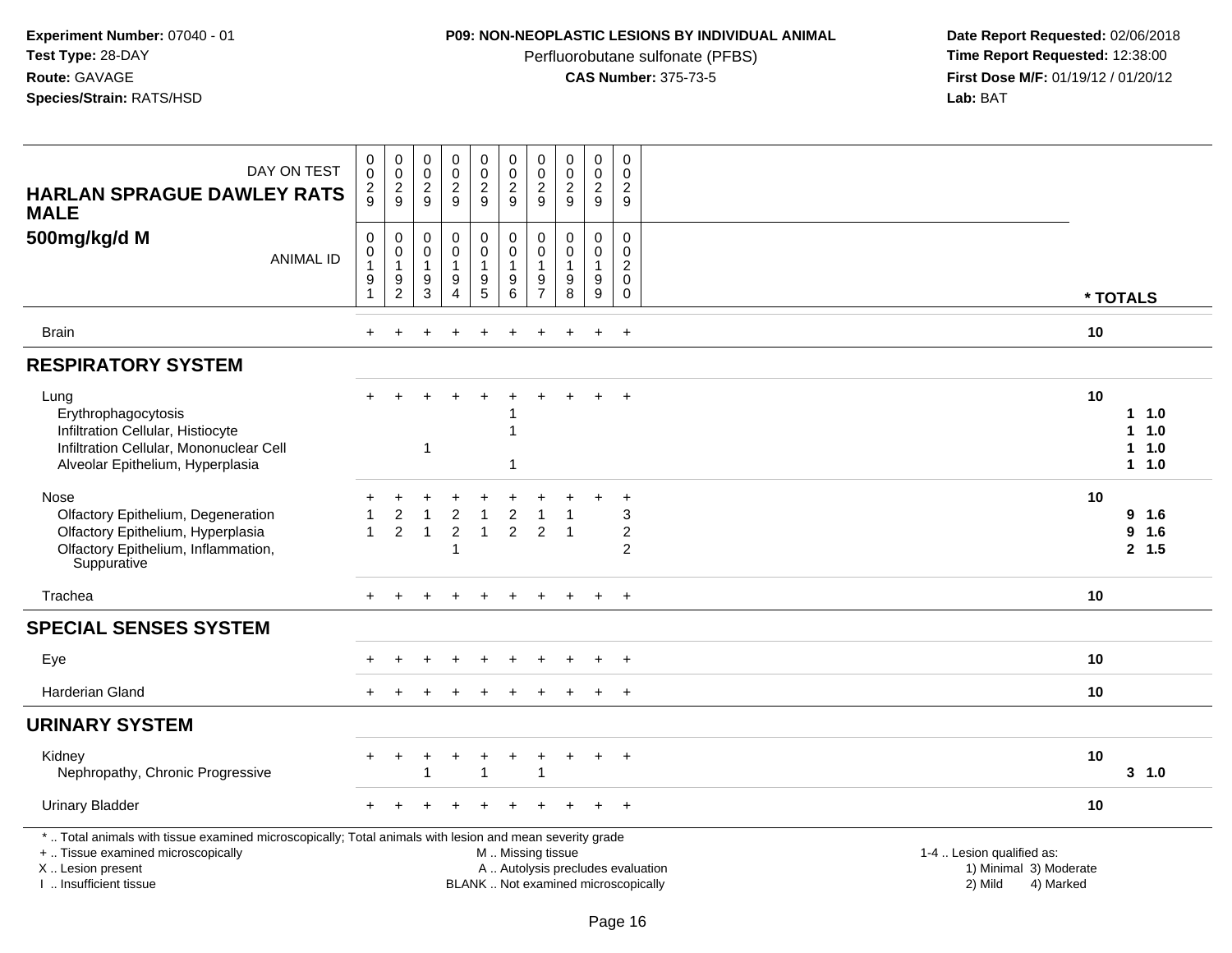**Experiment Number:** 07040 - 01
**Test Type:** 28-DAY
**Route:** GAVAGE
**Species/Strain:** RATS/HSD

**P09: NON-NEOPLASTIC LESIONS BY INDIVIDUAL ANIMAL**
Perfluorobutane sulfonate (PFBS)
**CAS Number:** 375-73-5

**Date Report Requested:** 02/06/2018
**Time Report Requested:** 12:38:00
**First Dose M/F:** 01/19/12 / 01/20/12
**Lab:** BAT

| HARLAN SPRAGUE DAWLEY RATS MALE 500mg/kg/d M | | | | | | | | | | | |
|---|---|---|---|---|---|---|---|---|---|---|---|
| DAY ON TEST | 0029 | 0029 | 0029 | 0029 | 0029 | 0029 | 0029 | 0029 | 0029 | 0029 | |
| ANIMAL ID | 00191 | 00192 | 00193 | 00194 | 00195 | 00196 | 00197 | 00198 | 00199 | 00200 | * TOTALS |
| Brain | + | + | + | + | + | + | + | + | + | + | 10 |
| **RESPIRATORY SYSTEM** | | | | | | | | | | | |
| Lung | + | + | + | + | + | + | + | + | + | + | 10 |
| Erythrophagocytosis | | | | | | 1 | | | | | 1 1.0 |
| Infiltration Cellular, Histiocyte | | | | | | 1 | | | | | 1 1.0 |
| Infiltration Cellular, Mononuclear Cell | | | 1 | | | | | | | | 1 1.0 |
| Alveolar Epithelium, Hyperplasia | | | | | | 1 | | | | | 1 1.0 |
| Nose | + | + | + | + | + | + | + | + | + | + | 10 |
| Olfactory Epithelium, Degeneration | 1 | 2 | 1 | 2 | 1 | 2 | 1 | 1 | | 3 | 9 1.6 |
| Olfactory Epithelium, Hyperplasia | 1 | 2 | 1 | 2 | 1 | 2 | 2 | 1 | | 2 | 9 1.6 |
| Olfactory Epithelium, Inflammation, Suppurative | | | | 1 | | | | | | 2 | 2 1.5 |
| Trachea | + | + | + | + | + | + | + | + | + | + | 10 |
| **SPECIAL SENSES SYSTEM** | | | | | | | | | | | |
| Eye | + | + | + | + | + | + | + | + | + | + | 10 |
| Harderian Gland | + | + | + | + | + | + | + | + | + | + | 10 |
| **URINARY SYSTEM** | | | | | | | | | | | |
| Kidney | + | + | + | + | + | + | + | + | + | + | 10 |
| Nephropathy, Chronic Progressive | | | 1 | | 1 | | 1 | | | | 3 1.0 |
| Urinary Bladder | + | + | + | + | + | + | + | + | + | + | 10 |

* .. Total animals with tissue examined microscopically; Total animals with lesion and mean severity grade
+ .. Tissue examined microscopically
X .. Lesion present
I .. Insufficient tissue

M .. Missing tissue
A .. Autolysis precludes evaluation
BLANK .. Not examined microscopically

1-4 .. Lesion qualified as:
1) Minimal 3) Moderate
2) Mild 4) Marked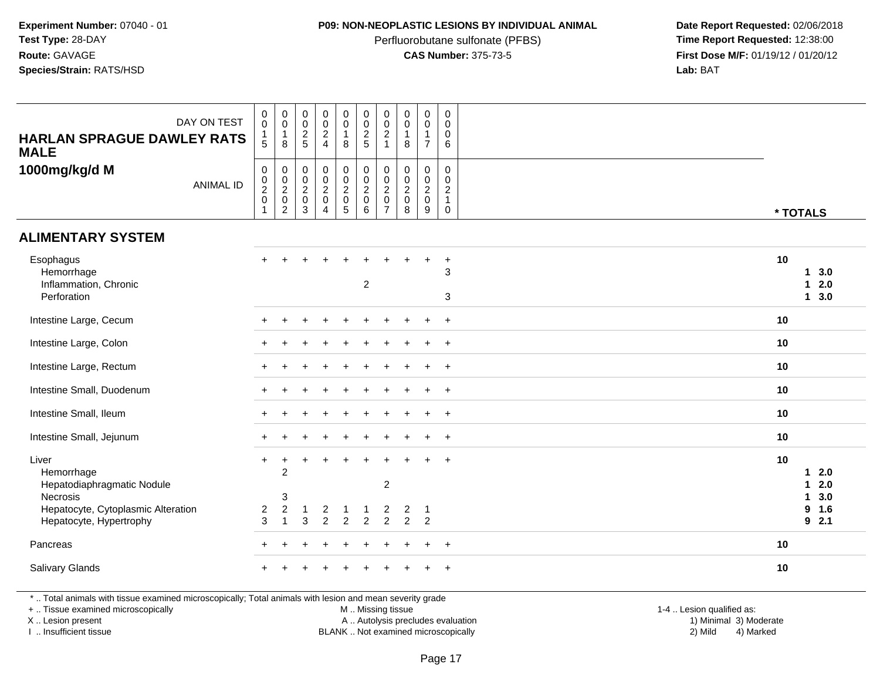**Experiment Number:** 07040 - 01
**Test Type:** 28-DAY
**Route:** GAVAGE
**Species/Strain:** RATS/HSD

**P09: NON-NEOPLASTIC LESIONS BY INDIVIDUAL ANIMAL**
Perfluorobutane sulfonate (PFBS)
**CAS Number:** 375-73-5

**Date Report Requested:** 02/06/2018
**Time Report Requested:** 12:38:00
**First Dose M/F:** 01/19/12 / 01/20/12
**Lab:** BAT

| HARLAN SPRAGUE DAWLEY RATS MALE 1000mg/kg/d M | | | | | | | | | | | |
|---|---|---|---|---|---|---|---|---|---|---|---|
| DAY ON TEST | 0015 | 0018 | 0025 | 0024 | 0018 | 0025 | 0021 | 0018 | 0017 | 0006 | |
| ANIMAL ID | 00201 | 00202 | 00203 | 00204 | 00205 | 00206 | 00207 | 00208 | 00209 | 00210 | * TOTALS |
| **ALIMENTARY SYSTEM** | | | | | | | | | | | |
| Esophagus | + | + | + | + | + | + | + | + | + | + | 10 |
| Hemorrhage | | | | | | | | | | 3 | 1 3.0 |
| Inflammation, Chronic | | | | | | 2 | | | | | 1 2.0 |
| Perforation | | | | | | | | | | 3 | 1 3.0 |
| Intestine Large, Cecum | + | + | + | + | + | + | + | + | + | + | 10 |
| Intestine Large, Colon | + | + | + | + | + | + | + | + | + | + | 10 |
| Intestine Large, Rectum | + | + | + | + | + | + | + | + | + | + | 10 |
| Intestine Small, Duodenum | + | + | + | + | + | + | + | + | + | + | 10 |
| Intestine Small, Ileum | + | + | + | + | + | + | + | + | + | + | 10 |
| Intestine Small, Jejunum | + | + | + | + | + | + | + | + | + | + | 10 |
| Liver | + | + | + | + | + | + | + | + | + | + | 10 |
| Hemorrhage | | 2 | | | | | | | | | 1 2.0 |
| Hepatodiaphragmatic Nodule | | | | | | | 2 | | | | 1 2.0 |
| Necrosis | | 3 | | | | | | | | | 1 3.0 |
| Hepatocyte, Cytoplasmic Alteration | 2 | 2 | 1 | 2 | 1 | 1 | 2 | 2 | 1 | | 9 1.6 |
| Hepatocyte, Hypertrophy | 3 | 1 | 3 | 2 | 2 | 2 | 2 | 2 | 2 | | 9 2.1 |
| Pancreas | + | + | + | + | + | + | + | + | + | + | 10 |
| Salivary Glands | + | + | + | + | + | + | + | + | + | + | 10 |

\* .. Total animals with tissue examined microscopically; Total animals with lesion and mean severity grade
\+ .. Tissue examined microscopically
X .. Lesion present
I .. Insufficient tissue
M .. Missing tissue
A .. Autolysis precludes evaluation
BLANK .. Not examined microscopically
1-4 .. Lesion qualified as: 1) Minimal 2) Mild 3) Moderate 4) Marked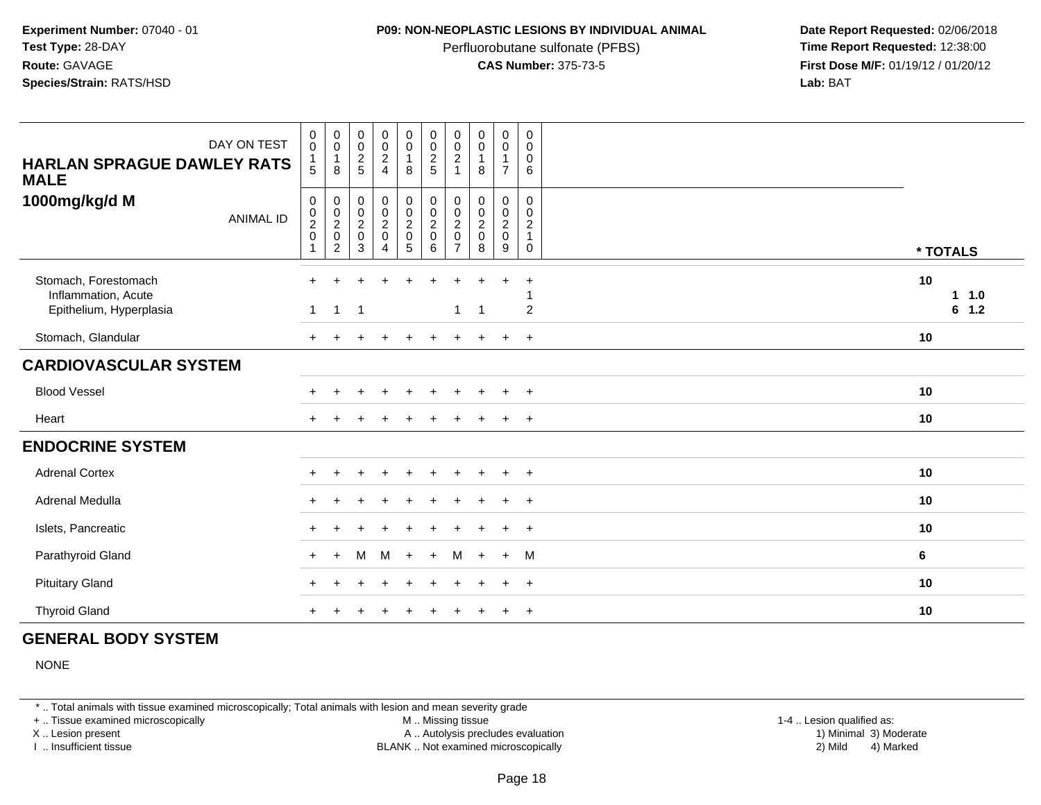**Experiment Number:** 07040 - 01
**Test Type:** 28-DAY
**Route:** GAVAGE
**Species/Strain:** RATS/HSD

**P09: NON-NEOPLASTIC LESIONS BY INDIVIDUAL ANIMAL**
Perfluorobutane sulfonate (PFBS)
**CAS Number:** 375-73-5

**Date Report Requested:** 02/06/2018
**Time Report Requested:** 12:38:00
**First Dose M/F:** 01/19/12 / 01/20/12
**Lab:** BAT

| HARLAN SPRAGUE DAWLEY RATS MALE — DAY ON TEST | 0015 | 0018 | 0025 | 0024 | 0018 | 0025 | 0021 | 0018 | 0017 | 0006 | |
|---|---|---|---|---|---|---|---|---|---|---|---|
| **1000mg/kg/d M** — ANIMAL ID | 00201 | 00202 | 00203 | 00204 | 00205 | 00206 | 00207 | 00208 | 00209 | 00210 | * TOTALS |
| Stomach, Forestomach | + | + | + | + | + | + | + | + | + | + | 10 |
| Inflammation, Acute | | | | | | | | | | 1 | 1 1.0 |
| Epithelium, Hyperplasia | 1 | 1 | 1 | | | | 1 | 1 | | 2 | 6 1.2 |
| Stomach, Glandular | + | + | + | + | + | + | + | + | + | + | 10 |
| **CARDIOVASCULAR SYSTEM** | | | | | | | | | | | |
| Blood Vessel | + | + | + | + | + | + | + | + | + | + | 10 |
| Heart | + | + | + | + | + | + | + | + | + | + | 10 |
| **ENDOCRINE SYSTEM** | | | | | | | | | | | |
| Adrenal Cortex | + | + | + | + | + | + | + | + | + | + | 10 |
| Adrenal Medulla | + | + | + | + | + | + | + | + | + | + | 10 |
| Islets, Pancreatic | + | + | + | + | + | + | + | + | + | + | 10 |
| Parathyroid Gland | + | + | M | M | + | + | M | + | + | M | 6 |
| Pituitary Gland | + | + | + | + | + | + | + | + | + | + | 10 |
| Thyroid Gland | + | + | + | + | + | + | + | + | + | + | 10 |

## GENERAL BODY SYSTEM

NONE

* .. Total animals with tissue examined microscopically; Total animals with lesion and mean severity grade
+ .. Tissue examined microscopically
X .. Lesion present
I .. Insufficient tissue
M .. Missing tissue
A .. Autolysis precludes evaluation
BLANK .. Not examined microscopically
1-4 .. Lesion qualified as:
1) Minimal 3) Moderate
2) Mild 4) Marked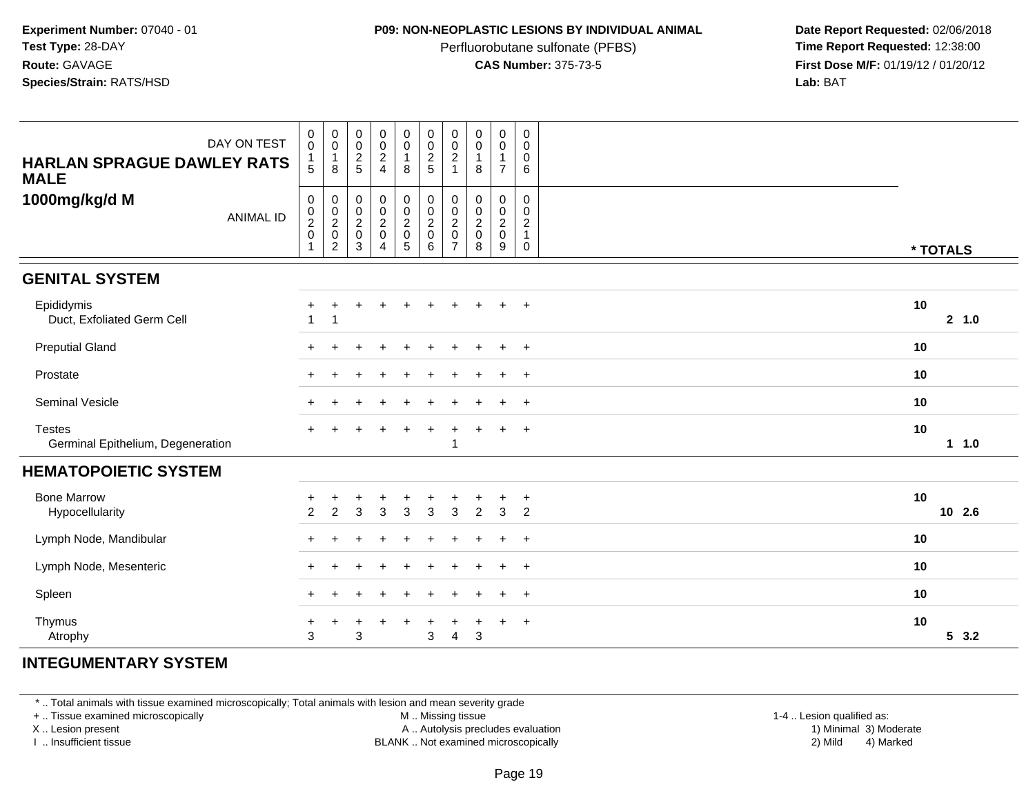**Experiment Number:** 07040 - 01
**Test Type:** 28-DAY
**Route:** GAVAGE
**Species/Strain:** RATS/HSD

**P09: NON-NEOPLASTIC LESIONS BY INDIVIDUAL ANIMAL**
Perfluorobutane sulfonate (PFBS)
**CAS Number:** 375-73-5

**Date Report Requested:** 02/06/2018
**Time Report Requested:** 12:38:00
**First Dose M/F:** 01/19/12 / 01/20/12
**Lab:** BAT

| HARLAN SPRAGUE DAWLEY RATS MALE 1000mg/kg/d M — DAY ON TEST | 0015 | 0018 | 0025 | 0024 | 0018 | 0025 | 0021 | 0018 | 0017 | 0006 | |
|---|---|---|---|---|---|---|---|---|---|---|---|
| ANIMAL ID | 00201 | 00202 | 00203 | 00204 | 00205 | 00206 | 00207 | 00208 | 00209 | 00210 | * TOTALS |
| **GENITAL SYSTEM** | | | | | | | | | | | |
| Epididymis | + | + | + | + | + | + | + | + | + | + | 10 |
| Duct, Exfoliated Germ Cell | 1 | 1 | | | | | | | | | 2 1.0 |
| Preputial Gland | + | + | + | + | + | + | + | + | + | + | 10 |
| Prostate | + | + | + | + | + | + | + | + | + | + | 10 |
| Seminal Vesicle | + | + | + | + | + | + | + | + | + | + | 10 |
| Testes | + | + | + | + | + | + | + | + | + | + | 10 |
| Germinal Epithelium, Degeneration | | | | | | | 1 | | | | 1 1.0 |
| **HEMATOPOIETIC SYSTEM** | | | | | | | | | | | |
| Bone Marrow | + | + | + | + | + | + | + | + | + | + | 10 |
| Hypocellularity | 2 | 2 | 3 | 3 | 3 | 3 | 3 | 2 | 3 | 2 | 10 2.6 |
| Lymph Node, Mandibular | + | + | + | + | + | + | + | + | + | + | 10 |
| Lymph Node, Mesenteric | + | + | + | + | + | + | + | + | + | + | 10 |
| Spleen | + | + | + | + | + | + | + | + | + | + | 10 |
| Thymus | + | + | + | + | + | + | + | + | + | + | 10 |
| Atrophy | 3 | | 3 | | | 3 | 4 | 3 | | | 5 3.2 |
| **INTEGUMENTARY SYSTEM** | | | | | | | | | | | |

\* .. Total animals with tissue examined microscopically; Total animals with lesion and mean severity grade
\+ .. Tissue examined microscopically
X .. Lesion present
I .. Insufficient tissue
M .. Missing tissue
A .. Autolysis precludes evaluation
BLANK .. Not examined microscopically
1-4 .. Lesion qualified as: 1) Minimal 2) Mild 3) Moderate 4) Marked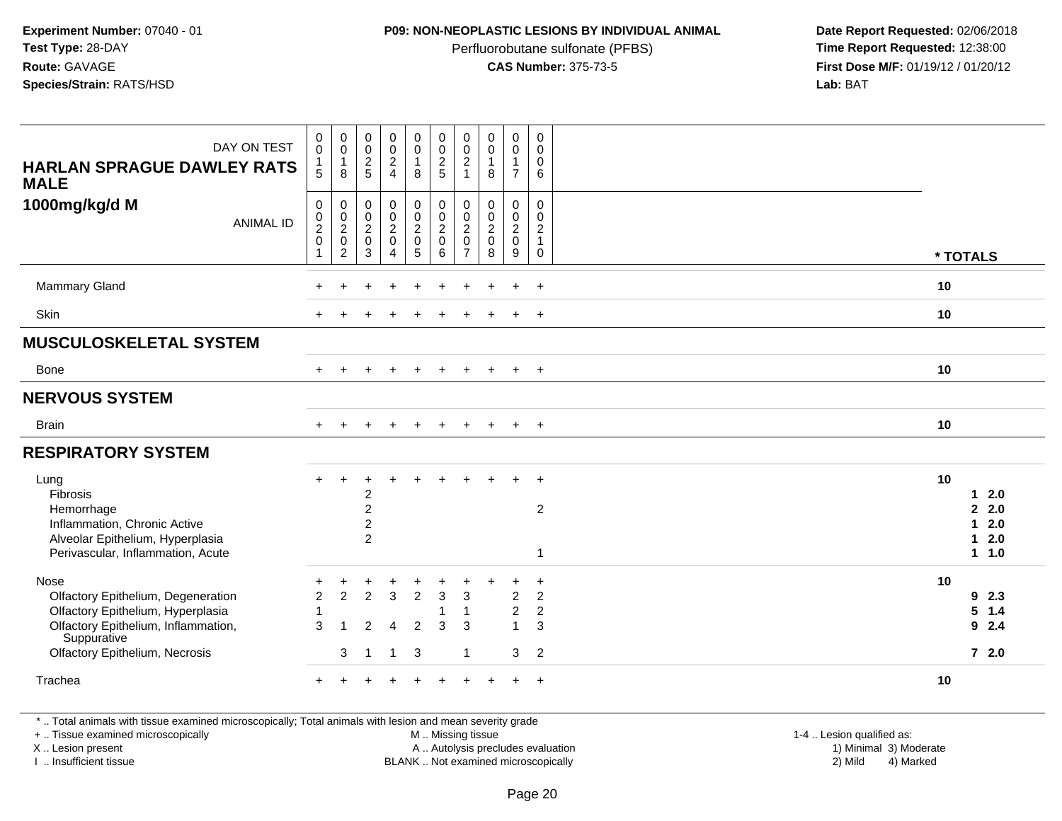**Experiment Number:** 07040 - 01
**Test Type:** 28-DAY
**Route:** GAVAGE
**Species/Strain:** RATS/HSD

**P09: NON-NEOPLASTIC LESIONS BY INDIVIDUAL ANIMAL**
Perfluorobutane sulfonate (PFBS)
**CAS Number:** 375-73-5

**Date Report Requested:** 02/06/2018
**Time Report Requested:** 12:38:00
**First Dose M/F:** 01/19/12 / 01/20/12
**Lab:** BAT

| **HARLAN SPRAGUE DAWLEY RATS MALE** DAY ON TEST | 0015 | 0018 | 0025 | 0024 | 0018 | 0025 | 0021 | 0018 | 0017 | 0006 | |
|---|---|---|---|---|---|---|---|---|---|---|---|
| **1000mg/kg/d M** ANIMAL ID | 00201 | 00202 | 00203 | 00204 | 00205 | 00206 | 00207 | 00208 | 00209 | 00210 | *** TOTALS** |
| Mammary Gland | + | + | + | + | + | + | + | + | + | + | **10** |
| Skin | + | + | + | + | + | + | + | + | + | + | **10** |
| **MUSCULOSKELETAL SYSTEM** | | | | | | | | | | | |
| Bone | + | + | + | + | + | + | + | + | + | + | **10** |
| **NERVOUS SYSTEM** | | | | | | | | | | | |
| Brain | + | + | + | + | + | + | + | + | + | + | **10** |
| **RESPIRATORY SYSTEM** | | | | | | | | | | | |
| Lung | + | + | + | + | + | + | + | + | + | + | **10** |
| Fibrosis | | | 2 | | | | | | | | **1 2.0** |
| Hemorrhage | | | 2 | | | | | | | 2 | **2 2.0** |
| Inflammation, Chronic Active | | | 2 | | | | | | | | **1 2.0** |
| Alveolar Epithelium, Hyperplasia | | | 2 | | | | | | | | **1 2.0** |
| Perivascular, Inflammation, Acute | | | | | | | | | | 1 | **1 1.0** |
| Nose | + | + | + | + | + | + | + | + | + | + | **10** |
| Olfactory Epithelium, Degeneration | 2 | 2 | 2 | 3 | 2 | 3 | 3 | | 2 | 2 | **9 2.3** |
| Olfactory Epithelium, Hyperplasia | 1 | | | | | 1 | 1 | | 2 | 2 | **5 1.4** |
| Olfactory Epithelium, Inflammation, Suppurative | 3 | 1 | 2 | 4 | 2 | 3 | 3 | | 1 | 3 | **9 2.4** |
| Olfactory Epithelium, Necrosis | | 3 | 1 | 1 | 3 | | 1 | | 3 | 2 | **7 2.0** |
| Trachea | + | + | + | + | + | + | + | + | + | + | **10** |

\* .. Total animals with tissue examined microscopically; Total animals with lesion and mean severity grade
\+ .. Tissue examined microscopically
X .. Lesion present
I .. Insufficient tissue

M .. Missing tissue
A .. Autolysis precludes evaluation
BLANK .. Not examined microscopically

1-4 .. Lesion qualified as:
1) Minimal 3) Moderate
2) Mild 4) Marked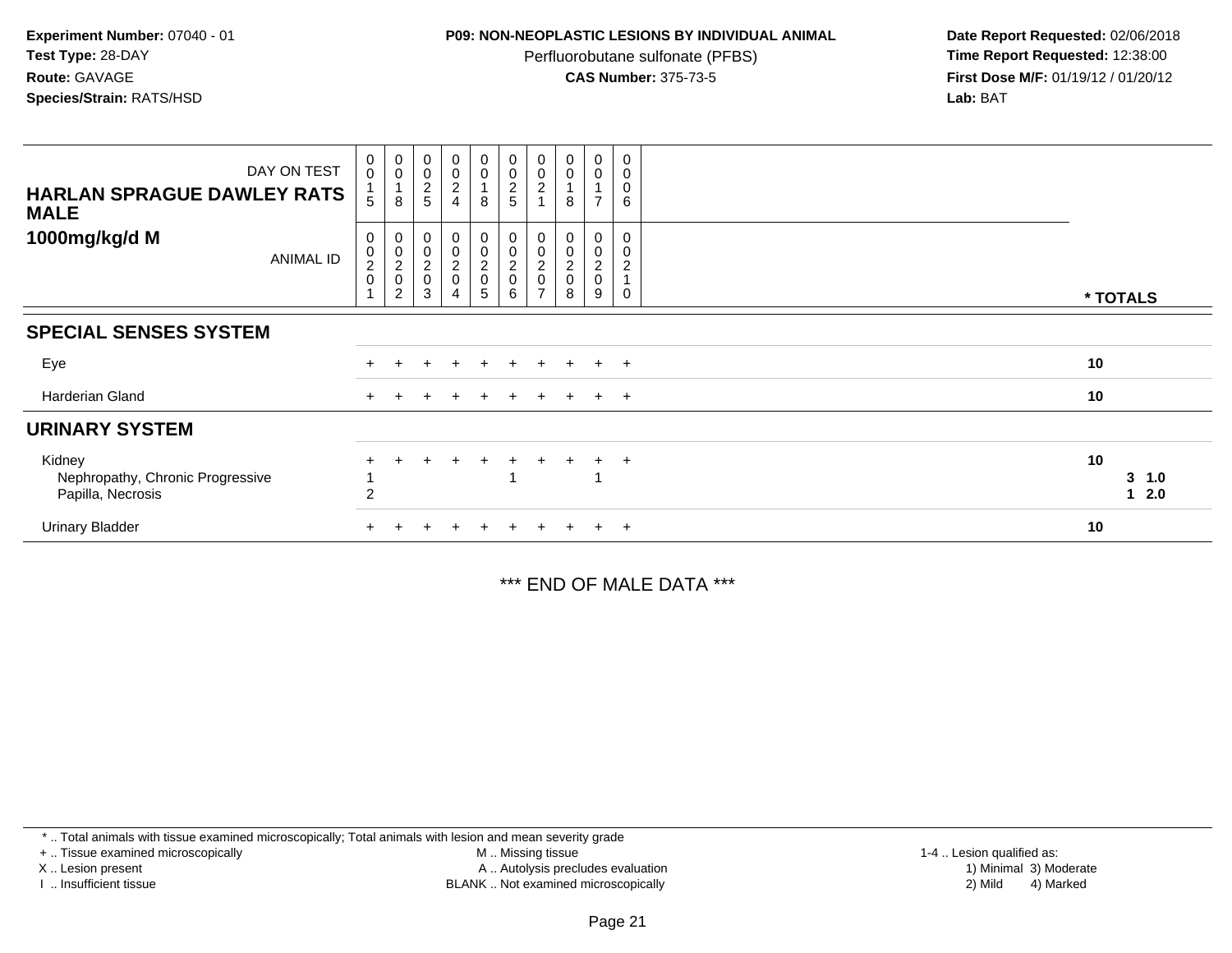**Experiment Number:** 07040 - 01
**Test Type:** 28-DAY
**Route:** GAVAGE
**Species/Strain:** RATS/HSD

**P09: NON-NEOPLASTIC LESIONS BY INDIVIDUAL ANIMAL**
Perfluorobutane sulfonate (PFBS)
**CAS Number:** 375-73-5

**Date Report Requested:** 02/06/2018
**Time Report Requested:** 12:38:00
**First Dose M/F:** 01/19/12 / 01/20/12
**Lab:** BAT

| HARLAN SPRAGUE DAWLEY RATS MALE 1000mg/kg/d M | | | | | | | | | | | |
|---|---|---|---|---|---|---|---|---|---|---|---|
| DAY ON TEST | 0015 | 0018 | 0025 | 0024 | 0018 | 0025 | 0021 | 0018 | 0017 | 0006 | |
| ANIMAL ID | 00201 | 00202 | 00203 | 00204 | 00205 | 00206 | 00207 | 00208 | 00209 | 00210 | * TOTALS |
| **SPECIAL SENSES SYSTEM** | | | | | | | | | | | |
| Eye | + | + | + | + | + | + | + | + | + | + | 10 |
| Harderian Gland | + | + | + | + | + | + | + | + | + | + | 10 |
| **URINARY SYSTEM** | | | | | | | | | | | |
| Kidney | + | + | + | + | + | + | + | + | + | + | 10 |
| Nephropathy, Chronic Progressive | 1 | | | | | 1 | | | 1 | | 3 1.0 |
| Papilla, Necrosis | 2 | | | | | | | | | | 1 2.0 |
| Urinary Bladder | + | + | + | + | + | + | + | + | + | + | 10 |

*** END OF MALE DATA ***

* .. Total animals with tissue examined microscopically; Total animals with lesion and mean severity grade
+ .. Tissue examined microscopically
X .. Lesion present
I .. Insufficient tissue
M .. Missing tissue
A .. Autolysis precludes evaluation
BLANK .. Not examined microscopically
1-4 .. Lesion qualified as:
1) Minimal 3) Moderate
2) Mild 4) Marked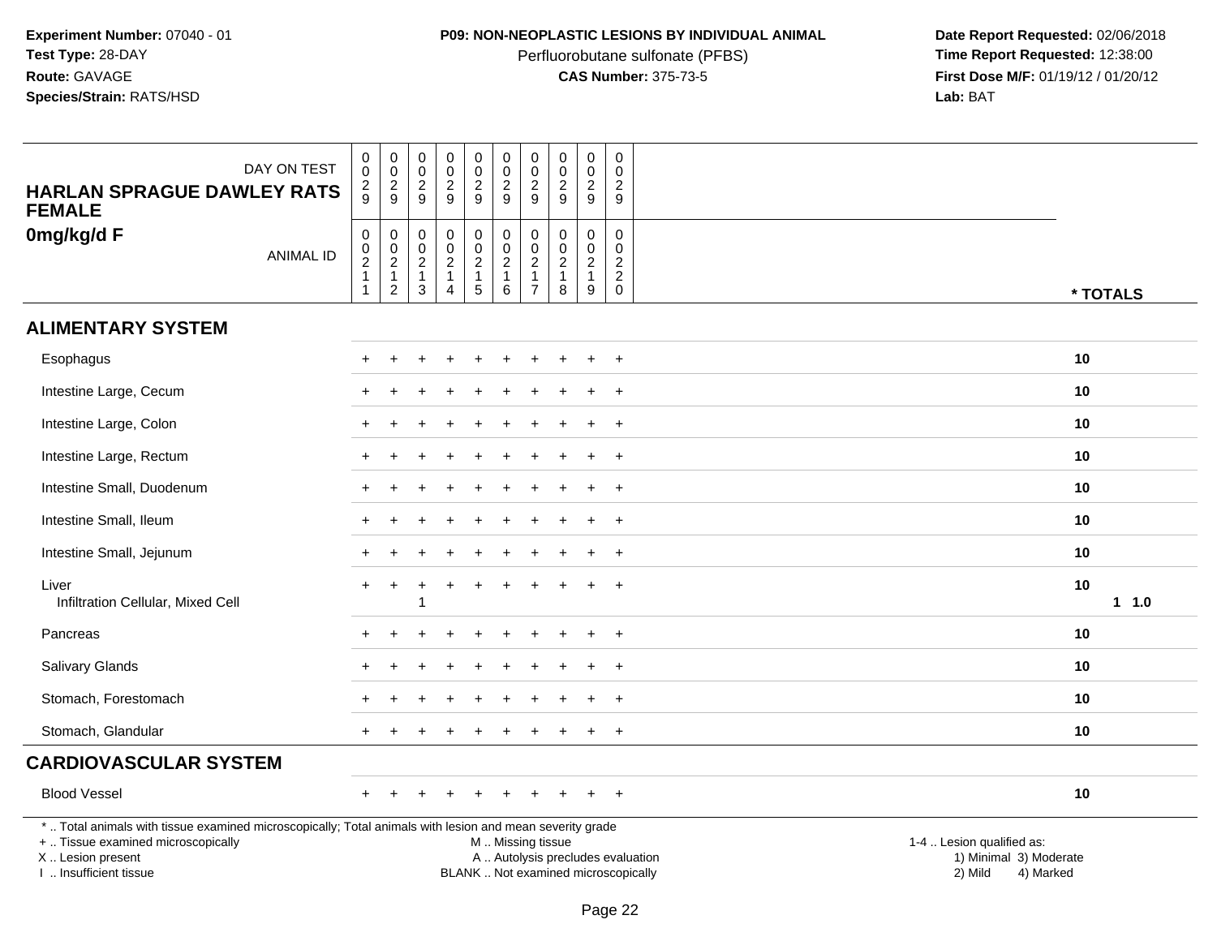**Experiment Number:** 07040 - 01
**Test Type:** 28-DAY
**Route:** GAVAGE
**Species/Strain:** RATS/HSD

**P09: NON-NEOPLASTIC LESIONS BY INDIVIDUAL ANIMAL**
Perfluorobutane sulfonate (PFBS)
**CAS Number:** 375-73-5

**Date Report Requested:** 02/06/2018
**Time Report Requested:** 12:38:00
**First Dose M/F:** 01/19/12 / 01/20/12
**Lab:** BAT

| HARLAN SPRAGUE DAWLEY RATS FEMALE<br>0mg/kg/d F | | | | | | | | | | | |
|---|---|---|---|---|---|---|---|---|---|---|---|
| DAY ON TEST | 0029 | 0029 | 0029 | 0029 | 0029 | 0029 | 0029 | 0029 | 0029 | 0029 | |
| ANIMAL ID | 00211 | 00212 | 00213 | 00214 | 00215 | 00216 | 00217 | 00218 | 00219 | 00220 | * TOTALS |
| **ALIMENTARY SYSTEM** | | | | | | | | | | | |
| Esophagus | + | + | + | + | + | + | + | + | + | + | 10 |
| Intestine Large, Cecum | + | + | + | + | + | + | + | + | + | + | 10 |
| Intestine Large, Colon | + | + | + | + | + | + | + | + | + | + | 10 |
| Intestine Large, Rectum | + | + | + | + | + | + | + | + | + | + | 10 |
| Intestine Small, Duodenum | + | + | + | + | + | + | + | + | + | + | 10 |
| Intestine Small, Ileum | + | + | + | + | + | + | + | + | + | + | 10 |
| Intestine Small, Jejunum | + | + | + | + | + | + | + | + | + | + | 10 |
| Liver | + | + | + | + | + | + | + | + | + | + | 10 |
| Infiltration Cellular, Mixed Cell | | | 1 | | | | | | | | 1 1.0 |
| Pancreas | + | + | + | + | + | + | + | + | + | + | 10 |
| Salivary Glands | + | + | + | + | + | + | + | + | + | + | 10 |
| Stomach, Forestomach | + | + | + | + | + | + | + | + | + | + | 10 |
| Stomach, Glandular | + | + | + | + | + | + | + | + | + | + | 10 |
| **CARDIOVASCULAR SYSTEM** | | | | | | | | | | | |
| Blood Vessel | + | + | + | + | + | + | + | + | + | + | 10 |

* .. Total animals with tissue examined microscopically; Total animals with lesion and mean severity grade
+ .. Tissue examined microscopically
X .. Lesion present
I .. Insufficient tissue

M .. Missing tissue
A .. Autolysis precludes evaluation
BLANK .. Not examined microscopically

1-4 .. Lesion qualified as:
1) Minimal 3) Moderate
2) Mild 4) Marked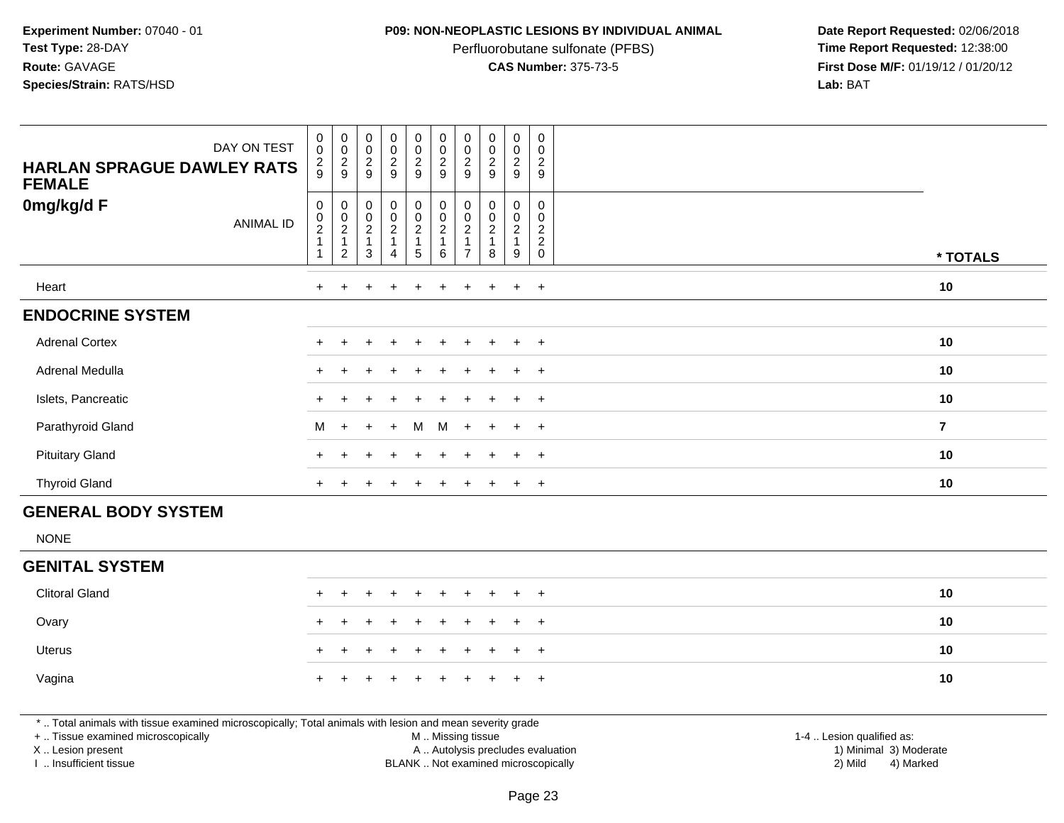**Experiment Number:** 07040 - 01
**Test Type:** 28-DAY
**Route:** GAVAGE
**Species/Strain:** RATS/HSD

**P09: NON-NEOPLASTIC LESIONS BY INDIVIDUAL ANIMAL**
Perfluorobutane sulfonate (PFBS)
**CAS Number:** 375-73-5

**Date Report Requested:** 02/06/2018
**Time Report Requested:** 12:38:00
**First Dose M/F:** 01/19/12 / 01/20/12
**Lab:** BAT

| DAY ON TEST | 0029 | 0029 | 0029 | 0029 | 0029 | 0029 | 0029 | 0029 | 0029 | 0029 | |
|---|---|---|---|---|---|---|---|---|---|---|---|
| **HARLAN SPRAGUE DAWLEY RATS FEMALE** | | | | | | | | | | | |
| **0mg/kg/d F** ANIMAL ID | 00211 | 00212 | 00213 | 00214 | 00215 | 00216 | 00217 | 00218 | 00219 | 00220 | *** TOTALS** |
| Heart | + | + | + | + | + | + | + | + | + | + | 10 |
| **ENDOCRINE SYSTEM** | | | | | | | | | | | |
| Adrenal Cortex | + | + | + | + | + | + | + | + | + | + | 10 |
| Adrenal Medulla | + | + | + | + | + | + | + | + | + | + | 10 |
| Islets, Pancreatic | + | + | + | + | + | + | + | + | + | + | 10 |
| Parathyroid Gland | M | + | + | + | M | M | + | + | + | + | 7 |
| Pituitary Gland | + | + | + | + | + | + | + | + | + | + | 10 |
| Thyroid Gland | + | + | + | + | + | + | + | + | + | + | 10 |
| **GENERAL BODY SYSTEM** | | | | | | | | | | | |
| NONE | | | | | | | | | | | |
| **GENITAL SYSTEM** | | | | | | | | | | | |
| Clitoral Gland | + | + | + | + | + | + | + | + | + | + | 10 |
| Ovary | + | + | + | + | + | + | + | + | + | + | 10 |
| Uterus | + | + | + | + | + | + | + | + | + | + | 10 |
| Vagina | + | + | + | + | + | + | + | + | + | + | 10 |

* .. Total animals with tissue examined microscopically; Total animals with lesion and mean severity grade
+ .. Tissue examined microscopically
X .. Lesion present
I .. Insufficient tissue

M .. Missing tissue
A .. Autolysis precludes evaluation
BLANK .. Not examined microscopically

1-4 .. Lesion qualified as:
1) Minimal 3) Moderate
2) Mild 4) Marked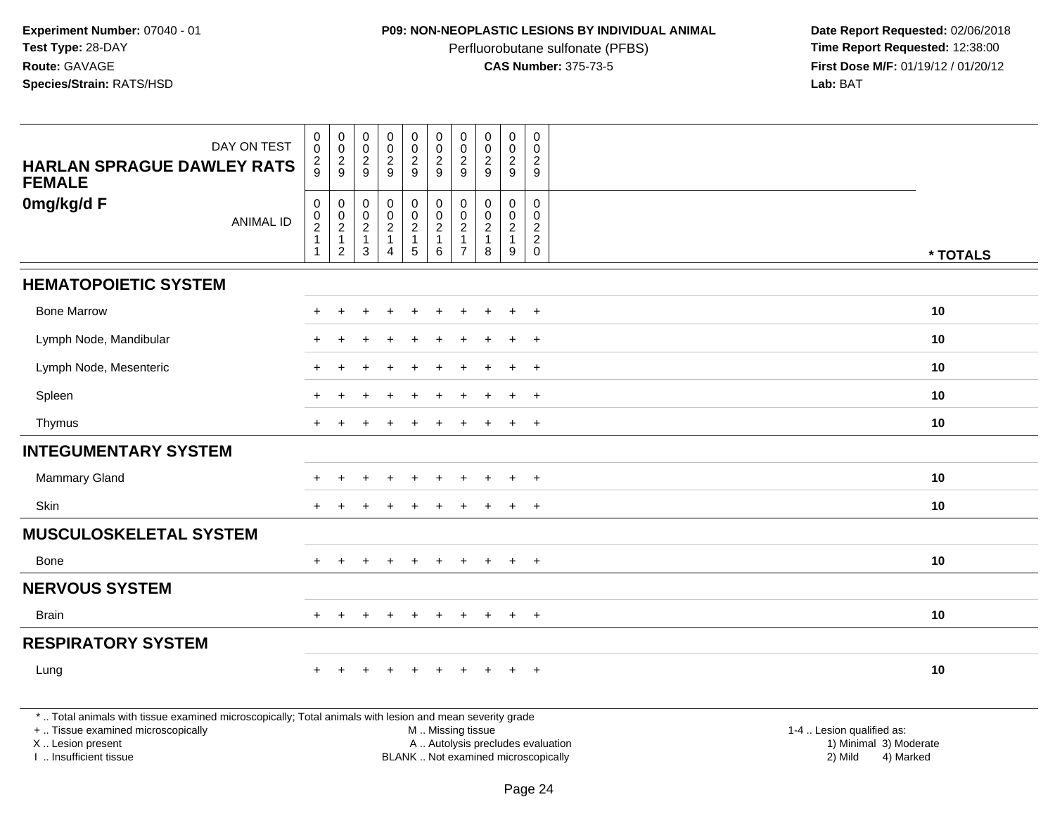**Experiment Number:** 07040 - 01
**Test Type:** 28-DAY
**Route:** GAVAGE
**Species/Strain:** RATS/HSD

**P09: NON-NEOPLASTIC LESIONS BY INDIVIDUAL ANIMAL**
Perfluorobutane sulfonate (PFBS)
**CAS Number:** 375-73-5

**Date Report Requested:** 02/06/2018
**Time Report Requested:** 12:38:00
**First Dose M/F:** 01/19/12 / 01/20/12
**Lab:** BAT

**HARLAN SPRAGUE DAWLEY RATS FEMALE**
**0mg/kg/d F**

| DAY ON TEST | 0029 | 0029 | 0029 | 0029 | 0029 | 0029 | 0029 | 0029 | 0029 | 0029 | |
|---|---|---|---|---|---|---|---|---|---|---|---|
| ANIMAL ID | 00211 | 00212 | 00213 | 00214 | 00215 | 00216 | 00217 | 00218 | 00219 | 00220 | * TOTALS |
| **HEMATOPOIETIC SYSTEM** | | | | | | | | | | | |
| Bone Marrow | + | + | + | + | + | + | + | + | + | + | 10 |
| Lymph Node, Mandibular | + | + | + | + | + | + | + | + | + | + | 10 |
| Lymph Node, Mesenteric | + | + | + | + | + | + | + | + | + | + | 10 |
| Spleen | + | + | + | + | + | + | + | + | + | + | 10 |
| Thymus | + | + | + | + | + | + | + | + | + | + | 10 |
| **INTEGUMENTARY SYSTEM** | | | | | | | | | | | |
| Mammary Gland | + | + | + | + | + | + | + | + | + | + | 10 |
| Skin | + | + | + | + | + | + | + | + | + | + | 10 |
| **MUSCULOSKELETAL SYSTEM** | | | | | | | | | | | |
| Bone | + | + | + | + | + | + | + | + | + | + | 10 |
| **NERVOUS SYSTEM** | | | | | | | | | | | |
| Brain | + | + | + | + | + | + | + | + | + | + | 10 |
| **RESPIRATORY SYSTEM** | | | | | | | | | | | |
| Lung | + | + | + | + | + | + | + | + | + | + | 10 |

* .. Total animals with tissue examined microscopically; Total animals with lesion and mean severity grade
+ .. Tissue examined microscopically
X .. Lesion present
I .. Insufficient tissue

M .. Missing tissue
A .. Autolysis precludes evaluation
BLANK .. Not examined microscopically

1-4 .. Lesion qualified as:
1) Minimal 3) Moderate
2) Mild 4) Marked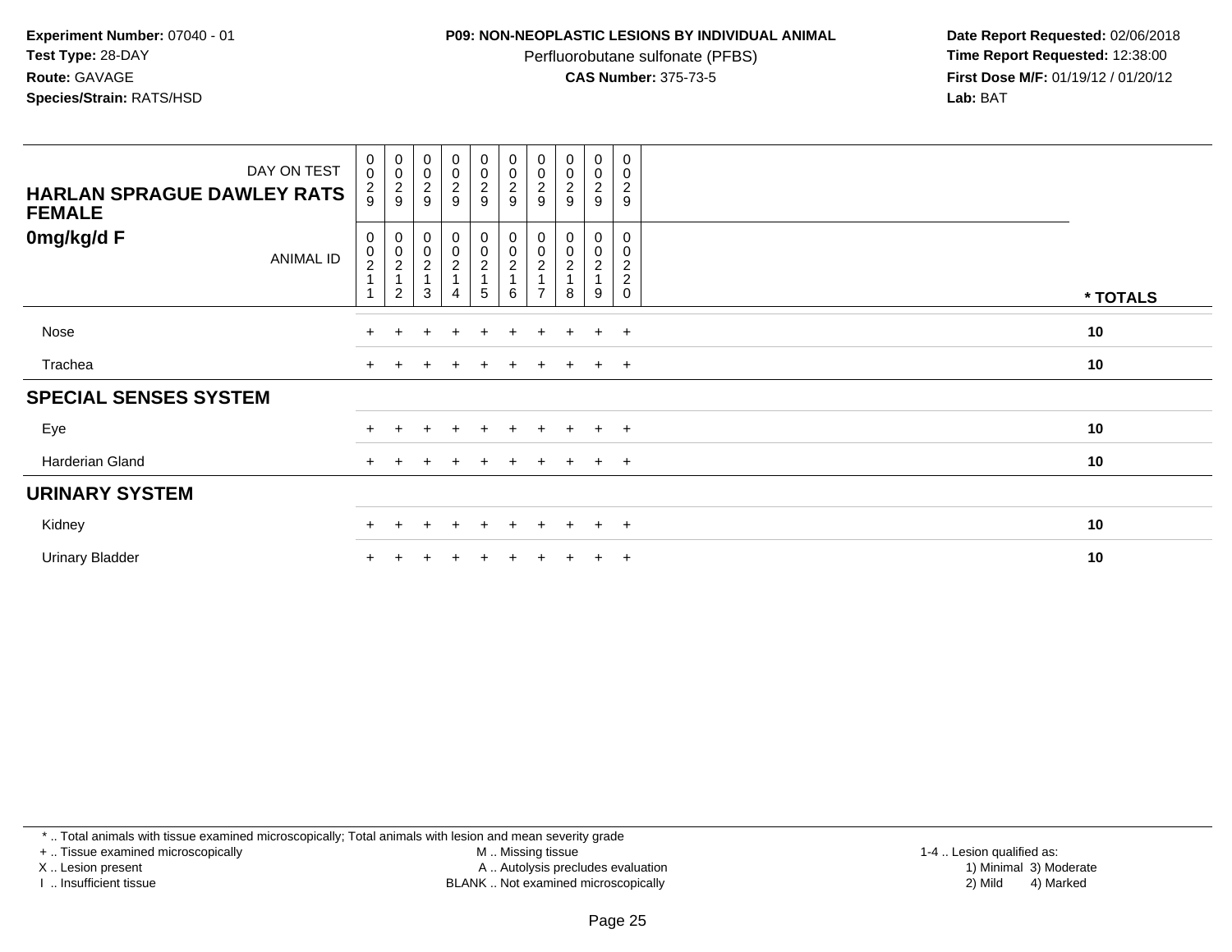**Experiment Number:** 07040 - 01
**Test Type:** 28-DAY
**Route:** GAVAGE
**Species/Strain:** RATS/HSD

**P09: NON-NEOPLASTIC LESIONS BY INDIVIDUAL ANIMAL**
Perfluorobutane sulfonate (PFBS)
**CAS Number:** 375-73-5

**Date Report Requested:** 02/06/2018
**Time Report Requested:** 12:38:00
**First Dose M/F:** 01/19/12 / 01/20/12
**Lab:** BAT

| HARLAN SPRAGUE DAWLEY RATS FEMALE 0mg/kg/d F | | | | | | | | | | | |
|---|---|---|---|---|---|---|---|---|---|---|---|
| DAY ON TEST | 0029 | 0029 | 0029 | 0029 | 0029 | 0029 | 0029 | 0029 | 0029 | 0029 | |
| ANIMAL ID | 00211 | 00212 | 00213 | 00214 | 00215 | 00216 | 00217 | 00218 | 00219 | 00220 | * TOTALS |
| Nose | + | + | + | + | + | + | + | + | + | + | 10 |
| Trachea | + | + | + | + | + | + | + | + | + | + | 10 |
| **SPECIAL SENSES SYSTEM** | | | | | | | | | | | |
| Eye | + | + | + | + | + | + | + | + | + | + | 10 |
| Harderian Gland | + | + | + | + | + | + | + | + | + | + | 10 |
| **URINARY SYSTEM** | | | | | | | | | | | |
| Kidney | + | + | + | + | + | + | + | + | + | + | 10 |
| Urinary Bladder | + | + | + | + | + | + | + | + | + | + | 10 |

* .. Total animals with tissue examined microscopically; Total animals with lesion and mean severity grade
+ .. Tissue examined microscopically
X .. Lesion present
I .. Insufficient tissue

M .. Missing tissue
A .. Autolysis precludes evaluation
BLANK .. Not examined microscopically

1-4 .. Lesion qualified as:
1) Minimal 3) Moderate
2) Mild 4) Marked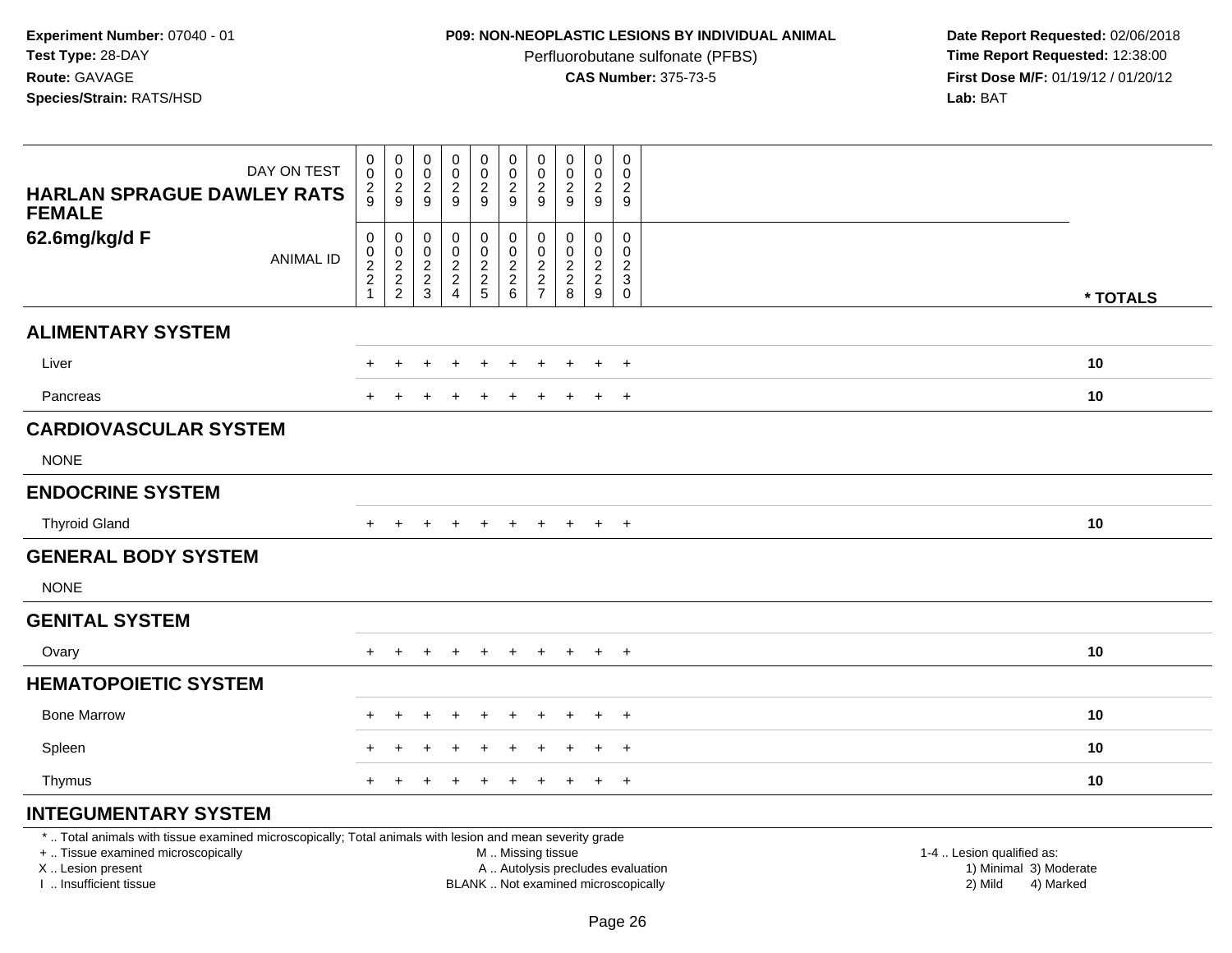**Experiment Number:** 07040 - 01
**Test Type:** 28-DAY
**Route:** GAVAGE
**Species/Strain:** RATS/HSD

**P09: NON-NEOPLASTIC LESIONS BY INDIVIDUAL ANIMAL**
Perfluorobutane sulfonate (PFBS)
**CAS Number:** 375-73-5

**Date Report Requested:** 02/06/2018
**Time Report Requested:** 12:38:00
**First Dose M/F:** 01/19/12 / 01/20/12
**Lab:** BAT

| HARLAN SPRAGUE DAWLEY RATS FEMALE 62.6mg/kg/d F | | | | | | | | | | | |
|---|---|---|---|---|---|---|---|---|---|---|---|
| DAY ON TEST | 0029 | 0029 | 0029 | 0029 | 0029 | 0029 | 0029 | 0029 | 0029 | 0029 | |
| ANIMAL ID | 00221 | 00222 | 00223 | 00224 | 00225 | 00226 | 00227 | 00228 | 00229 | 00230 | * TOTALS |
| **ALIMENTARY SYSTEM** | | | | | | | | | | | |
| Liver | + | + | + | + | + | + | + | + | + | + | 10 |
| Pancreas | + | + | + | + | + | + | + | + | + | + | 10 |
| **CARDIOVASCULAR SYSTEM** | | | | | | | | | | | |
| NONE | | | | | | | | | | | |
| **ENDOCRINE SYSTEM** | | | | | | | | | | | |
| Thyroid Gland | + | + | + | + | + | + | + | + | + | + | 10 |
| **GENERAL BODY SYSTEM** | | | | | | | | | | | |
| NONE | | | | | | | | | | | |
| **GENITAL SYSTEM** | | | | | | | | | | | |
| Ovary | + | + | + | + | + | + | + | + | + | + | 10 |
| **HEMATOPOIETIC SYSTEM** | | | | | | | | | | | |
| Bone Marrow | + | + | + | + | + | + | + | + | + | + | 10 |
| Spleen | + | + | + | + | + | + | + | + | + | + | 10 |
| Thymus | + | + | + | + | + | + | + | + | + | + | 10 |
| **INTEGUMENTARY SYSTEM** | | | | | | | | | | | |

* .. Total animals with tissue examined microscopically; Total animals with lesion and mean severity grade
+ .. Tissue examined microscopically
X .. Lesion present
I .. Insufficient tissue
M .. Missing tissue
A .. Autolysis precludes evaluation
BLANK .. Not examined microscopically
1-4 .. Lesion qualified as:
1) Minimal 3) Moderate
2) Mild 4) Marked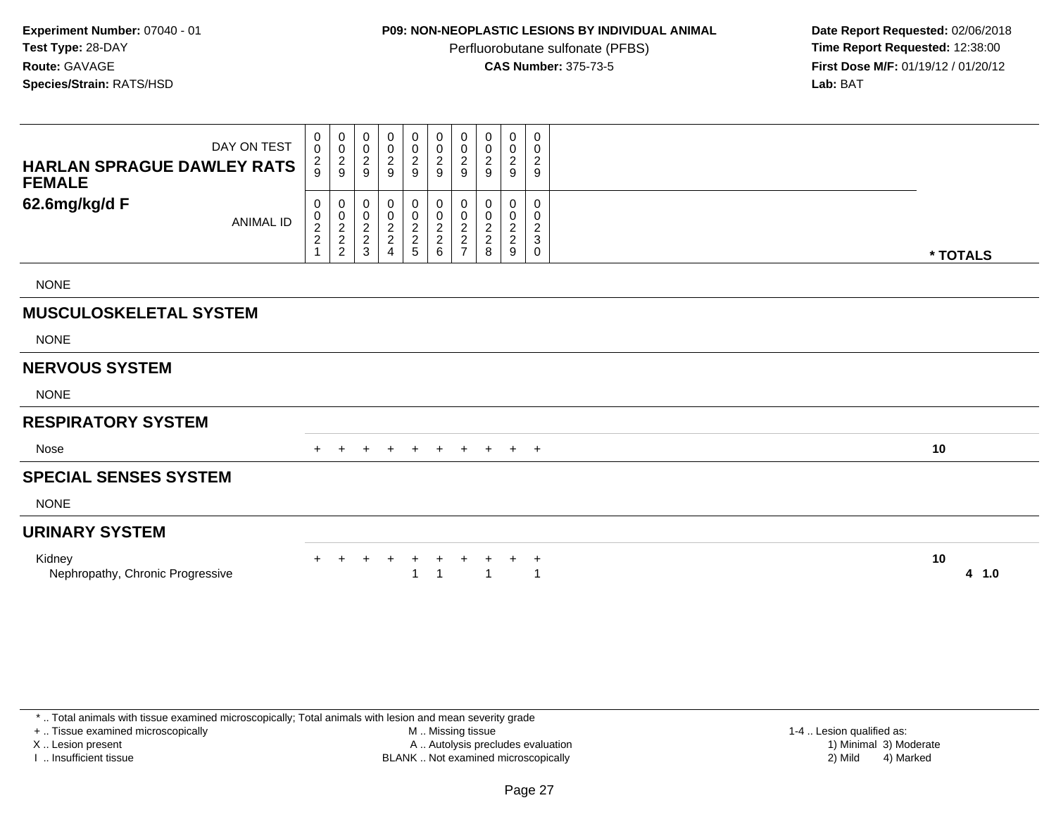**Experiment Number:** 07040 - 01
**Test Type:** 28-DAY
**Route:** GAVAGE
**Species/Strain:** RATS/HSD

**P09: NON-NEOPLASTIC LESIONS BY INDIVIDUAL ANIMAL**
Perfluorobutane sulfonate (PFBS)
**CAS Number:** 375-73-5

**Date Report Requested:** 02/06/2018
**Time Report Requested:** 12:38:00
**First Dose M/F:** 01/19/12 / 01/20/12
**Lab:** BAT

| HARLAN SPRAGUE DAWLEY RATS FEMALE 62.6mg/kg/d F | | | | | | | | | | | |
|---|---|---|---|---|---|---|---|---|---|---|---|
| DAY ON TEST | 0029 | 0029 | 0029 | 0029 | 0029 | 0029 | 0029 | 0029 | 0029 | 0029 | |
| ANIMAL ID | 00221 | 00222 | 00223 | 00224 | 00225 | 00226 | 00227 | 00228 | 00229 | 00230 | * TOTALS |
| NONE | | | | | | | | | | | |
| **MUSCULOSKELETAL SYSTEM** | | | | | | | | | | | |
| NONE | | | | | | | | | | | |
| **NERVOUS SYSTEM** | | | | | | | | | | | |
| NONE | | | | | | | | | | | |
| **RESPIRATORY SYSTEM** | | | | | | | | | | | |
| Nose | + | + | + | + | + | + | + | + | + | + | 10 |
| **SPECIAL SENSES SYSTEM** | | | | | | | | | | | |
| NONE | | | | | | | | | | | |
| **URINARY SYSTEM** | | | | | | | | | | | |
| Kidney | + | + | + | + | + | + | + | + | + | + | 10 |
| Nephropathy, Chronic Progressive | | | | | 1 | 1 | | 1 | | 1 | 4 1.0 |

* .. Total animals with tissue examined microscopically; Total animals with lesion and mean severity grade
+ .. Tissue examined microscopically
X .. Lesion present
I .. Insufficient tissue
M .. Missing tissue
A .. Autolysis precludes evaluation
BLANK .. Not examined microscopically
1-4 .. Lesion qualified as:
1) Minimal 3) Moderate
2) Mild 4) Marked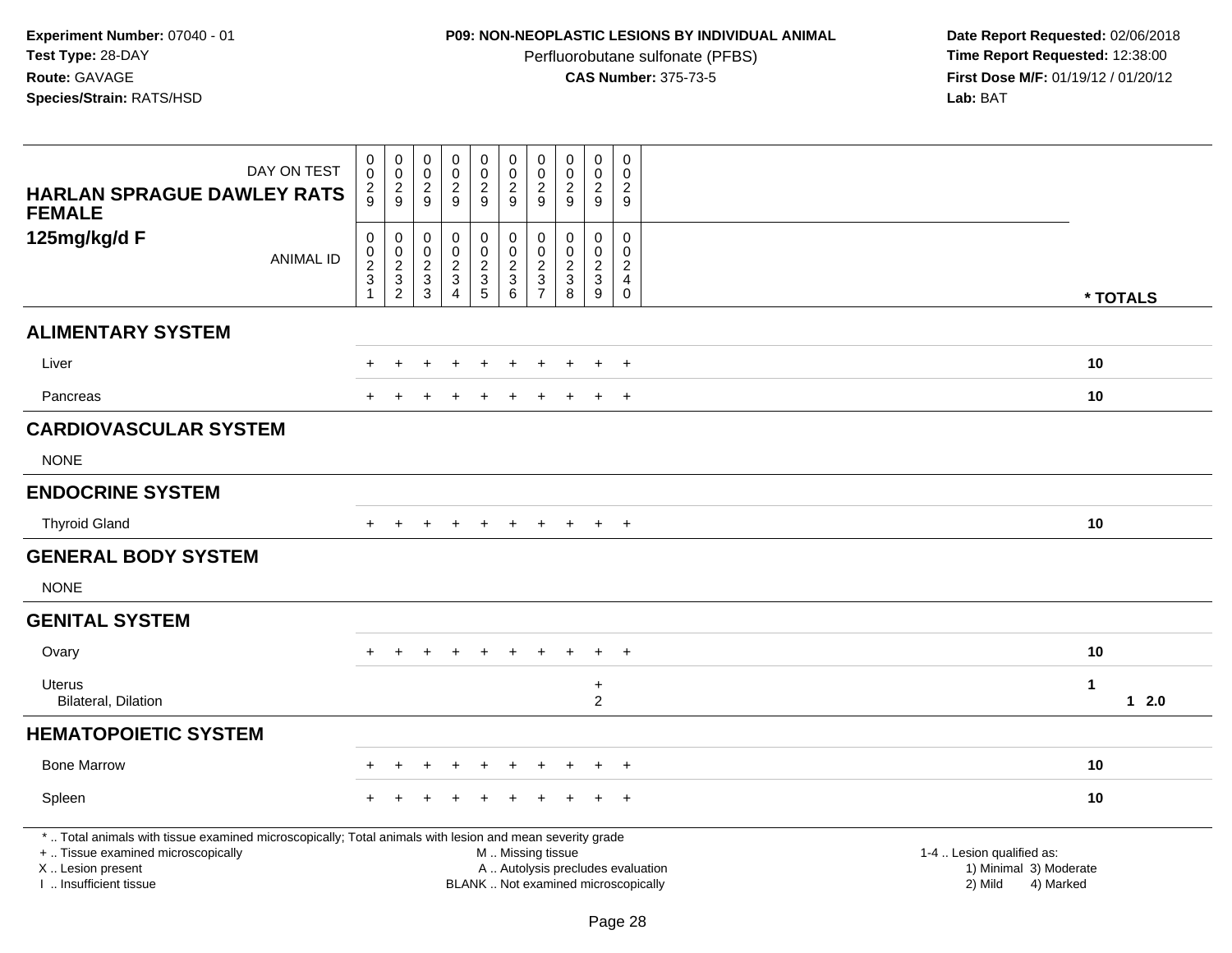**Experiment Number:** 07040 - 01
**Test Type:** 28-DAY
**Route:** GAVAGE
**Species/Strain:** RATS/HSD

**P09: NON-NEOPLASTIC LESIONS BY INDIVIDUAL ANIMAL**
Perfluorobutane sulfonate (PFBS)
**CAS Number:** 375-73-5

**Date Report Requested:** 02/06/2018
**Time Report Requested:** 12:38:00
**First Dose M/F:** 01/19/12 / 01/20/12
**Lab:** BAT

| HARLAN SPRAGUE DAWLEY RATS FEMALE 125mg/kg/d F | | | | | | | | | | | |
|---|---|---|---|---|---|---|---|---|---|---|---|
| DAY ON TEST | 0029 | 0029 | 0029 | 0029 | 0029 | 0029 | 0029 | 0029 | 0029 | 0029 | |
| ANIMAL ID | 00231 | 00232 | 00233 | 00234 | 00235 | 00236 | 00237 | 00238 | 00239 | 00240 | * TOTALS |
| **ALIMENTARY SYSTEM** | | | | | | | | | | | |
| Liver | + | + | + | + | + | + | + | + | + | + | 10 |
| Pancreas | + | + | + | + | + | + | + | + | + | + | 10 |
| **CARDIOVASCULAR SYSTEM** | | | | | | | | | | | |
| NONE | | | | | | | | | | | |
| **ENDOCRINE SYSTEM** | | | | | | | | | | | |
| Thyroid Gland | + | + | + | + | + | + | + | + | + | + | 10 |
| **GENERAL BODY SYSTEM** | | | | | | | | | | | |
| NONE | | | | | | | | | | | |
| **GENITAL SYSTEM** | | | | | | | | | | | |
| Ovary | + | + | + | + | + | + | + | + | + | + | 10 |
| Uterus | | | | | | | | | + | | 1 |
| Bilateral, Dilation | | | | | | | | | 2 | | 1 2.0 |
| **HEMATOPOIETIC SYSTEM** | | | | | | | | | | | |
| Bone Marrow | + | + | + | + | + | + | + | + | + | + | 10 |
| Spleen | + | + | + | + | + | + | + | + | + | + | 10 |

* .. Total animals with tissue examined microscopically; Total animals with lesion and mean severity grade
+ .. Tissue examined microscopically
X .. Lesion present
I .. Insufficient tissue

M .. Missing tissue
A .. Autolysis precludes evaluation
BLANK .. Not examined microscopically

1-4 .. Lesion qualified as:
1) Minimal 3) Moderate
2) Mild 4) Marked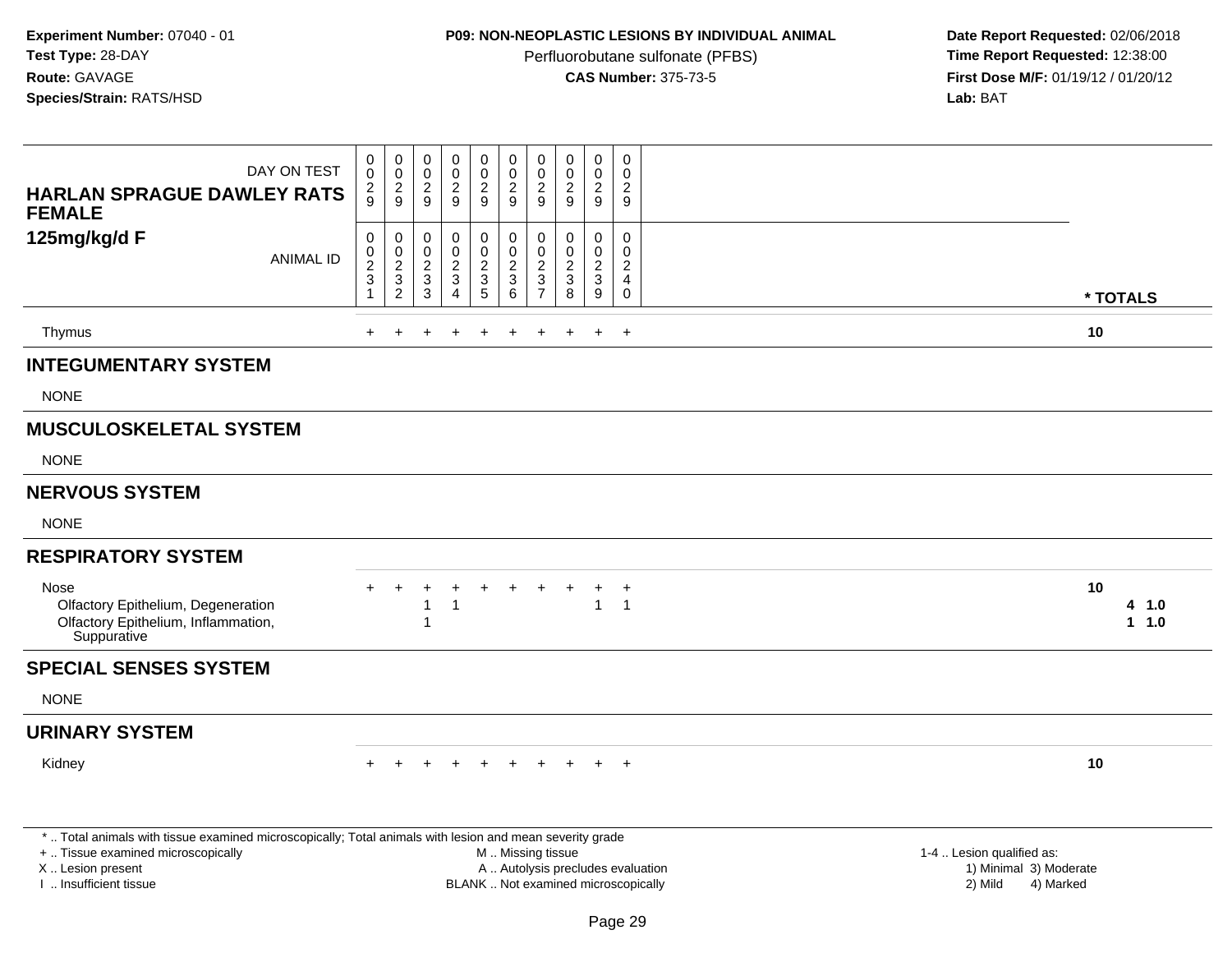**Experiment Number:** 07040 - 01
**Test Type:** 28-DAY
**Route:** GAVAGE
**Species/Strain:** RATS/HSD

**P09: NON-NEOPLASTIC LESIONS BY INDIVIDUAL ANIMAL**
Perfluorobutane sulfonate (PFBS)
**CAS Number:** 375-73-5

**Date Report Requested:** 02/06/2018
**Time Report Requested:** 12:38:00
**First Dose M/F:** 01/19/12 / 01/20/12
**Lab:** BAT

| DAY ON TEST | 0029 | 0029 | 0029 | 0029 | 0029 | 0029 | 0029 | 0029 | 0029 | 0029 | |
|---|---|---|---|---|---|---|---|---|---|---|---|
| **HARLAN SPRAGUE DAWLEY RATS FEMALE 125mg/kg/d F** ANIMAL ID | 00231 | 00232 | 00233 | 00234 | 00235 | 00236 | 00237 | 00238 | 00239 | 00240 | *** TOTALS** |
| Thymus | + | + | + | + | + | + | + | + | + | + | **10** |
| **INTEGUMENTARY SYSTEM** | | | | | | | | | | | |
| NONE | | | | | | | | | | | |
| **MUSCULOSKELETAL SYSTEM** | | | | | | | | | | | |
| NONE | | | | | | | | | | | |
| **NERVOUS SYSTEM** | | | | | | | | | | | |
| NONE | | | | | | | | | | | |
| **RESPIRATORY SYSTEM** | | | | | | | | | | | |
| Nose | + | + | + | + | + | + | + | + | + | + | **10** |
| Olfactory Epithelium, Degeneration | | | 1 | 1 | | | | | 1 | 1 | **4 1.0** |
| Olfactory Epithelium, Inflammation, Suppurative | | | 1 | | | | | | | | **1 1.0** |
| **SPECIAL SENSES SYSTEM** | | | | | | | | | | | |
| NONE | | | | | | | | | | | |
| **URINARY SYSTEM** | | | | | | | | | | | |
| Kidney | + | + | + | + | + | + | + | + | + | + | **10** |

\* .. Total animals with tissue examined microscopically; Total animals with lesion and mean severity grade
+ .. Tissue examined microscopically
X .. Lesion present
I .. Insufficient tissue
M .. Missing tissue
A .. Autolysis precludes evaluation
BLANK .. Not examined microscopically
1-4 .. Lesion qualified as:
1) Minimal 3) Moderate
2) Mild 4) Marked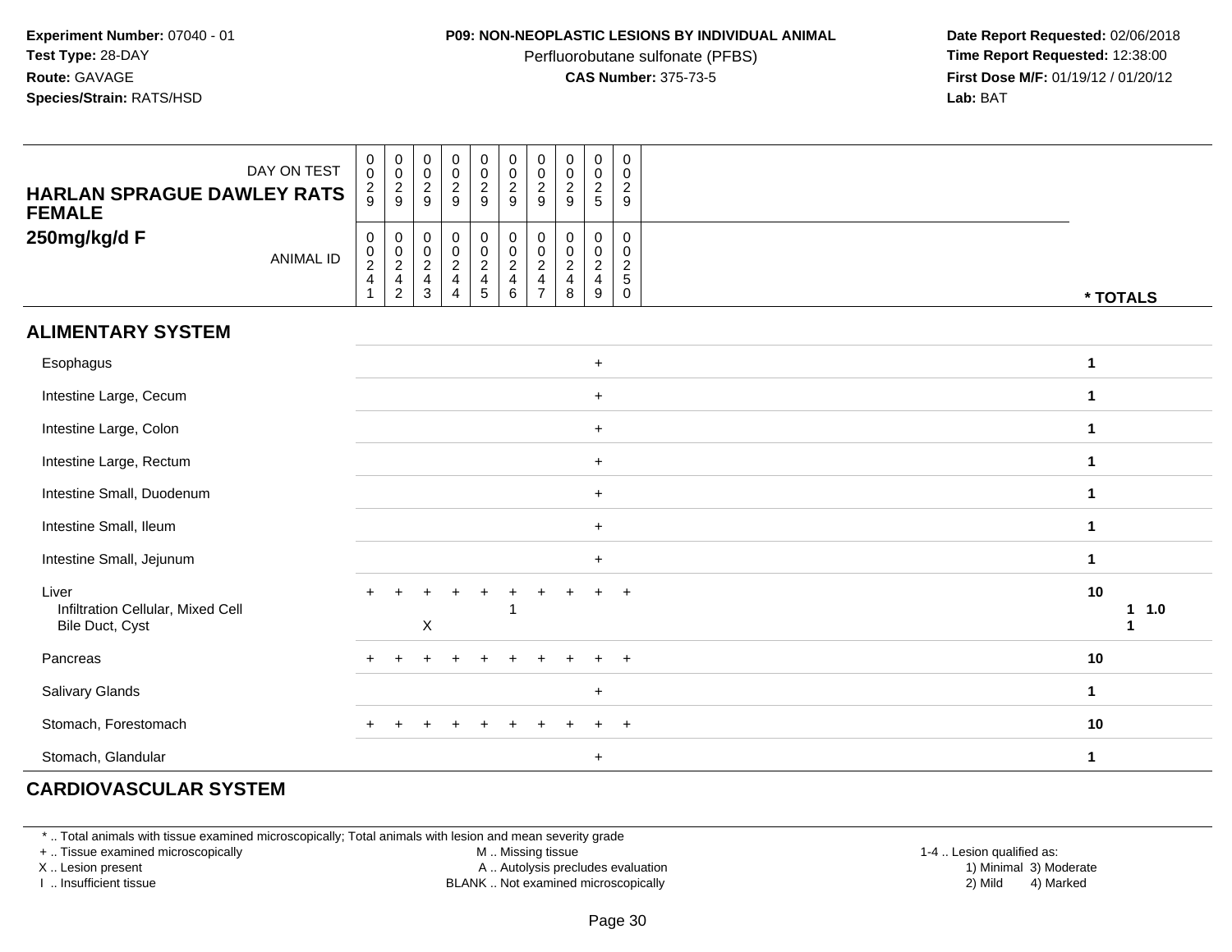**Experiment Number:** 07040 - 01
**Test Type:** 28-DAY
**Route:** GAVAGE
**Species/Strain:** RATS/HSD

**P09: NON-NEOPLASTIC LESIONS BY INDIVIDUAL ANIMAL**
Perfluorobutane sulfonate (PFBS)
**CAS Number:** 375-73-5

**Date Report Requested:** 02/06/2018
**Time Report Requested:** 12:38:00
**First Dose M/F:** 01/19/12 / 01/20/12
**Lab:** BAT

## HARLAN SPRAGUE DAWLEY RATS FEMALE
### 250mg/kg/d F

| DAY ON TEST | 0029 | 0029 | 0029 | 0029 | 0029 | 0029 | 0029 | 0029 | 0025 | 0029 | |
|---|---|---|---|---|---|---|---|---|---|---|---|
| **ANIMAL ID** | 00241 | 00242 | 00243 | 00244 | 00245 | 00246 | 00247 | 00248 | 00249 | 00250 | *** TOTALS** |
| **ALIMENTARY SYSTEM** | | | | | | | | | | | |
| Esophagus | | | | | | | | | + | | **1** |
| Intestine Large, Cecum | | | | | | | | | + | | **1** |
| Intestine Large, Colon | | | | | | | | | + | | **1** |
| Intestine Large, Rectum | | | | | | | | | + | | **1** |
| Intestine Small, Duodenum | | | | | | | | | + | | **1** |
| Intestine Small, Ileum | | | | | | | | | + | | **1** |
| Intestine Small, Jejunum | | | | | | | | | + | | **1** |
| Liver | + | + | + | + | + | + | + | + | + | + | **10** |
| Infiltration Cellular, Mixed Cell | | | | | | 1 | | | | | **1 1.0** |
| Bile Duct, Cyst | | | X | | | | | | | | **1** |
| Pancreas | + | + | + | + | + | + | + | + | + | + | **10** |
| Salivary Glands | | | | | | | | | + | | **1** |
| Stomach, Forestomach | + | + | + | + | + | + | + | + | + | + | **10** |
| Stomach, Glandular | | | | | | | | | + | | **1** |

## CARDIOVASCULAR SYSTEM

\* .. Total animals with tissue examined microscopically; Total animals with lesion and mean severity grade
\+ .. Tissue examined microscopically
X .. Lesion present
I .. Insufficient tissue

M .. Missing tissue
A .. Autolysis precludes evaluation
BLANK .. Not examined microscopically

1-4 .. Lesion qualified as:
1) Minimal 3) Moderate
2) Mild 4) Marked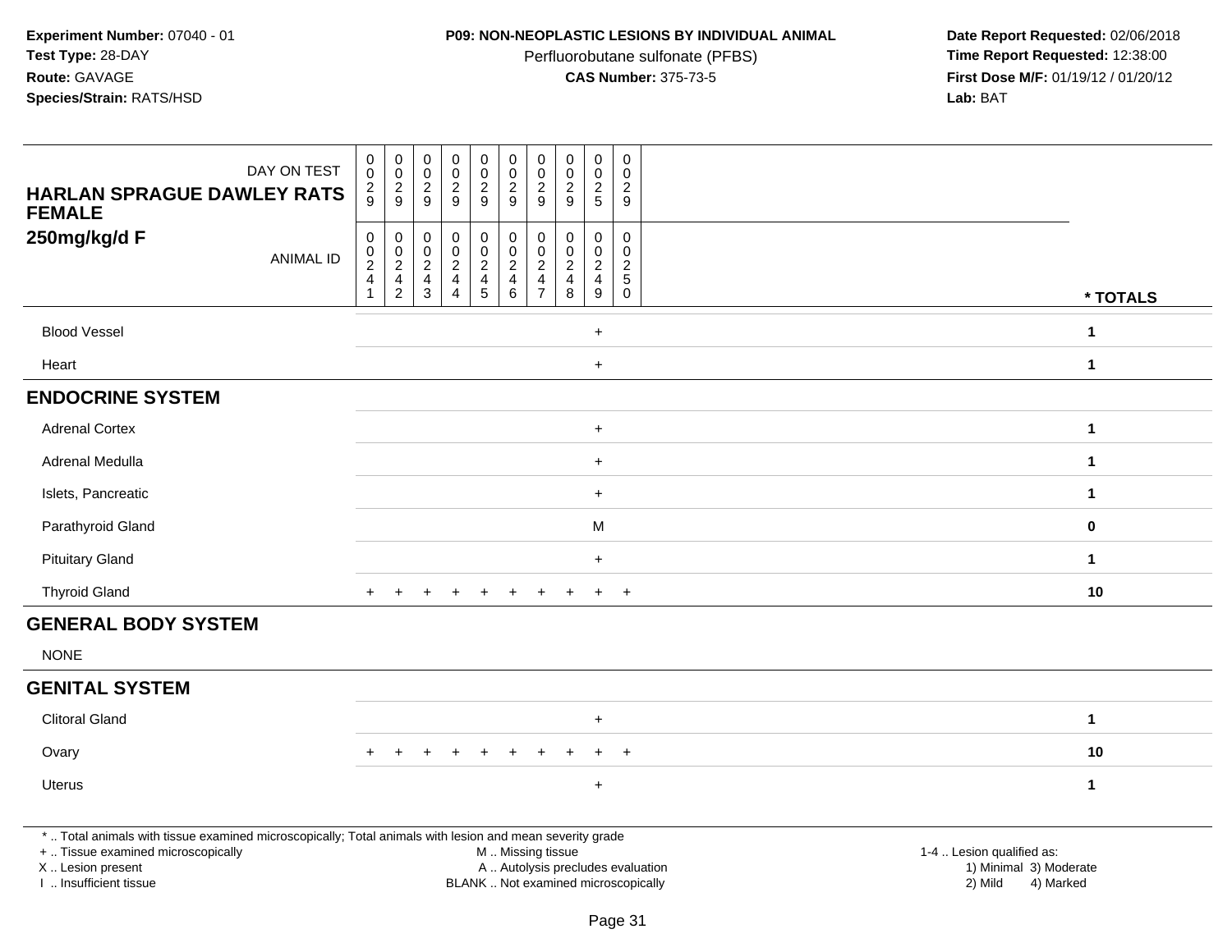**Experiment Number:** 07040 - 01
**Test Type:** 28-DAY
**Route:** GAVAGE
**Species/Strain:** RATS/HSD

**P09: NON-NEOPLASTIC LESIONS BY INDIVIDUAL ANIMAL**
Perfluorobutane sulfonate (PFBS)
**CAS Number:** 375-73-5

**Date Report Requested:** 02/06/2018
**Time Report Requested:** 12:38:00
**First Dose M/F:** 01/19/12 / 01/20/12
**Lab:** BAT

| HARLAN SPRAGUE DAWLEY RATS FEMALE 250mg/kg/d F | | | | | | | | | | | |
|---|---|---|---|---|---|---|---|---|---|---|---|
| DAY ON TEST | 0029 | 0029 | 0029 | 0029 | 0029 | 0029 | 0029 | 0029 | 0025 | 0029 | |
| ANIMAL ID | 00241 | 00242 | 00243 | 00244 | 00245 | 00246 | 00247 | 00248 | 00249 | 00250 | * TOTALS |
| Blood Vessel | | | | | | | | | + | | 1 |
| Heart | | | | | | | | | + | | 1 |
| **ENDOCRINE SYSTEM** | | | | | | | | | | | |
| Adrenal Cortex | | | | | | | | | + | | 1 |
| Adrenal Medulla | | | | | | | | | + | | 1 |
| Islets, Pancreatic | | | | | | | | | + | | 1 |
| Parathyroid Gland | | | | | | | | | M | | 0 |
| Pituitary Gland | | | | | | | | | + | | 1 |
| Thyroid Gland | + | + | + | + | + | + | + | + | + | + | 10 |
| **GENERAL BODY SYSTEM** | | | | | | | | | | | |
| NONE | | | | | | | | | | | |
| **GENITAL SYSTEM** | | | | | | | | | | | |
| Clitoral Gland | | | | | | | | | + | | 1 |
| Ovary | + | + | + | + | + | + | + | + | + | + | 10 |
| Uterus | | | | | | | | | + | | 1 |

* .. Total animals with tissue examined microscopically; Total animals with lesion and mean severity grade
+ .. Tissue examined microscopically
X .. Lesion present
I .. Insufficient tissue

M .. Missing tissue
A .. Autolysis precludes evaluation
BLANK .. Not examined microscopically

1-4 .. Lesion qualified as:
1) Minimal 3) Moderate
2) Mild 4) Marked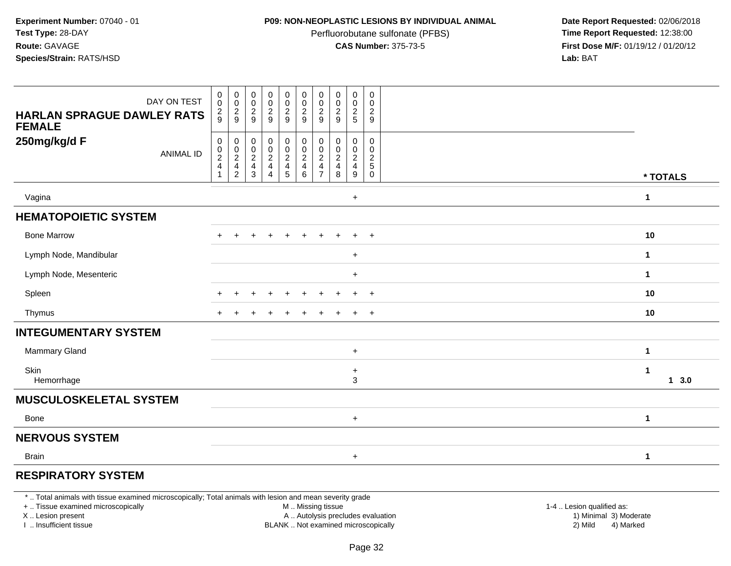**Experiment Number:** 07040 - 01
**Test Type:** 28-DAY
**Route:** GAVAGE
**Species/Strain:** RATS/HSD

**P09: NON-NEOPLASTIC LESIONS BY INDIVIDUAL ANIMAL**
Perfluorobutane sulfonate (PFBS)
**CAS Number:** 375-73-5

**Date Report Requested:** 02/06/2018
**Time Report Requested:** 12:38:00
**First Dose M/F:** 01/19/12 / 01/20/12
**Lab:** BAT

| DAY ON TEST | 0029 | 0029 | 0029 | 0029 | 0029 | 0029 | 0029 | 0029 | 0025 | 0029 | |
|---|---|---|---|---|---|---|---|---|---|---|---|
| **HARLAN SPRAGUE DAWLEY RATS FEMALE 250mg/kg/d F** ANIMAL ID | 00241 | 00242 | 00243 | 00244 | 00245 | 00246 | 00247 | 00248 | 00249 | 00250 | *** TOTALS** |
| Vagina | | | | | | | | | + | | **1** |
| **HEMATOPOIETIC SYSTEM** | | | | | | | | | | | |
| Bone Marrow | + | + | + | + | + | + | + | + | + | + | **10** |
| Lymph Node, Mandibular | | | | | | | | | + | | **1** |
| Lymph Node, Mesenteric | | | | | | | | | + | | **1** |
| Spleen | + | + | + | + | + | + | + | + | + | + | **10** |
| Thymus | + | + | + | + | + | + | + | + | + | + | **10** |
| **INTEGUMENTARY SYSTEM** | | | | | | | | | | | |
| Mammary Gland | | | | | | | | | + | | **1** |
| Skin | | | | | | | | | + | | **1** |
| Hemorrhage | | | | | | | | | 3 | | **1 3.0** |
| **MUSCULOSKELETAL SYSTEM** | | | | | | | | | | | |
| Bone | | | | | | | | | + | | **1** |
| **NERVOUS SYSTEM** | | | | | | | | | | | |
| Brain | | | | | | | | | + | | **1** |
| **RESPIRATORY SYSTEM** | | | | | | | | | | | |

* .. Total animals with tissue examined microscopically; Total animals with lesion and mean severity grade
+ .. Tissue examined microscopically
X .. Lesion present
I .. Insufficient tissue

M .. Missing tissue
A .. Autolysis precludes evaluation
BLANK .. Not examined microscopically

1-4 .. Lesion qualified as:
1) Minimal 3) Moderate
2) Mild 4) Marked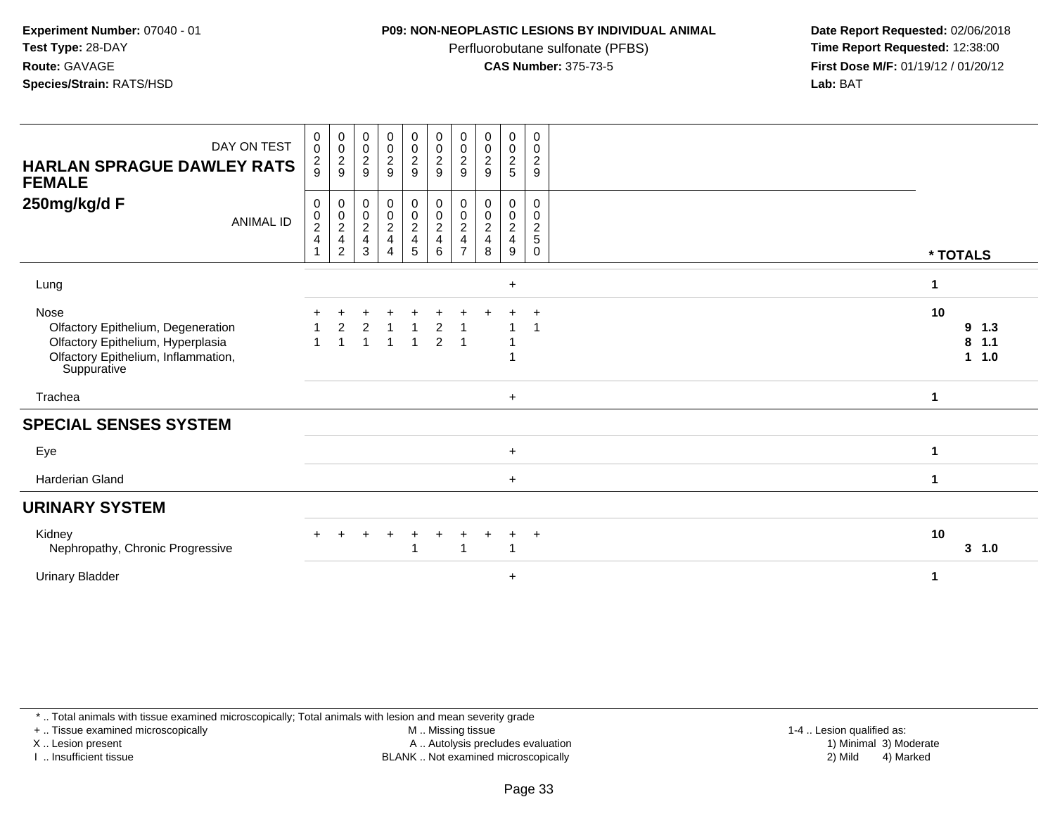**Experiment Number:** 07040 - 01
**Test Type:** 28-DAY
**Route:** GAVAGE
**Species/Strain:** RATS/HSD

**P09: NON-NEOPLASTIC LESIONS BY INDIVIDUAL ANIMAL**
Perfluorobutane sulfonate (PFBS)
**CAS Number:** 375-73-5

**Date Report Requested:** 02/06/2018
**Time Report Requested:** 12:38:00
**First Dose M/F:** 01/19/12 / 01/20/12
**Lab:** BAT

## HARLAN SPRAGUE DAWLEY RATS FEMALE
## 250mg/kg/d F

| DAY ON TEST | 0029 | 0029 | 0029 | 0029 | 0029 | 0029 | 0029 | 0029 | 0025 | 0029 | * TOTALS |
|---|---|---|---|---|---|---|---|---|---|---|---|
| ANIMAL ID | 00241 | 00242 | 00243 | 00244 | 00245 | 00246 | 00247 | 00248 | 00249 | 00250 | |
| Lung | | | | | | | | | + | | 1 |
| Nose | + | + | + | + | + | + | + | + | + | + | 10 |
| Olfactory Epithelium, Degeneration | 1 | 2 | 2 | 1 | 1 | 2 | 1 | | 1 | 1 | 9 1.3 |
| Olfactory Epithelium, Hyperplasia | 1 | 1 | 1 | 1 | 1 | 2 | 1 | | 1 | | 8 1.1 |
| Olfactory Epithelium, Inflammation, Suppurative | | | | | | | | | 1 | | 1 1.0 |
| Trachea | | | | | | | | | + | | 1 |
| **SPECIAL SENSES SYSTEM** | | | | | | | | | | | |
| Eye | | | | | | | | | + | | 1 |
| Harderian Gland | | | | | | | | | + | | 1 |
| **URINARY SYSTEM** | | | | | | | | | | | |
| Kidney | + | + | + | + | + | + | + | + | + | + | 10 |
| Nephropathy, Chronic Progressive | | | | | 1 | | 1 | | 1 | | 3 1.0 |
| Urinary Bladder | | | | | | | | | + | | 1 |

* .. Total animals with tissue examined microscopically; Total animals with lesion and mean severity grade
+ .. Tissue examined microscopically
X .. Lesion present
I .. Insufficient tissue
M .. Missing tissue
A .. Autolysis precludes evaluation
BLANK .. Not examined microscopically
1-4 .. Lesion qualified as:
1) Minimal 2) Mild 3) Moderate 4) Marked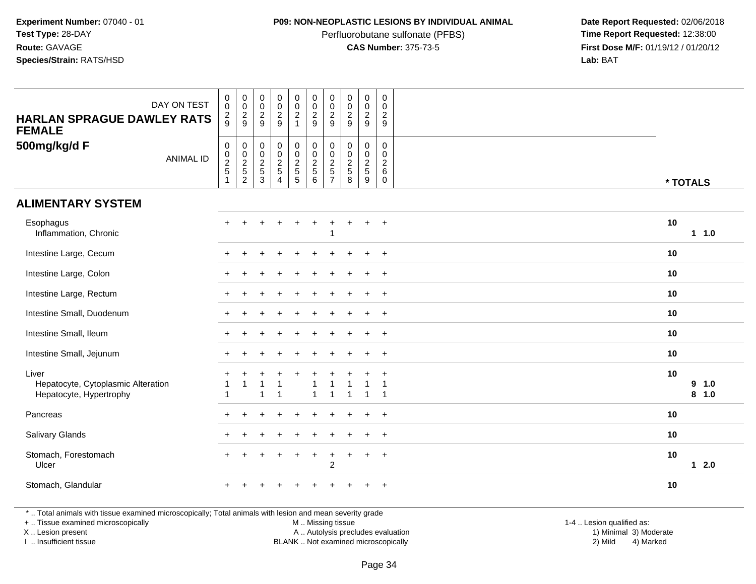**Experiment Number:** 07040 - 01
**Test Type:** 28-DAY
**Route:** GAVAGE
**Species/Strain:** RATS/HSD

**P09: NON-NEOPLASTIC LESIONS BY INDIVIDUAL ANIMAL**
Perfluorobutane sulfonate (PFBS)
**CAS Number:** 375-73-5

**Date Report Requested:** 02/06/2018
**Time Report Requested:** 12:38:00
**First Dose M/F:** 01/19/12 / 01/20/12
**Lab:** BAT

| HARLAN SPRAGUE DAWLEY RATS FEMALE 500mg/kg/d F | | | | | | | | | | | |
|---|---|---|---|---|---|---|---|---|---|---|---|
| DAY ON TEST | 0029 | 0029 | 0029 | 0029 | 0021 | 0029 | 0029 | 0029 | 0029 | 0029 | |
| ANIMAL ID | 00251 | 00252 | 00253 | 00254 | 00255 | 00256 | 00257 | 00258 | 00259 | 00260 | * TOTALS |
| **ALIMENTARY SYSTEM** | | | | | | | | | | | |
| Esophagus | + | + | + | + | + | + | + | + | + | + | 10 |
| Inflammation, Chronic | | | | | | | 1 | | | | 1 1.0 |
| Intestine Large, Cecum | + | + | + | + | + | + | + | + | + | + | 10 |
| Intestine Large, Colon | + | + | + | + | + | + | + | + | + | + | 10 |
| Intestine Large, Rectum | + | + | + | + | + | + | + | + | + | + | 10 |
| Intestine Small, Duodenum | + | + | + | + | + | + | + | + | + | + | 10 |
| Intestine Small, Ileum | + | + | + | + | + | + | + | + | + | + | 10 |
| Intestine Small, Jejunum | + | + | + | + | + | + | + | + | + | + | 10 |
| Liver | + | + | + | + | + | + | + | + | + | + | 10 |
| Hepatocyte, Cytoplasmic Alteration | 1 | 1 | 1 | 1 | | 1 | 1 | 1 | 1 | 1 | 9 1.0 |
| Hepatocyte, Hypertrophy | 1 | | 1 | 1 | | 1 | 1 | 1 | 1 | 1 | 8 1.0 |
| Pancreas | + | + | + | + | + | + | + | + | + | + | 10 |
| Salivary Glands | + | + | + | + | + | + | + | + | + | + | 10 |
| Stomach, Forestomach | + | + | + | + | + | + | + | + | + | + | 10 |
| Ulcer | | | | | | | 2 | | | | 1 2.0 |
| Stomach, Glandular | + | + | + | + | + | + | + | + | + | + | 10 |

\* .. Total animals with tissue examined microscopically; Total animals with lesion and mean severity grade
\+ .. Tissue examined microscopically
X .. Lesion present
I .. Insufficient tissue
M .. Missing tissue
A .. Autolysis precludes evaluation
BLANK .. Not examined microscopically
1-4 .. Lesion qualified as: 1) Minimal 2) Mild 3) Moderate 4) Marked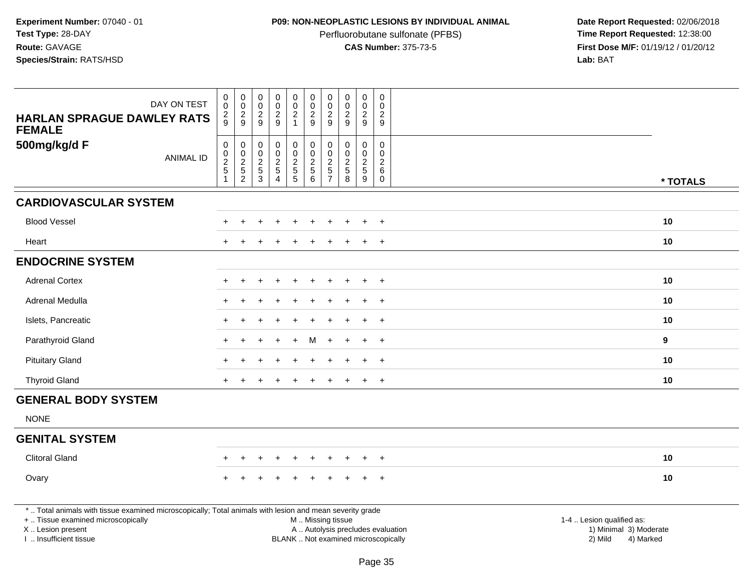**Experiment Number:** 07040 - 01
**Test Type:** 28-DAY
**Route:** GAVAGE
**Species/Strain:** RATS/HSD

**P09: NON-NEOPLASTIC LESIONS BY INDIVIDUAL ANIMAL**
Perfluorobutane sulfonate (PFBS)
**CAS Number:** 375-73-5

**Date Report Requested:** 02/06/2018
**Time Report Requested:** 12:38:00
**First Dose M/F:** 01/19/12 / 01/20/12
**Lab:** BAT

| HARLAN SPRAGUE DAWLEY RATS FEMALE 500mg/kg/d F | | | | | | | | | | | |
|---|---|---|---|---|---|---|---|---|---|---|---|
| DAY ON TEST | 0029 | 0029 | 0029 | 0029 | 0021 | 0029 | 0029 | 0029 | 0029 | 0029 | |
| ANIMAL ID | 00251 | 00252 | 00253 | 00254 | 00255 | 00256 | 00257 | 00258 | 00259 | 00260 | * TOTALS |
| **CARDIOVASCULAR SYSTEM** | | | | | | | | | | | |
| Blood Vessel | + | + | + | + | + | + | + | + | + | + | 10 |
| Heart | + | + | + | + | + | + | + | + | + | + | 10 |
| **ENDOCRINE SYSTEM** | | | | | | | | | | | |
| Adrenal Cortex | + | + | + | + | + | + | + | + | + | + | 10 |
| Adrenal Medulla | + | + | + | + | + | + | + | + | + | + | 10 |
| Islets, Pancreatic | + | + | + | + | + | + | + | + | + | + | 10 |
| Parathyroid Gland | + | + | + | + | + | M | + | + | + | + | 9 |
| Pituitary Gland | + | + | + | + | + | + | + | + | + | + | 10 |
| Thyroid Gland | + | + | + | + | + | + | + | + | + | + | 10 |
| **GENERAL BODY SYSTEM** | | | | | | | | | | | |
| NONE | | | | | | | | | | | |
| **GENITAL SYSTEM** | | | | | | | | | | | |
| Clitoral Gland | + | + | + | + | + | + | + | + | + | + | 10 |
| Ovary | + | + | + | + | + | + | + | + | + | + | 10 |

* .. Total animals with tissue examined microscopically; Total animals with lesion and mean severity grade
+ .. Tissue examined microscopically
X .. Lesion present
I .. Insufficient tissue
M .. Missing tissue
A .. Autolysis precludes evaluation
BLANK .. Not examined microscopically
1-4 .. Lesion qualified as:
1) Minimal 3) Moderate
2) Mild 4) Marked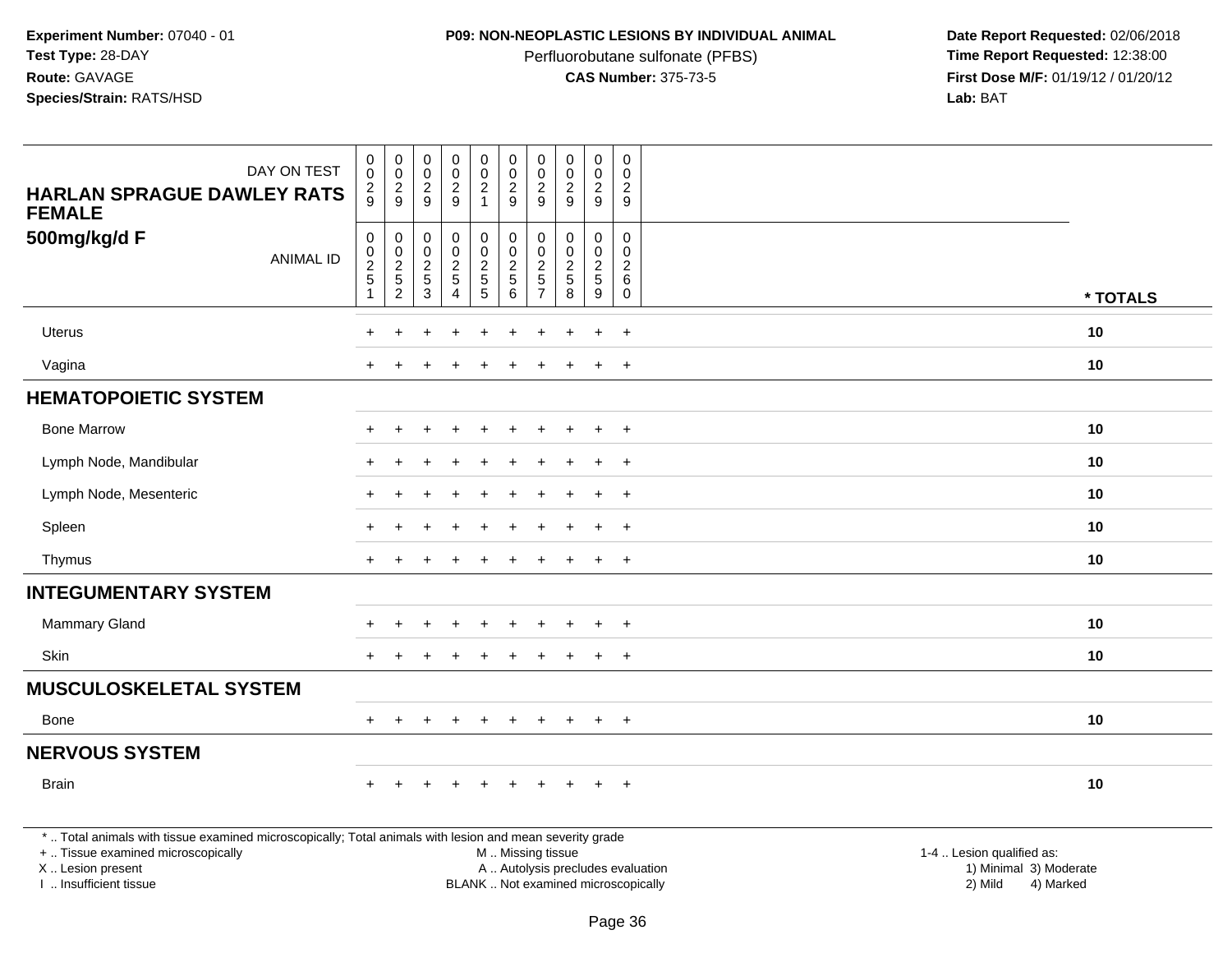Experiment Number: 07040 - 01
Test Type: 28-DAY
Route: GAVAGE
Species/Strain: RATS/HSD

**P09: NON-NEOPLASTIC LESIONS BY INDIVIDUAL ANIMAL**
Perfluorobutane sulfonate (PFBS)
**CAS Number:** 375-73-5

Date Report Requested: 02/06/2018
Time Report Requested: 12:38:00
First Dose M/F: 01/19/12 / 01/20/12
Lab: BAT

| HARLAN SPRAGUE DAWLEY RATS FEMALE 500mg/kg/d F — DAY ON TEST | 0029 | 0029 | 0029 | 0029 | 0021 | 0029 | 0029 | 0029 | 0029 | 0029 | |
|---|---|---|---|---|---|---|---|---|---|---|---|
| ANIMAL ID | 00251 | 00252 | 00253 | 00254 | 00255 | 00256 | 00257 | 00258 | 00259 | 00260 | * TOTALS |
| Uterus | + | + | + | + | + | + | + | + | + | + | 10 |
| Vagina | + | + | + | + | + | + | + | + | + | + | 10 |
| **HEMATOPOIETIC SYSTEM** | | | | | | | | | | | |
| Bone Marrow | + | + | + | + | + | + | + | + | + | + | 10 |
| Lymph Node, Mandibular | + | + | + | + | + | + | + | + | + | + | 10 |
| Lymph Node, Mesenteric | + | + | + | + | + | + | + | + | + | + | 10 |
| Spleen | + | + | + | + | + | + | + | + | + | + | 10 |
| Thymus | + | + | + | + | + | + | + | + | + | + | 10 |
| **INTEGUMENTARY SYSTEM** | | | | | | | | | | | |
| Mammary Gland | + | + | + | + | + | + | + | + | + | + | 10 |
| Skin | + | + | + | + | + | + | + | + | + | + | 10 |
| **MUSCULOSKELETAL SYSTEM** | | | | | | | | | | | |
| Bone | + | + | + | + | + | + | + | + | + | + | 10 |
| **NERVOUS SYSTEM** | | | | | | | | | | | |
| Brain | + | + | + | + | + | + | + | + | + | + | 10 |

* .. Total animals with tissue examined microscopically; Total animals with lesion and mean severity grade
+ .. Tissue examined microscopically
X .. Lesion present
I .. Insufficient tissue
M .. Missing tissue
A .. Autolysis precludes evaluation
BLANK .. Not examined microscopically
1-4 .. Lesion qualified as: 1) Minimal 2) Mild 3) Moderate 4) Marked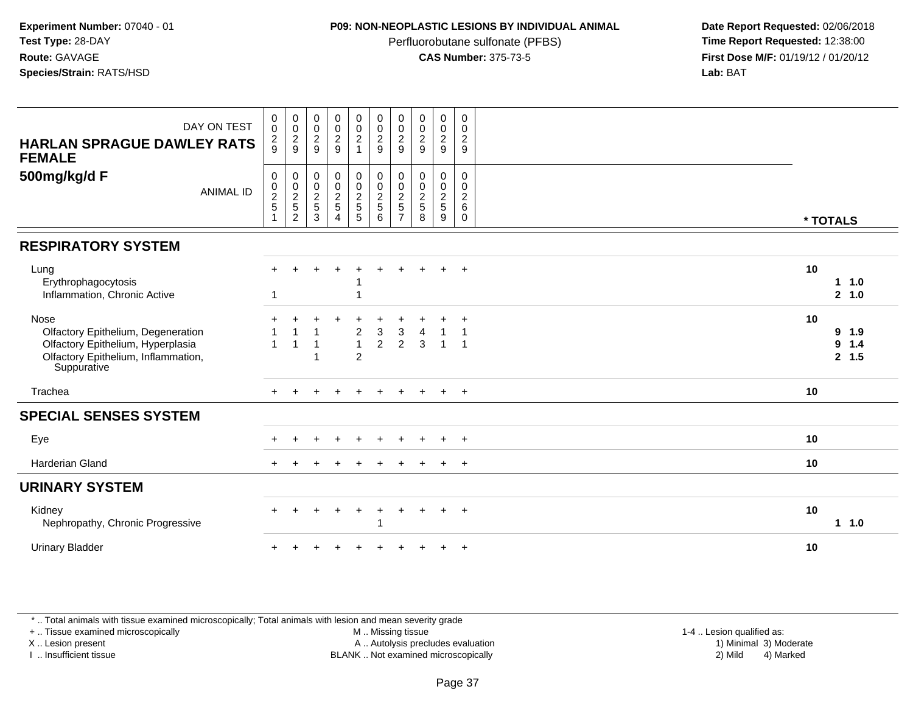**Experiment Number:** 07040 - 01
**Test Type:** 28-DAY
**Route:** GAVAGE
**Species/Strain:** RATS/HSD

**P09: NON-NEOPLASTIC LESIONS BY INDIVIDUAL ANIMAL**
Perfluorobutane sulfonate (PFBS)
**CAS Number:** 375-73-5

**Date Report Requested:** 02/06/2018
**Time Report Requested:** 12:38:00
**First Dose M/F:** 01/19/12 / 01/20/12
**Lab:** BAT

**HARLAN SPRAGUE DAWLEY RATS FEMALE**
**500mg/kg/d F**

| DAY ON TEST | 0029 | 0029 | 0029 | 0029 | 0021 | 0029 | 0029 | 0029 | 0029 | 0029 | |
|---|---|---|---|---|---|---|---|---|---|---|---|
| ANIMAL ID | 00251 | 00252 | 00253 | 00254 | 00255 | 00256 | 00257 | 00258 | 00259 | 00260 | * TOTALS |
| **RESPIRATORY SYSTEM** | | | | | | | | | | | |
| Lung | + | + | + | + | + | + | + | + | + | + | 10 |
| Erythrophagocytosis | | | | | 1 | | | | | | 1 1.0 |
| Inflammation, Chronic Active | 1 | | | | 1 | | | | | | 2 1.0 |
| Nose | + | + | + | + | + | + | + | + | + | + | 10 |
| Olfactory Epithelium, Degeneration | 1 | 1 | 1 | | 2 | 3 | 3 | 4 | 1 | 1 | 9 1.9 |
| Olfactory Epithelium, Hyperplasia | 1 | 1 | 1 | | 1 | 2 | 2 | 3 | 1 | 1 | 9 1.4 |
| Olfactory Epithelium, Inflammation, Suppurative | | | 1 | | 2 | | | | | | 2 1.5 |
| Trachea | + | + | + | + | + | + | + | + | + | + | 10 |
| **SPECIAL SENSES SYSTEM** | | | | | | | | | | | |
| Eye | + | + | + | + | + | + | + | + | + | + | 10 |
| Harderian Gland | + | + | + | + | + | + | + | + | + | + | 10 |
| **URINARY SYSTEM** | | | | | | | | | | | |
| Kidney | + | + | + | + | + | + | + | + | + | + | 10 |
| Nephropathy, Chronic Progressive | | | | | | 1 | | | | | 1 1.0 |
| Urinary Bladder | + | + | + | + | + | + | + | + | + | + | 10 |

* .. Total animals with tissue examined microscopically; Total animals with lesion and mean severity grade
+ .. Tissue examined microscopically
X .. Lesion present
I .. Insufficient tissue
M .. Missing tissue
A .. Autolysis precludes evaluation
BLANK .. Not examined microscopically
1-4 .. Lesion qualified as: 1) Minimal 2) Mild 3) Moderate 4) Marked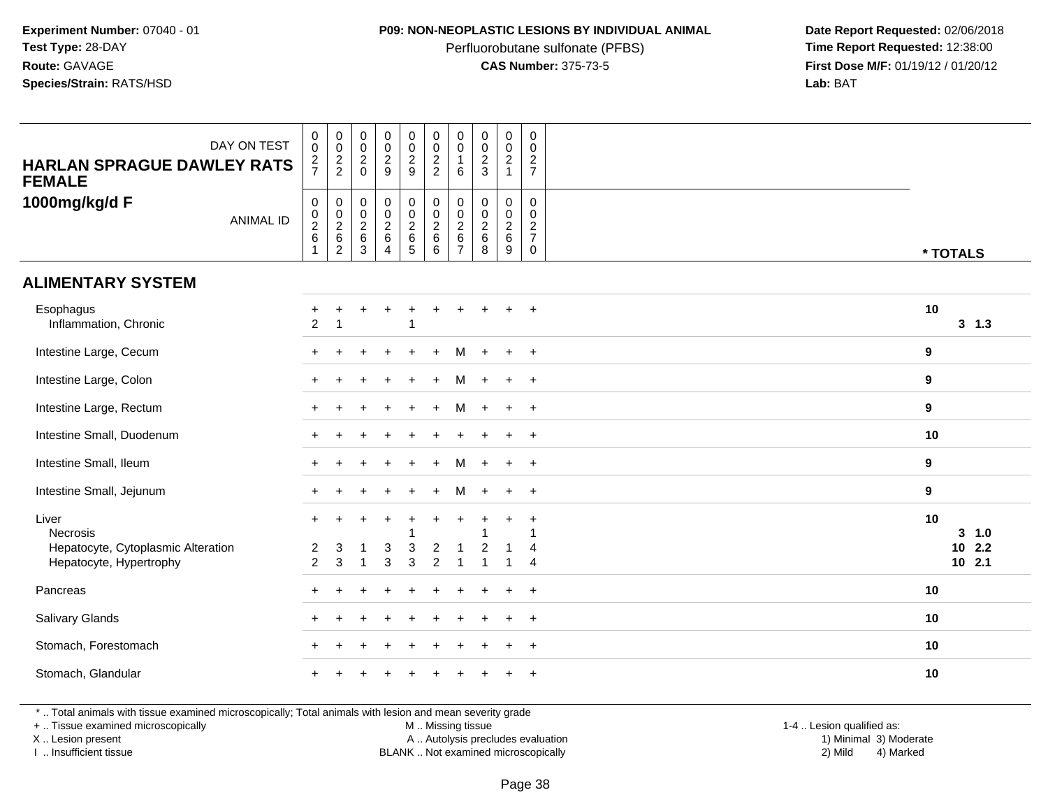**Experiment Number:** 07040 - 01
**Test Type:** 28-DAY
**Route:** GAVAGE
**Species/Strain:** RATS/HSD

**P09: NON-NEOPLASTIC LESIONS BY INDIVIDUAL ANIMAL**
Perfluorobutane sulfonate (PFBS)
**CAS Number:** 375-73-5

**Date Report Requested:** 02/06/2018
**Time Report Requested:** 12:38:00
**First Dose M/F:** 01/19/12 / 01/20/12
**Lab:** BAT

**HARLAN SPRAGUE DAWLEY RATS FEMALE**
**1000mg/kg/d F**

| DAY ON TEST | 0027 | 0022 | 0020 | 0029 | 0029 | 0022 | 0016 | 0023 | 0021 | 0027 | |
|---|---|---|---|---|---|---|---|---|---|---|---|
| ANIMAL ID | 00261 | 00262 | 00263 | 00264 | 00265 | 00266 | 00267 | 00268 | 00269 | 00270 | * TOTALS |
| **ALIMENTARY SYSTEM** | | | | | | | | | | | |
| Esophagus | + | + | + | + | + | + | + | + | + | + | 10 |
| Inflammation, Chronic | 2 | 1 | | | 1 | | | | | | 3 1.3 |
| Intestine Large, Cecum | + | + | + | + | + | + | M | + | + | + | 9 |
| Intestine Large, Colon | + | + | + | + | + | + | M | + | + | + | 9 |
| Intestine Large, Rectum | + | + | + | + | + | + | M | + | + | + | 9 |
| Intestine Small, Duodenum | + | + | + | + | + | + | + | + | + | + | 10 |
| Intestine Small, Ileum | + | + | + | + | + | + | M | + | + | + | 9 |
| Intestine Small, Jejunum | + | + | + | + | + | + | M | + | + | + | 9 |
| Liver | + | + | + | + | + | + | + | + | + | + | 10 |
| Necrosis | | | | | 1 | | | 1 | | 1 | 3 1.0 |
| Hepatocyte, Cytoplasmic Alteration | 2 | 3 | 1 | 3 | 3 | 2 | 1 | 2 | 1 | 4 | 10 2.2 |
| Hepatocyte, Hypertrophy | 2 | 3 | 1 | 3 | 3 | 2 | 1 | 1 | 1 | 4 | 10 2.1 |
| Pancreas | + | + | + | + | + | + | + | + | + | + | 10 |
| Salivary Glands | + | + | + | + | + | + | + | + | + | + | 10 |
| Stomach, Forestomach | + | + | + | + | + | + | + | + | + | + | 10 |
| Stomach, Glandular | + | + | + | + | + | + | + | + | + | + | 10 |

* .. Total animals with tissue examined microscopically; Total animals with lesion and mean severity grade
+ .. Tissue examined microscopically
X .. Lesion present
I .. Insufficient tissue
M .. Missing tissue
A .. Autolysis precludes evaluation
BLANK .. Not examined microscopically
1-4 .. Lesion qualified as:
1) Minimal 3) Moderate
2) Mild 4) Marked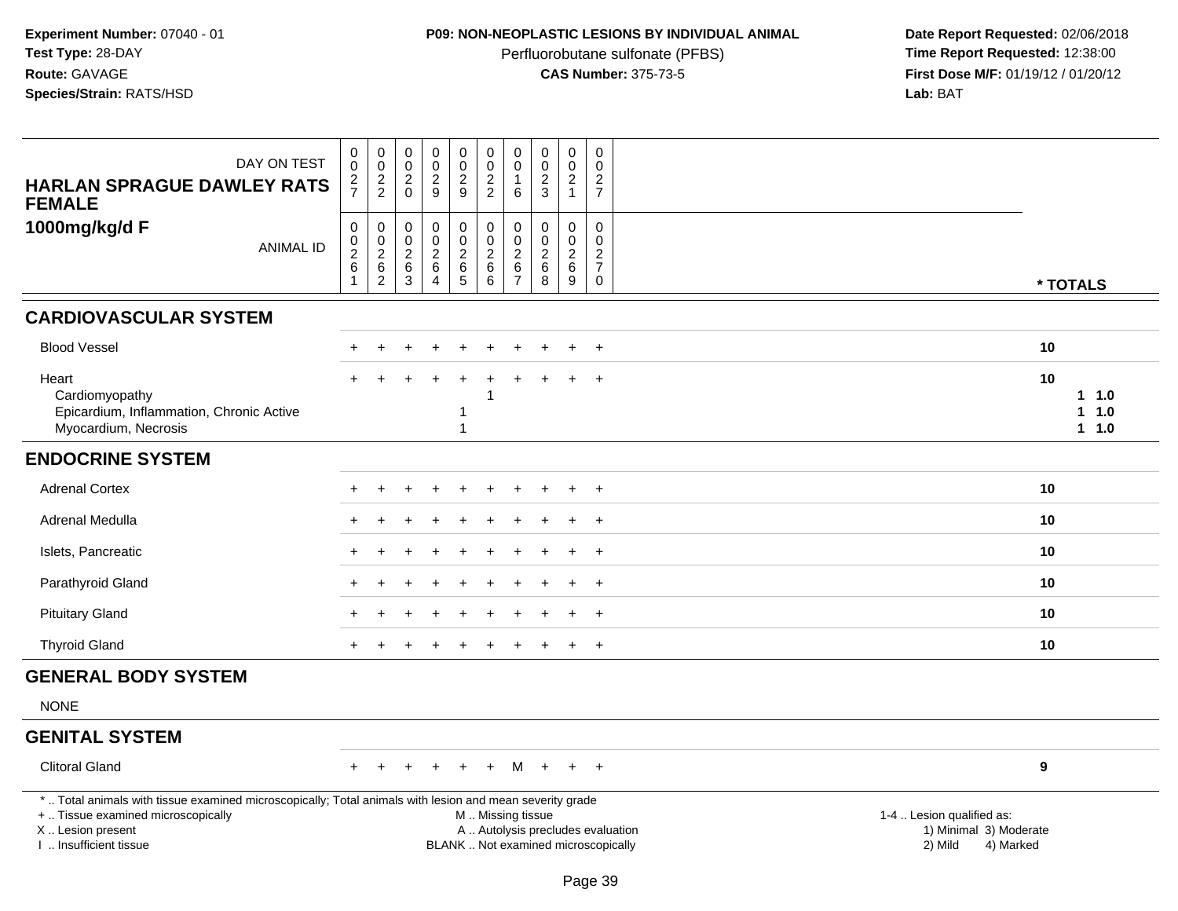**Experiment Number:** 07040 - 01
**Test Type:** 28-DAY
**Route:** GAVAGE
**Species/Strain:** RATS/HSD

**P09: NON-NEOPLASTIC LESIONS BY INDIVIDUAL ANIMAL**
Perfluorobutane sulfonate (PFBS)
**CAS Number:** 375-73-5

**Date Report Requested:** 02/06/2018
**Time Report Requested:** 12:38:00
**First Dose M/F:** 01/19/12 / 01/20/12
**Lab:** BAT

| HARLAN SPRAGUE DAWLEY RATS FEMALE 1000mg/kg/d F | | | | | | | | | | | |
|---|---|---|---|---|---|---|---|---|---|---|---|
| DAY ON TEST | 0027 | 0022 | 0020 | 0029 | 0029 | 0022 | 0016 | 0023 | 0021 | 0027 | |
| ANIMAL ID | 00261 | 00262 | 00263 | 00264 | 00265 | 00266 | 00267 | 00268 | 00269 | 00270 | * TOTALS |
| **CARDIOVASCULAR SYSTEM** | | | | | | | | | | | |
| Blood Vessel | + | + | + | + | + | + | + | + | + | + | 10 |
| Heart | + | + | + | + | + | + | + | + | + | + | 10 |
| Cardiomyopathy | | | | | | 1 | | | | | 1 1.0 |
| Epicardium, Inflammation, Chronic Active | | | | | 1 | | | | | | 1 1.0 |
| Myocardium, Necrosis | | | | | 1 | | | | | | 1 1.0 |
| **ENDOCRINE SYSTEM** | | | | | | | | | | | |
| Adrenal Cortex | + | + | + | + | + | + | + | + | + | + | 10 |
| Adrenal Medulla | + | + | + | + | + | + | + | + | + | + | 10 |
| Islets, Pancreatic | + | + | + | + | + | + | + | + | + | + | 10 |
| Parathyroid Gland | + | + | + | + | + | + | + | + | + | + | 10 |
| Pituitary Gland | + | + | + | + | + | + | + | + | + | + | 10 |
| Thyroid Gland | + | + | + | + | + | + | + | + | + | + | 10 |
| **GENERAL BODY SYSTEM** | | | | | | | | | | | |
| NONE | | | | | | | | | | | |
| **GENITAL SYSTEM** | | | | | | | | | | | |
| Clitoral Gland | + | + | + | + | + | + | M | + | + | + | 9 |

\* .. Total animals with tissue examined microscopically; Total animals with lesion and mean severity grade
+ .. Tissue examined microscopically
X .. Lesion present
I .. Insufficient tissue
M .. Missing tissue
A .. Autolysis precludes evaluation
BLANK .. Not examined microscopically
1-4 .. Lesion qualified as: 1) Minimal 2) Mild 3) Moderate 4) Marked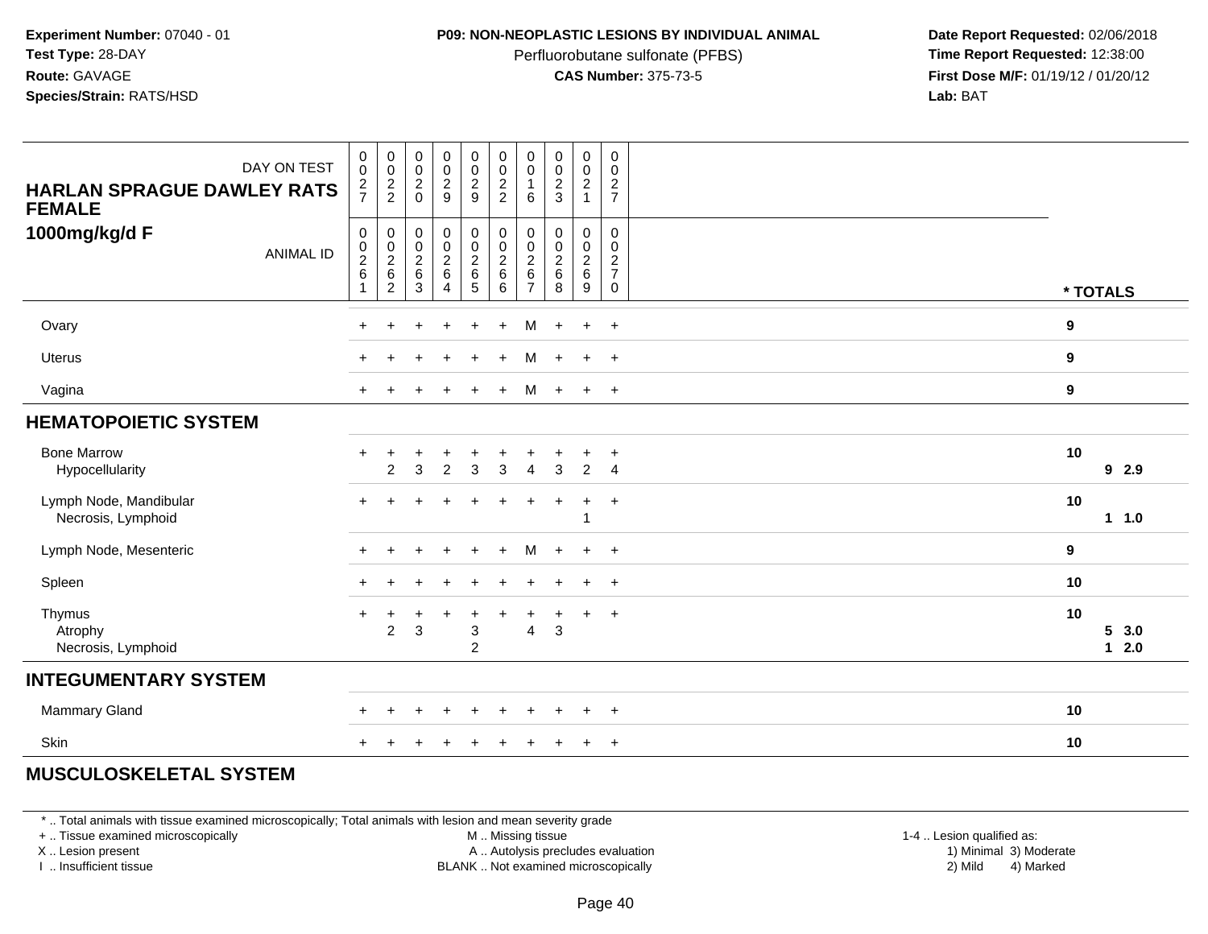**Experiment Number:** 07040 - 01
**Test Type:** 28-DAY
**Route:** GAVAGE
**Species/Strain:** RATS/HSD

**P09: NON-NEOPLASTIC LESIONS BY INDIVIDUAL ANIMAL**
Perfluorobutane sulfonate (PFBS)
**CAS Number:** 375-73-5

**Date Report Requested:** 02/06/2018
**Time Report Requested:** 12:38:00
**First Dose M/F:** 01/19/12 / 01/20/12
**Lab:** BAT

| HARLAN SPRAGUE DAWLEY RATS FEMALE 1000mg/kg/d F | DAY ON TEST | 0027 | 0022 | 0020 | 0029 | 0029 | 0022 | 0016 | 0023 | 0021 | 0027 | |
|---|---|---|---|---|---|---|---|---|---|---|---|---|
| | ANIMAL ID | 00261 | 00262 | 00263 | 00264 | 00265 | 00266 | 00267 | 00268 | 00269 | 00270 | * TOTALS |
| Ovary | | + | + | + | + | + | + | M | + | + | + | 9 |
| Uterus | | + | + | + | + | + | + | M | + | + | + | 9 |
| Vagina | | + | + | + | + | + | + | M | + | + | + | 9 |
| **HEMATOPOIETIC SYSTEM** | | | | | | | | | | | | |
| Bone Marrow | | + | + | + | + | + | + | + | + | + | + | 10 |
| Hypocellularity | | | 2 | 3 | 2 | 3 | 3 | 4 | 3 | 2 | 4 | 9 2.9 |
| Lymph Node, Mandibular | | + | + | + | + | + | + | + | + | + | + | 10 |
| Necrosis, Lymphoid | | | | | | | | | | 1 | | 1 1.0 |
| Lymph Node, Mesenteric | | + | + | + | + | + | + | M | + | + | + | 9 |
| Spleen | | + | + | + | + | + | + | + | + | + | + | 10 |
| Thymus | | + | + | + | + | + | + | + | + | + | + | 10 |
| Atrophy | | | 2 | 3 | | 3 | | 4 | 3 | | | 5 3.0 |
| Necrosis, Lymphoid | | | | | | 2 | | | | | | 1 2.0 |
| **INTEGUMENTARY SYSTEM** | | | | | | | | | | | | |
| Mammary Gland | | + | + | + | + | + | + | + | + | + | + | 10 |
| Skin | | + | + | + | + | + | + | + | + | + | + | 10 |
| **MUSCULOSKELETAL SYSTEM** | | | | | | | | | | | | |

* .. Total animals with tissue examined microscopically; Total animals with lesion and mean severity grade
+ .. Tissue examined microscopically
X .. Lesion present
I .. Insufficient tissue

M .. Missing tissue
A .. Autolysis precludes evaluation
BLANK .. Not examined microscopically

1-4 .. Lesion qualified as:
1) Minimal 3) Moderate
2) Mild 4) Marked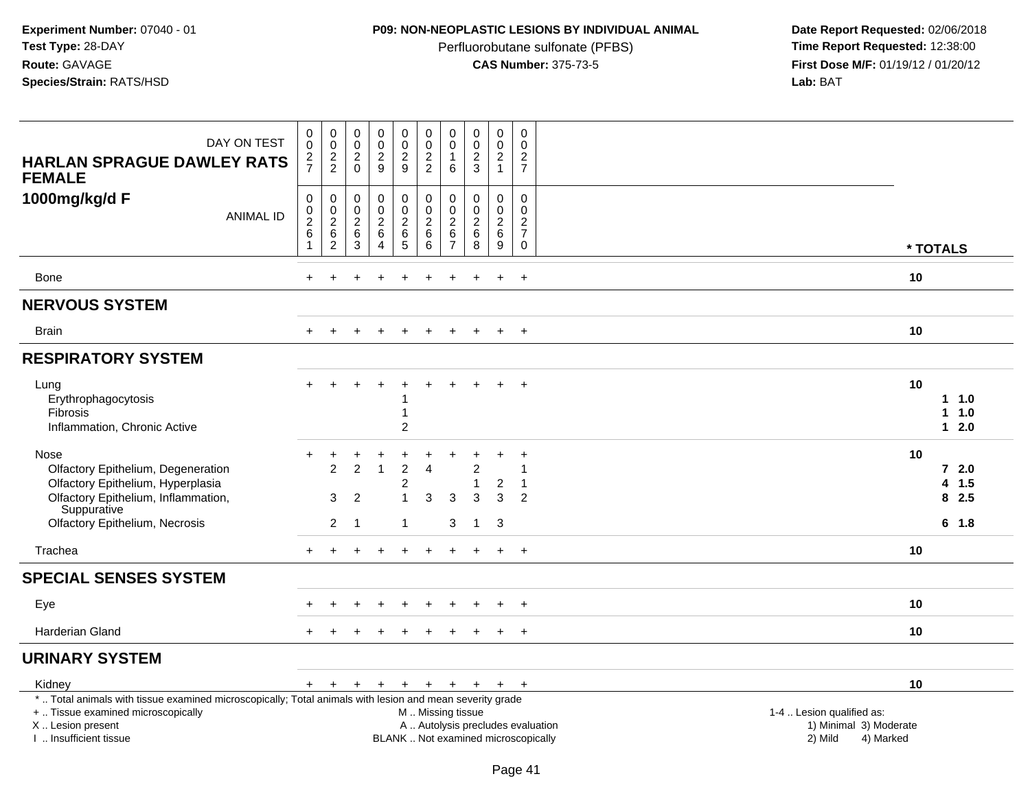**Experiment Number:** 07040 - 01
**Test Type:** 28-DAY
**Route:** GAVAGE
**Species/Strain:** RATS/HSD

**P09: NON-NEOPLASTIC LESIONS BY INDIVIDUAL ANIMAL**
Perfluorobutane sulfonate (PFBS)
**CAS Number:** 375-73-5

**Date Report Requested:** 02/06/2018
**Time Report Requested:** 12:38:00
**First Dose M/F:** 01/19/12 / 01/20/12
**Lab:** BAT

**HARLAN SPRAGUE DAWLEY RATS FEMALE**
**1000mg/kg/d F**

| DAY ON TEST | 0027 | 0022 | 0020 | 0029 | 0029 | 0022 | 0016 | 0023 | 0021 | 0027 | |
|---|---|---|---|---|---|---|---|---|---|---|---|
| ANIMAL ID | 00261 | 00262 | 00263 | 00264 | 00265 | 00266 | 00267 | 00268 | 00269 | 00270 | * TOTALS |
| Bone | + | + | + | + | + | + | + | + | + | + | 10 |
| **NERVOUS SYSTEM** | | | | | | | | | | | |
| Brain | + | + | + | + | + | + | + | + | + | + | 10 |
| **RESPIRATORY SYSTEM** | | | | | | | | | | | |
| Lung | + | + | + | + | + | + | + | + | + | + | 10 |
| Erythrophagocytosis | | | | | 1 | | | | | | 1 1.0 |
| Fibrosis | | | | | 1 | | | | | | 1 1.0 |
| Inflammation, Chronic Active | | | | | 2 | | | | | | 1 2.0 |
| Nose | + | + | + | + | + | + | + | + | + | + | 10 |
| Olfactory Epithelium, Degeneration | | 2 | 2 | 1 | 2 | 4 | | 2 | | 1 | 7 2.0 |
| Olfactory Epithelium, Hyperplasia | | | | | 2 | | | 1 | 2 | 1 | 4 1.5 |
| Olfactory Epithelium, Inflammation, Suppurative | | 3 | 2 | | 1 | 3 | 3 | 3 | 3 | 2 | 8 2.5 |
| Olfactory Epithelium, Necrosis | | 2 | 1 | | 1 | | 3 | 1 | 3 | | 6 1.8 |
| Trachea | + | + | + | + | + | + | + | + | + | + | 10 |
| **SPECIAL SENSES SYSTEM** | | | | | | | | | | | |
| Eye | + | + | + | + | + | + | + | + | + | + | 10 |
| Harderian Gland | + | + | + | + | + | + | + | + | + | + | 10 |
| **URINARY SYSTEM** | | | | | | | | | | | |
| Kidney | + | + | + | + | + | + | + | + | + | + | 10 |

* .. Total animals with tissue examined microscopically; Total animals with lesion and mean severity grade
+ .. Tissue examined microscopically
X .. Lesion present
I .. Insufficient tissue

M .. Missing tissue
A .. Autolysis precludes evaluation
BLANK .. Not examined microscopically

1-4 .. Lesion qualified as:
1) Minimal 3) Moderate
2) Mild 4) Marked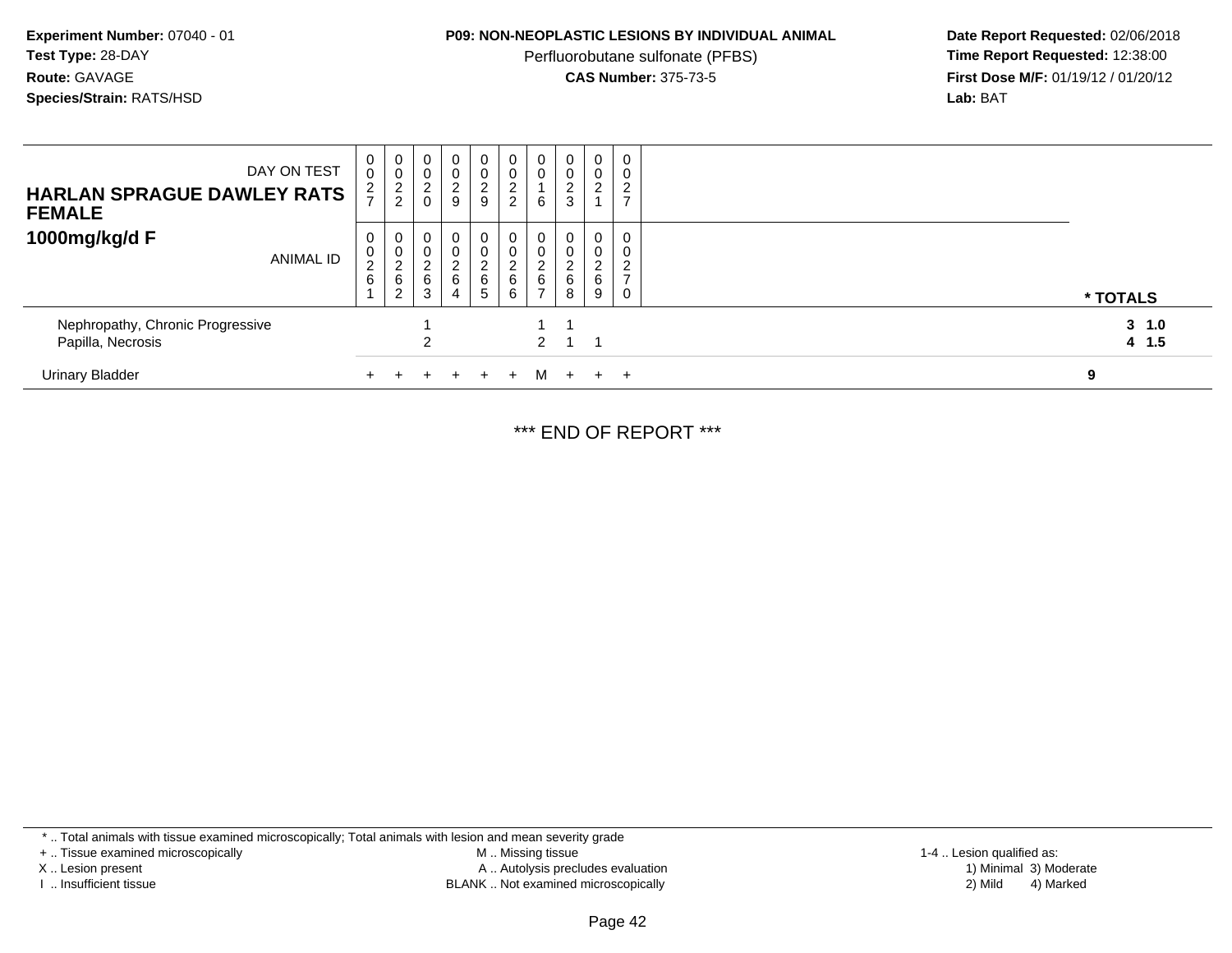**Experiment Number:** 07040 - 01
**Test Type:** 28-DAY
**Route:** GAVAGE
**Species/Strain:** RATS/HSD

**P09: NON-NEOPLASTIC LESIONS BY INDIVIDUAL ANIMAL**
Perfluorobutane sulfonate (PFBS)
**CAS Number:** 375-73-5

**Date Report Requested:** 02/06/2018
**Time Report Requested:** 12:38:00
**First Dose M/F:** 01/19/12 / 01/20/12
**Lab:** BAT

| HARLAN SPRAGUE DAWLEY RATS FEMALE 1000mg/kg/d F | | | | | | | | | | | |
|---|---|---|---|---|---|---|---|---|---|---|---|
| DAY ON TEST | 0027 | 0022 | 0020 | 0029 | 0029 | 0022 | 0016 | 0023 | 0021 | 0027 | |
| ANIMAL ID | 00261 | 00262 | 00263 | 00264 | 00265 | 00266 | 00267 | 00268 | 00269 | 00270 | * TOTALS |
| Nephropathy, Chronic Progressive | | | 1 | | | | 1 | 1 | | | 3 1.0 |
| Papilla, Necrosis | | | 2 | | | | 2 | 1 | 1 | | 4 1.5 |
| Urinary Bladder | + | + | + | + | + | + | M | + | + | + | 9 |

*** END OF REPORT ***

* .. Total animals with tissue examined microscopically; Total animals with lesion and mean severity grade
+ .. Tissue examined microscopically
X .. Lesion present
I .. Insufficient tissue

M .. Missing tissue
A .. Autolysis precludes evaluation
BLANK .. Not examined microscopically

1-4 .. Lesion qualified as:
1) Minimal 3) Moderate
2) Mild 4) Marked